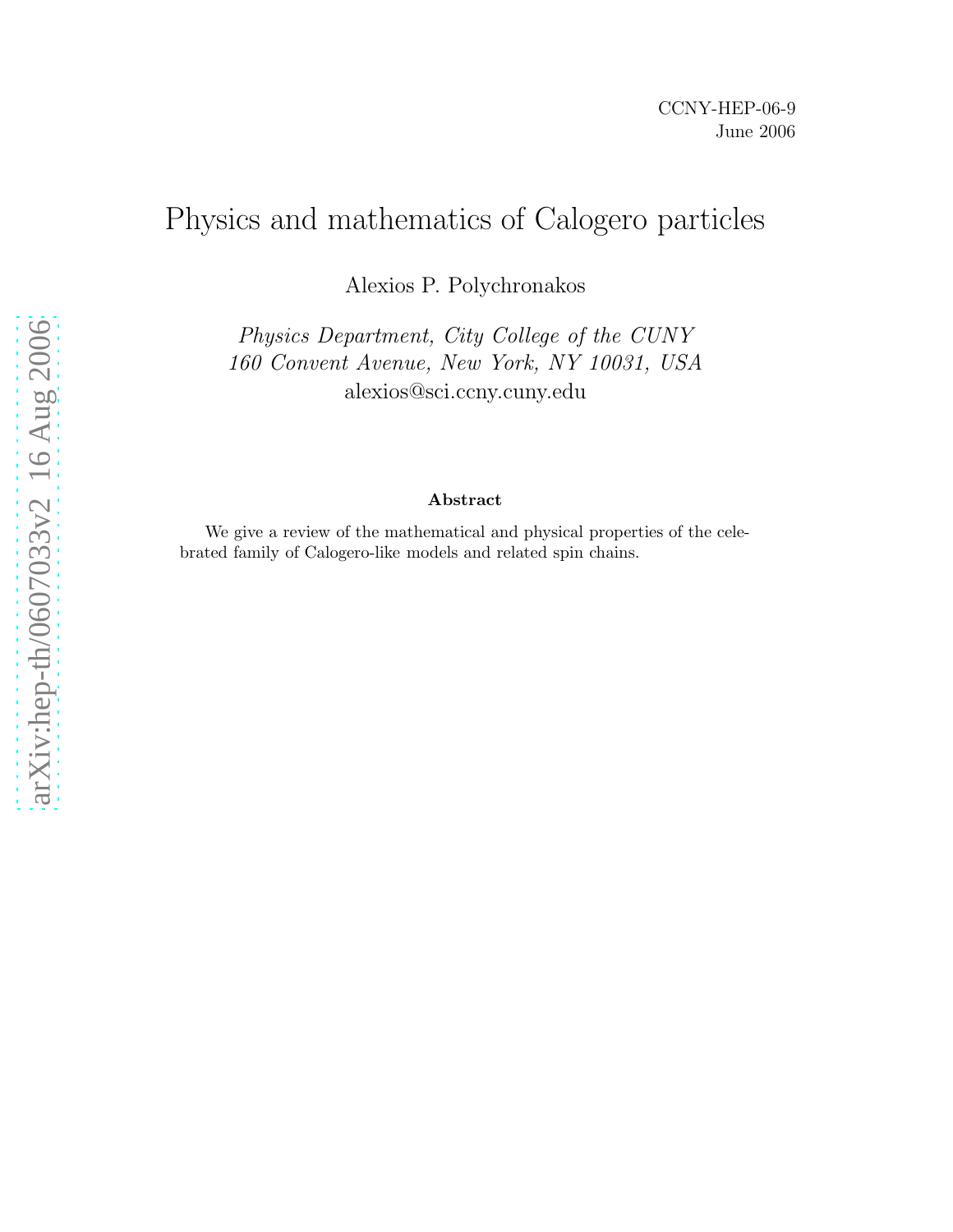CCNY-HEP-06-9
June 2006

# Physics and mathematics of Calogero particles

Alexios P. Polychronakos

*Physics Department, City College of the CUNY*
*160 Convent Avenue, New York, NY 10031, USA*
alexios@sci.ccny.cuny.edu

**Abstract**

We give a review of the mathematical and physical properties of the celebrated family of Calogero-like models and related spin chains.

arXiv:hep-th/0607033v2 16 Aug 2006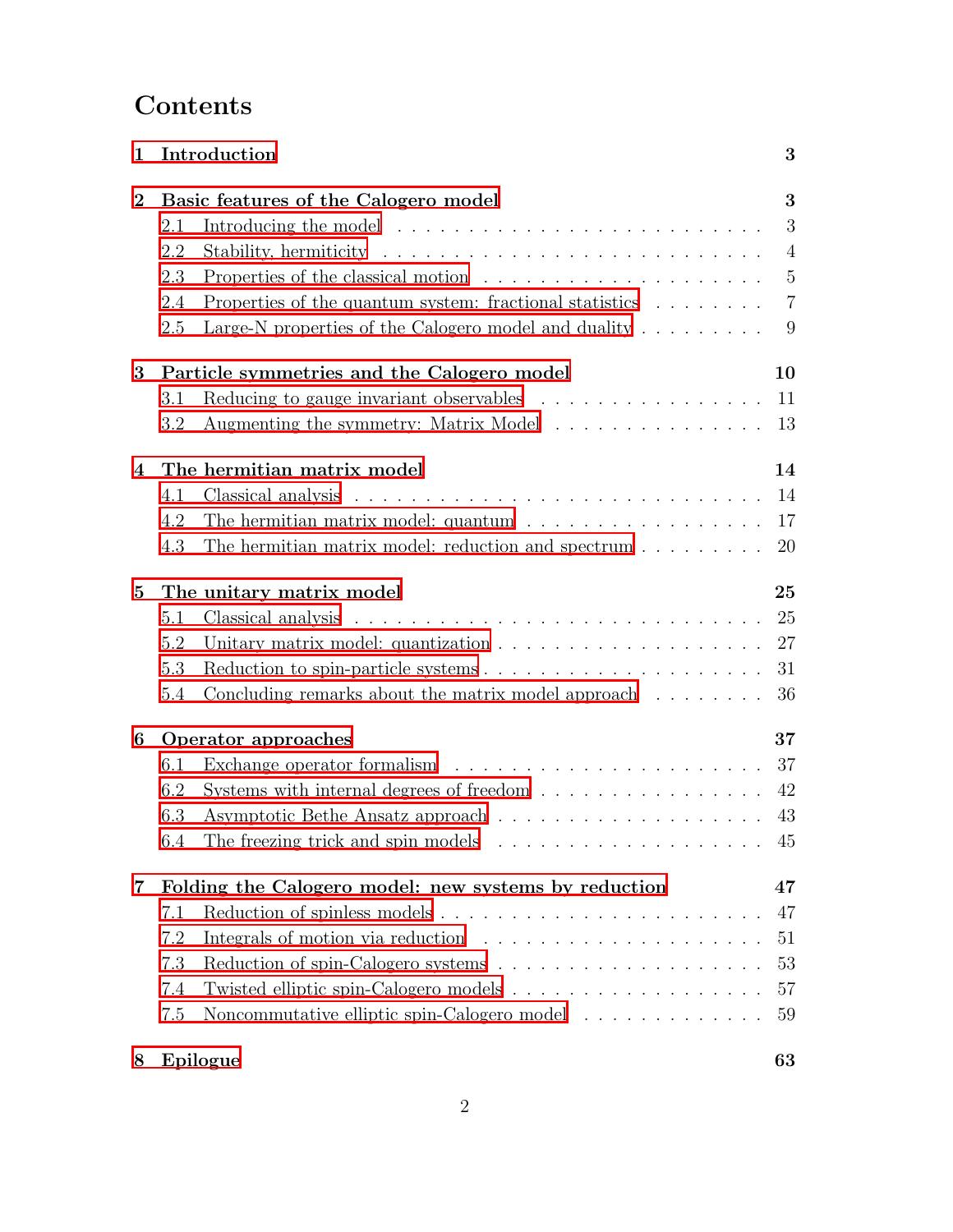# Contents

| | |
|---|---|
| **1 Introduction** | **3** |
| **2 Basic features of the Calogero model** | **3** |
| 2.1 Introducing the model | 3 |
| 2.2 Stability, hermiticity | 4 |
| 2.3 Properties of the classical motion | 5 |
| 2.4 Properties of the quantum system: fractional statistics | 7 |
| 2.5 Large-N properties of the Calogero model and duality | 9 |
| **3 Particle symmetries and the Calogero model** | **10** |
| 3.1 Reducing to gauge invariant observables | 11 |
| 3.2 Augmenting the symmetry: Matrix Model | 13 |
| **4 The hermitian matrix model** | **14** |
| 4.1 Classical analysis | 14 |
| 4.2 The hermitian matrix model: quantum | 17 |
| 4.3 The hermitian matrix model: reduction and spectrum | 20 |
| **5 The unitary matrix model** | **25** |
| 5.1 Classical analysis | 25 |
| 5.2 Unitary matrix model: quantization | 27 |
| 5.3 Reduction to spin-particle systems | 31 |
| 5.4 Concluding remarks about the matrix model approach | 36 |
| **6 Operator approaches** | **37** |
| 6.1 Exchange operator formalism | 37 |
| 6.2 Systems with internal degrees of freedom | 42 |
| 6.3 Asymptotic Bethe Ansatz approach | 43 |
| 6.4 The freezing trick and spin models | 45 |
| **7 Folding the Calogero model: new systems by reduction** | **47** |
| 7.1 Reduction of spinless models | 47 |
| 7.2 Integrals of motion via reduction | 51 |
| 7.3 Reduction of spin-Calogero systems | 53 |
| 7.4 Twisted elliptic spin-Calogero models | 57 |
| 7.5 Noncommutative elliptic spin-Calogero model | 59 |
| **8 Epilogue** | **63** |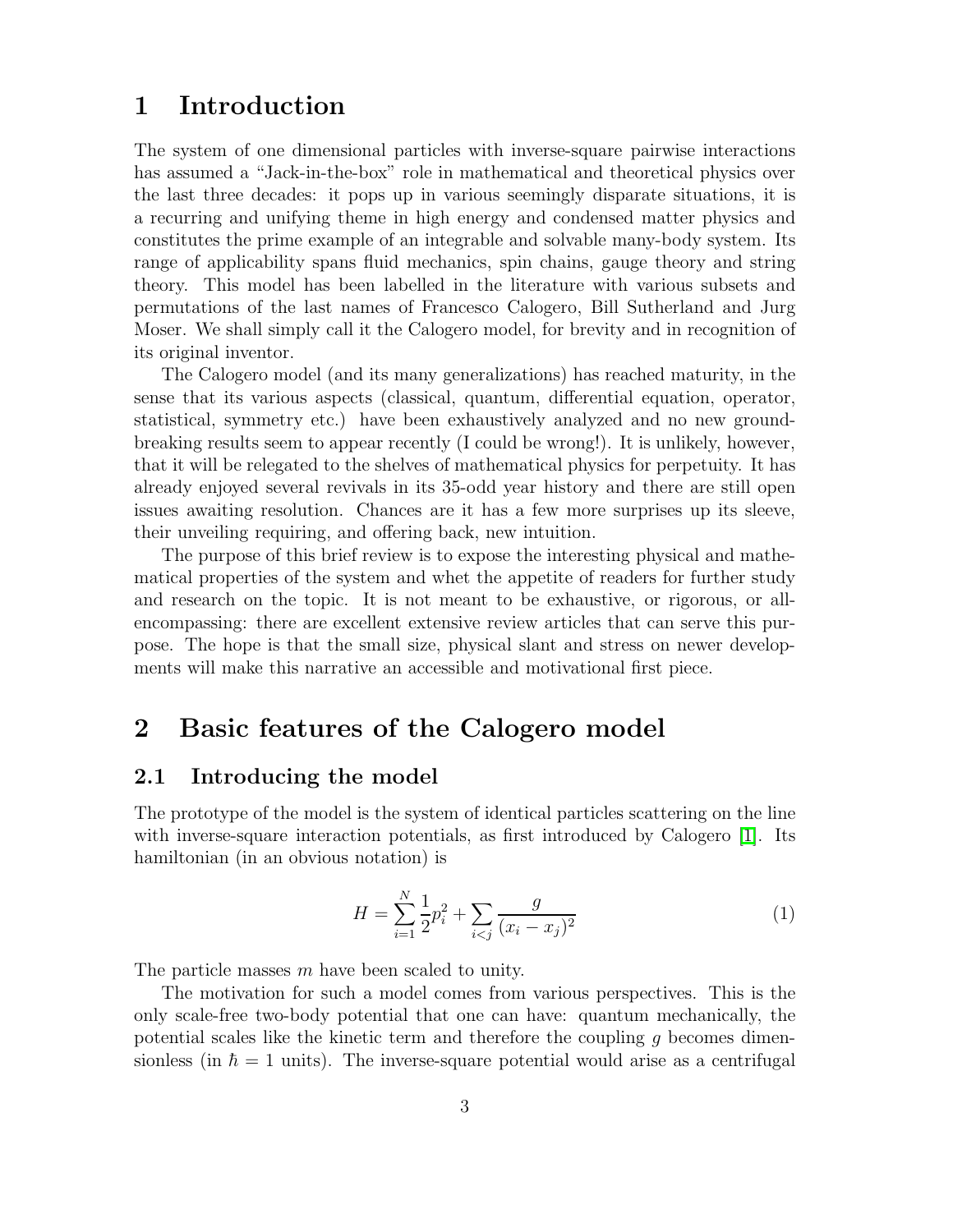# 1 Introduction

The system of one dimensional particles with inverse-square pairwise interactions has assumed a "Jack-in-the-box" role in mathematical and theoretical physics over the last three decades: it pops up in various seemingly disparate situations, it is a recurring and unifying theme in high energy and condensed matter physics and constitutes the prime example of an integrable and solvable many-body system. Its range of applicability spans fluid mechanics, spin chains, gauge theory and string theory. This model has been labelled in the literature with various subsets and permutations of the last names of Francesco Calogero, Bill Sutherland and Jurg Moser. We shall simply call it the Calogero model, for brevity and in recognition of its original inventor.

The Calogero model (and its many generalizations) has reached maturity, in the sense that its various aspects (classical, quantum, differential equation, operator, statistical, symmetry etc.) have been exhaustively analyzed and no new groundbreaking results seem to appear recently (I could be wrong!). It is unlikely, however, that it will be relegated to the shelves of mathematical physics for perpetuity. It has already enjoyed several revivals in its 35-odd year history and there are still open issues awaiting resolution. Chances are it has a few more surprises up its sleeve, their unveiling requiring, and offering back, new intuition.

The purpose of this brief review is to expose the interesting physical and mathematical properties of the system and whet the appetite of readers for further study and research on the topic. It is not meant to be exhaustive, or rigorous, or all-encompassing: there are excellent extensive review articles that can serve this purpose. The hope is that the small size, physical slant and stress on newer developments will make this narrative an accessible and motivational first piece.

# 2 Basic features of the Calogero model

## 2.1 Introducing the model

The prototype of the model is the system of identical particles scattering on the line with inverse-square interaction potentials, as first introduced by Calogero [1]. Its hamiltonian (in an obvious notation) is

$$H = \sum_{i=1}^{N} \frac{1}{2} p_i^2 + \sum_{i<j} \frac{g}{(x_i - x_j)^2} \tag{1}$$

The particle masses $m$ have been scaled to unity.

The motivation for such a model comes from various perspectives. This is the only scale-free two-body potential that one can have: quantum mechanically, the potential scales like the kinetic term and therefore the coupling $g$ becomes dimensionless (in $\hbar = 1$ units). The inverse-square potential would arise as a centrifugal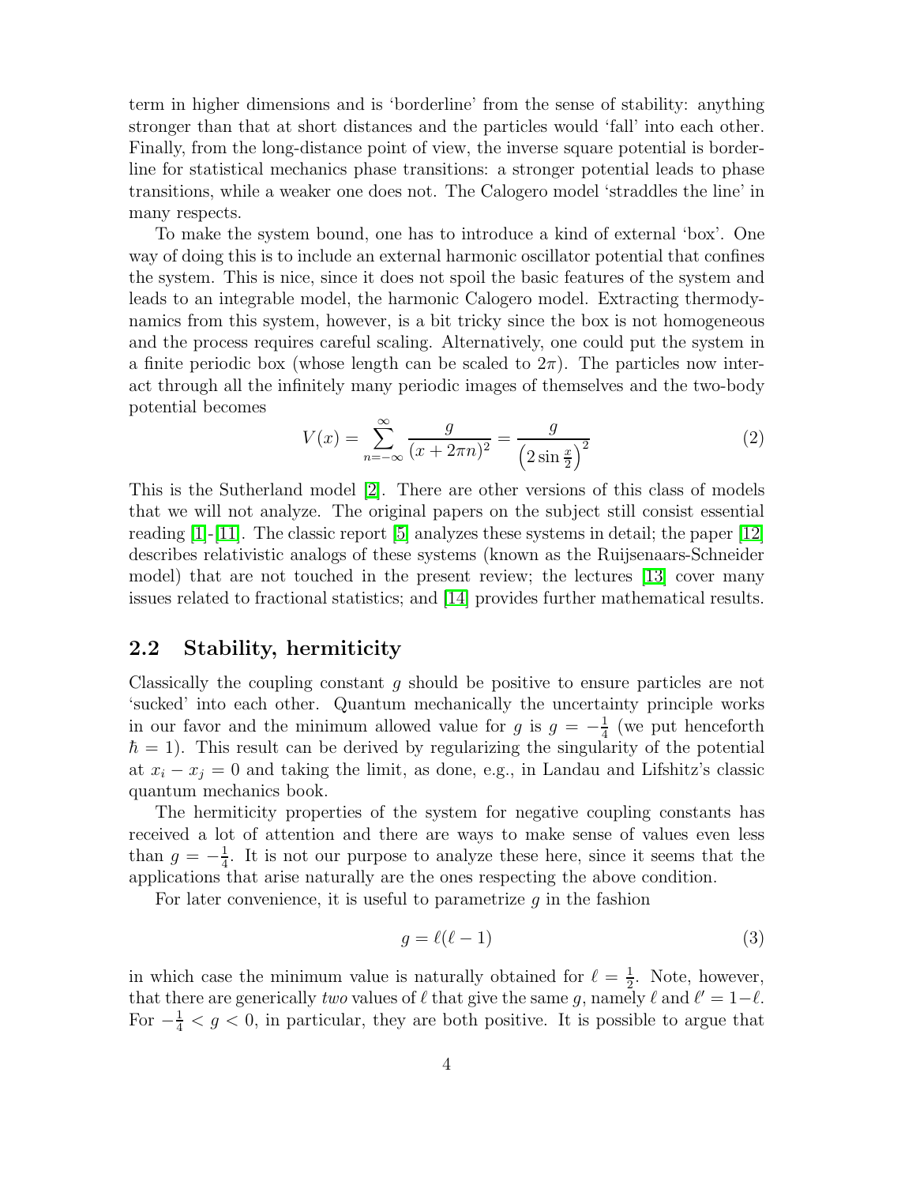term in higher dimensions and is 'borderline' from the sense of stability: anything stronger than that at short distances and the particles would 'fall' into each other. Finally, from the long-distance point of view, the inverse square potential is borderline for statistical mechanics phase transitions: a stronger potential leads to phase transitions, while a weaker one does not. The Calogero model 'straddles the line' in many respects.

To make the system bound, one has to introduce a kind of external 'box'. One way of doing this is to include an external harmonic oscillator potential that confines the system. This is nice, since it does not spoil the basic features of the system and leads to an integrable model, the harmonic Calogero model. Extracting thermodynamics from this system, however, is a bit tricky since the box is not homogeneous and the process requires careful scaling. Alternatively, one could put the system in a finite periodic box (whose length can be scaled to $2\pi$). The particles now interact through all the infinitely many periodic images of themselves and the two-body potential becomes

$$V(x) = \sum_{n=-\infty}^{\infty} \frac{g}{(x+2\pi n)^2} = \frac{g}{\left(2\sin\frac{x}{2}\right)^2} \tag{2}$$

This is the Sutherland model [2]. There are other versions of this class of models that we will not analyze. The original papers on the subject still consist essential reading [1]-[11]. The classic report [5] analyzes these systems in detail; the paper [12] describes relativistic analogs of these systems (known as the Ruijsenaars-Schneider model) that are not touched in the present review; the lectures [13] cover many issues related to fractional statistics; and [14] provides further mathematical results.

## 2.2 Stability, hermiticity

Classically the coupling constant $g$ should be positive to ensure particles are not 'sucked' into each other. Quantum mechanically the uncertainty principle works in our favor and the minimum allowed value for $g$ is $g = -\frac{1}{4}$ (we put henceforth $\hbar = 1$). This result can be derived by regularizing the singularity of the potential at $x_i - x_j = 0$ and taking the limit, as done, e.g., in Landau and Lifshitz's classic quantum mechanics book.

The hermiticity properties of the system for negative coupling constants has received a lot of attention and there are ways to make sense of values even less than $g = -\frac{1}{4}$. It is not our purpose to analyze these here, since it seems that the applications that arise naturally are the ones respecting the above condition.

For later convenience, it is useful to parametrize $g$ in the fashion

$$g = \ell(\ell - 1) \tag{3}$$

in which case the minimum value is naturally obtained for $\ell = \frac{1}{2}$. Note, however, that there are generically *two* values of $\ell$ that give the same $g$, namely $\ell$ and $\ell' = 1-\ell$. For $-\frac{1}{4} < g < 0$, in particular, they are both positive. It is possible to argue that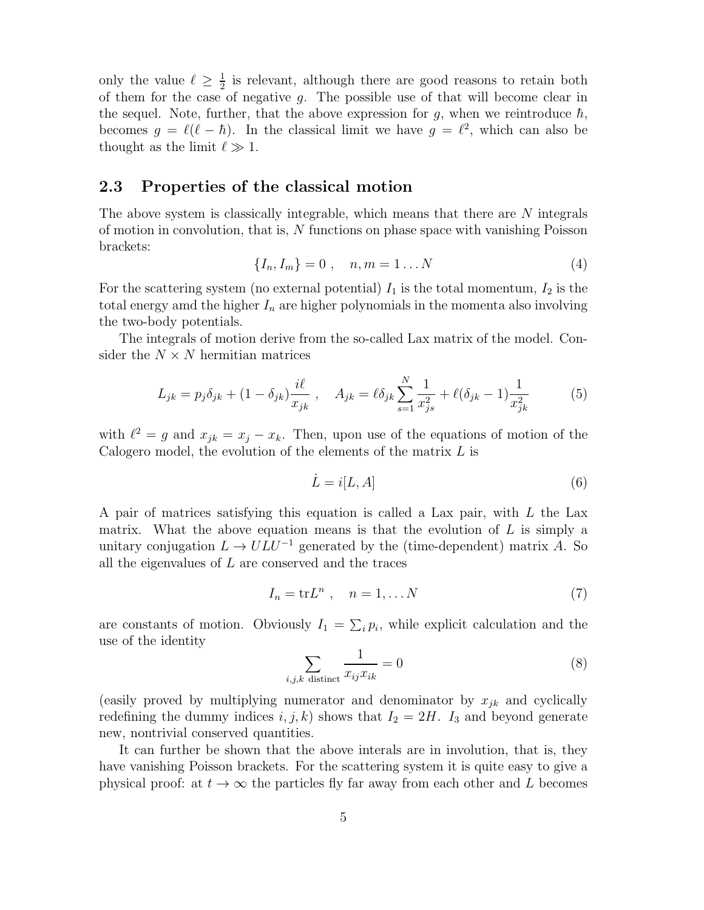only the value $\ell \geq \frac{1}{2}$ is relevant, although there are good reasons to retain both of them for the case of negative $g$. The possible use of that will become clear in the sequel. Note, further, that the above expression for $g$, when we reintroduce $\hbar$, becomes $g = \ell(\ell - \hbar)$. In the classical limit we have $g = \ell^2$, which can also be thought as the limit $\ell \gg 1$.

### 2.3 Properties of the classical motion

The above system is classically integrable, which means that there are $N$ integrals of motion in convolution, that is, $N$ functions on phase space with vanishing Poisson brackets:

$$\{I_n, I_m\} = 0 \ , \quad n, m = 1 \dots N \tag{4}$$

For the scattering system (no external potential) $I_1$ is the total momentum, $I_2$ is the total energy amd the higher $I_n$ are higher polynomials in the momenta also involving the two-body potentials.

The integrals of motion derive from the so-called Lax matrix of the model. Consider the $N \times N$ hermitian matrices

$$L_{jk} = p_j \delta_{jk} + (1 - \delta_{jk}) \frac{i\ell}{x_{jk}} \ , \quad A_{jk} = \ell \delta_{jk} \sum_{s=1}^{N} \frac{1}{x_{js}^2} + \ell(\delta_{jk} - 1) \frac{1}{x_{jk}^2} \tag{5}$$

with $\ell^2 = g$ and $x_{jk} = x_j - x_k$. Then, upon use of the equations of motion of the Calogero model, the evolution of the elements of the matrix $L$ is

$$\dot{L} = i[L, A] \tag{6}$$

A pair of matrices satisfying this equation is called a Lax pair, with $L$ the Lax matrix. What the above equation means is that the evolution of $L$ is simply a unitary conjugation $L \to ULU^{-1}$ generated by the (time-dependent) matrix $A$. So all the eigenvalues of $L$ are conserved and the traces

$$I_n = \mathrm{tr} L^n \ , \quad n = 1, \dots N \tag{7}$$

are constants of motion. Obviously $I_1 = \sum_i p_i$, while explicit calculation and the use of the identity

$$\sum_{i,j,k \text{ distinct}} \frac{1}{x_{ij} x_{ik}} = 0 \tag{8}$$

(easily proved by multiplying numerator and denominator by $x_{jk}$ and cyclically redefining the dummy indices $i, j, k$) shows that $I_2 = 2H$. $I_3$ and beyond generate new, nontrivial conserved quantities.

It can further be shown that the above interals are in involution, that is, they have vanishing Poisson brackets. For the scattering system it is quite easy to give a physical proof: at $t \to \infty$ the particles fly far away from each other and $L$ becomes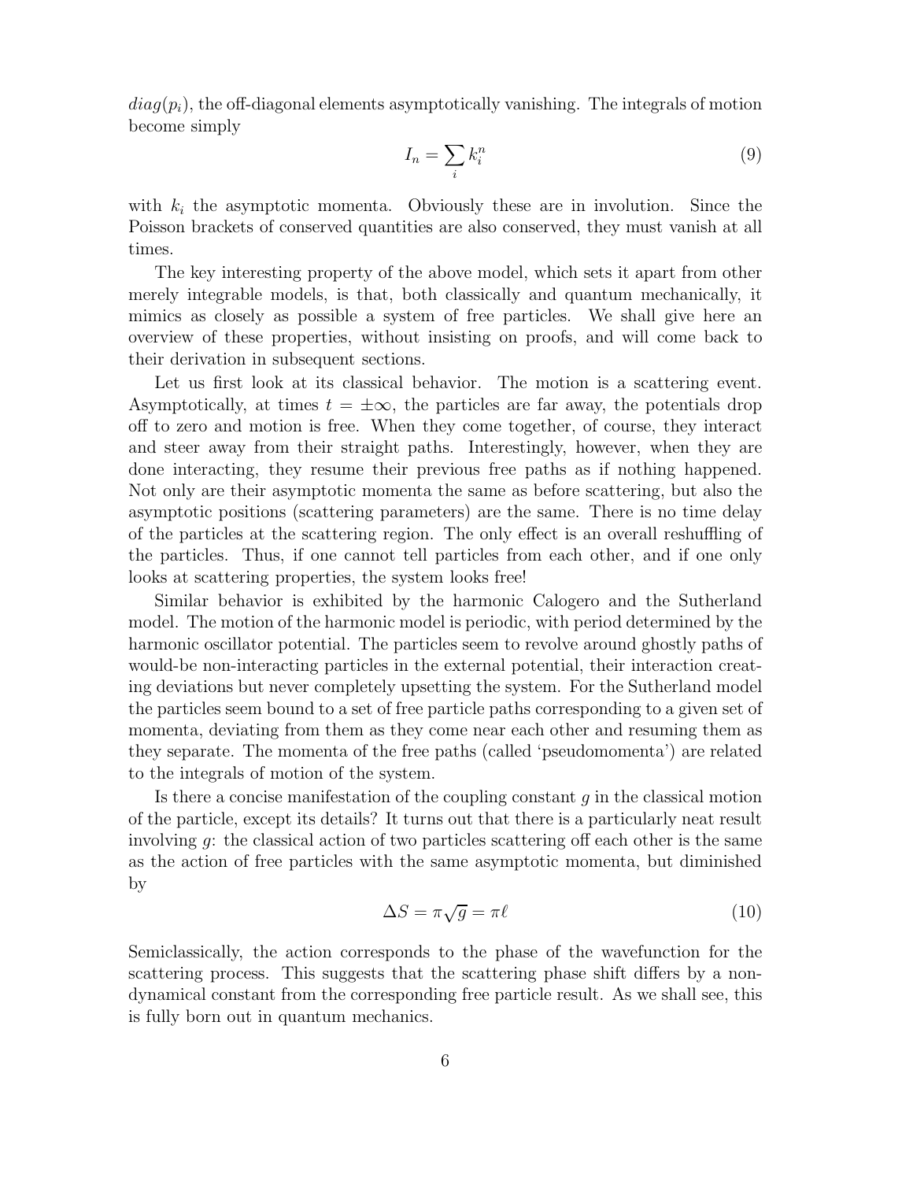$diag(p_i)$, the off-diagonal elements asymptotically vanishing. The integrals of motion become simply

$$I_n = \sum_i k_i^n \tag{9}$$

with $k_i$ the asymptotic momenta. Obviously these are in involution. Since the Poisson brackets of conserved quantities are also conserved, they must vanish at all times.

The key interesting property of the above model, which sets it apart from other merely integrable models, is that, both classically and quantum mechanically, it mimics as closely as possible a system of free particles. We shall give here an overview of these properties, without insisting on proofs, and will come back to their derivation in subsequent sections.

Let us first look at its classical behavior. The motion is a scattering event. Asymptotically, at times $t = \pm\infty$, the particles are far away, the potentials drop off to zero and motion is free. When they come together, of course, they interact and steer away from their straight paths. Interestingly, however, when they are done interacting, they resume their previous free paths as if nothing happened. Not only are their asymptotic momenta the same as before scattering, but also the asymptotic positions (scattering parameters) are the same. There is no time delay of the particles at the scattering region. The only effect is an overall reshuffling of the particles. Thus, if one cannot tell particles from each other, and if one only looks at scattering properties, the system looks free!

Similar behavior is exhibited by the harmonic Calogero and the Sutherland model. The motion of the harmonic model is periodic, with period determined by the harmonic oscillator potential. The particles seem to revolve around ghostly paths of would-be non-interacting particles in the external potential, their interaction creating deviations but never completely upsetting the system. For the Sutherland model the particles seem bound to a set of free particle paths corresponding to a given set of momenta, deviating from them as they come near each other and resuming them as they separate. The momenta of the free paths (called 'pseudomomenta') are related to the integrals of motion of the system.

Is there a concise manifestation of the coupling constant $g$ in the classical motion of the particle, except its details? It turns out that there is a particularly neat result involving $g$: the classical action of two particles scattering off each other is the same as the action of free particles with the same asymptotic momenta, but diminished by

$$\Delta S = \pi\sqrt{g} = \pi\ell \tag{10}$$

Semiclassically, the action corresponds to the phase of the wavefunction for the scattering process. This suggests that the scattering phase shift differs by a non-dynamical constant from the corresponding free particle result. As we shall see, this is fully born out in quantum mechanics.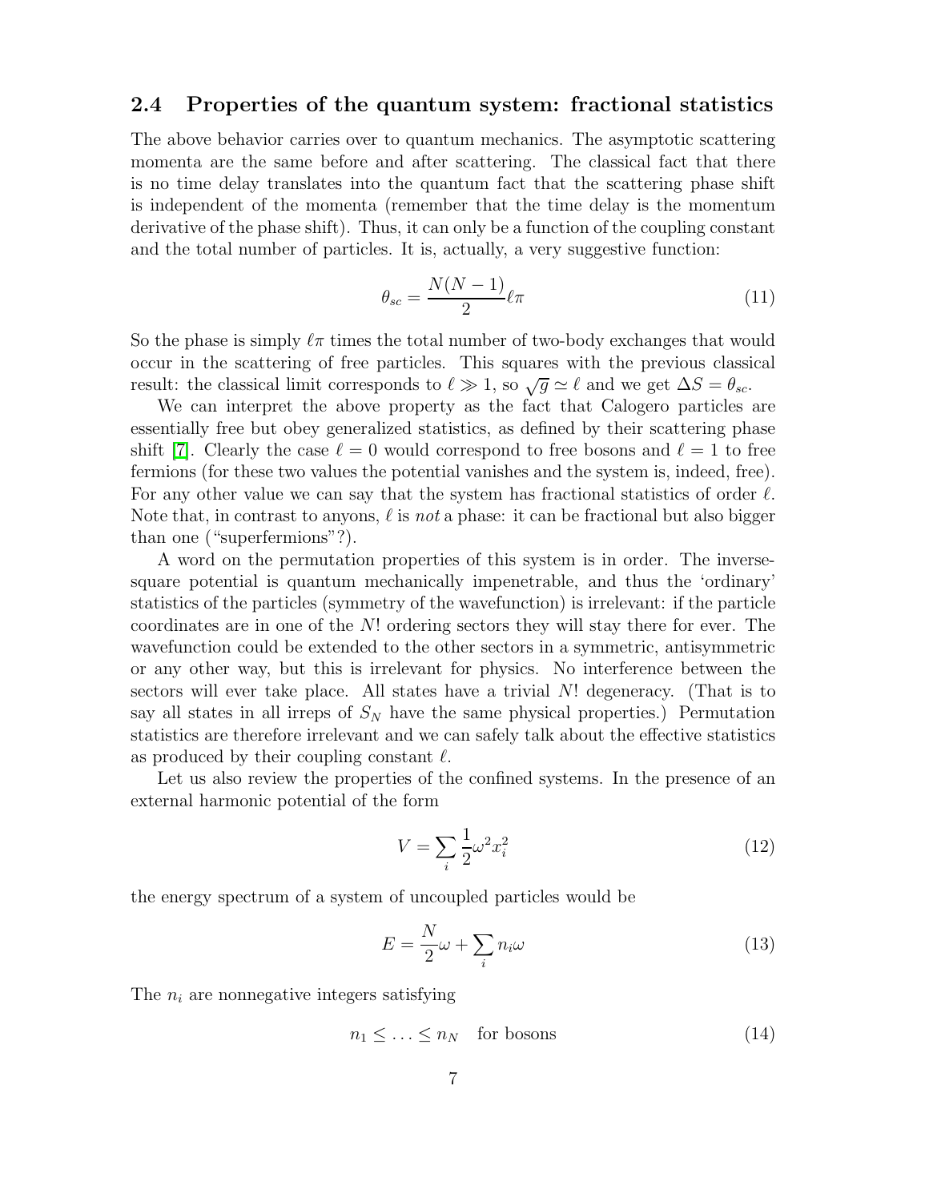### 2.4 Properties of the quantum system: fractional statistics

The above behavior carries over to quantum mechanics. The asymptotic scattering momenta are the same before and after scattering. The classical fact that there is no time delay translates into the quantum fact that the scattering phase shift is independent of the momenta (remember that the time delay is the momentum derivative of the phase shift). Thus, it can only be a function of the coupling constant and the total number of particles. It is, actually, a very suggestive function:

$$\theta_{sc} = \frac{N(N-1)}{2} \ell \pi \tag{11}$$

So the phase is simply $\ell\pi$ times the total number of two-body exchanges that would occur in the scattering of free particles. This squares with the previous classical result: the classical limit corresponds to $\ell \gg 1$, so $\sqrt{g} \simeq \ell$ and we get $\Delta S = \theta_{sc}$.

We can interpret the above property as the fact that Calogero particles are essentially free but obey generalized statistics, as defined by their scattering phase shift [7]. Clearly the case $\ell = 0$ would correspond to free bosons and $\ell = 1$ to free fermions (for these two values the potential vanishes and the system is, indeed, free). For any other value we can say that the system has fractional statistics of order $\ell$. Note that, in contrast to anyons, $\ell$ is *not* a phase: it can be fractional but also bigger than one ("superfermions"?).

A word on the permutation properties of this system is in order. The inverse-square potential is quantum mechanically impenetrable, and thus the 'ordinary' statistics of the particles (symmetry of the wavefunction) is irrelevant: if the particle coordinates are in one of the $N!$ ordering sectors they will stay there for ever. The wavefunction could be extended to the other sectors in a symmetric, antisymmetric or any other way, but this is irrelevant for physics. No interference between the sectors will ever take place. All states have a trivial $N!$ degeneracy. (That is to say all states in all irreps of $S_N$ have the same physical properties.) Permutation statistics are therefore irrelevant and we can safely talk about the effective statistics as produced by their coupling constant $\ell$.

Let us also review the properties of the confined systems. In the presence of an external harmonic potential of the form

$$V = \sum_i \frac{1}{2} \omega^2 x_i^2 \tag{12}$$

the energy spectrum of a system of uncoupled particles would be

$$E = \frac{N}{2}\omega + \sum_i n_i \omega \tag{13}$$

The $n_i$ are nonnegative integers satisfying

$$n_1 \leq \ldots \leq n_N \quad \text{for bosons} \tag{14}$$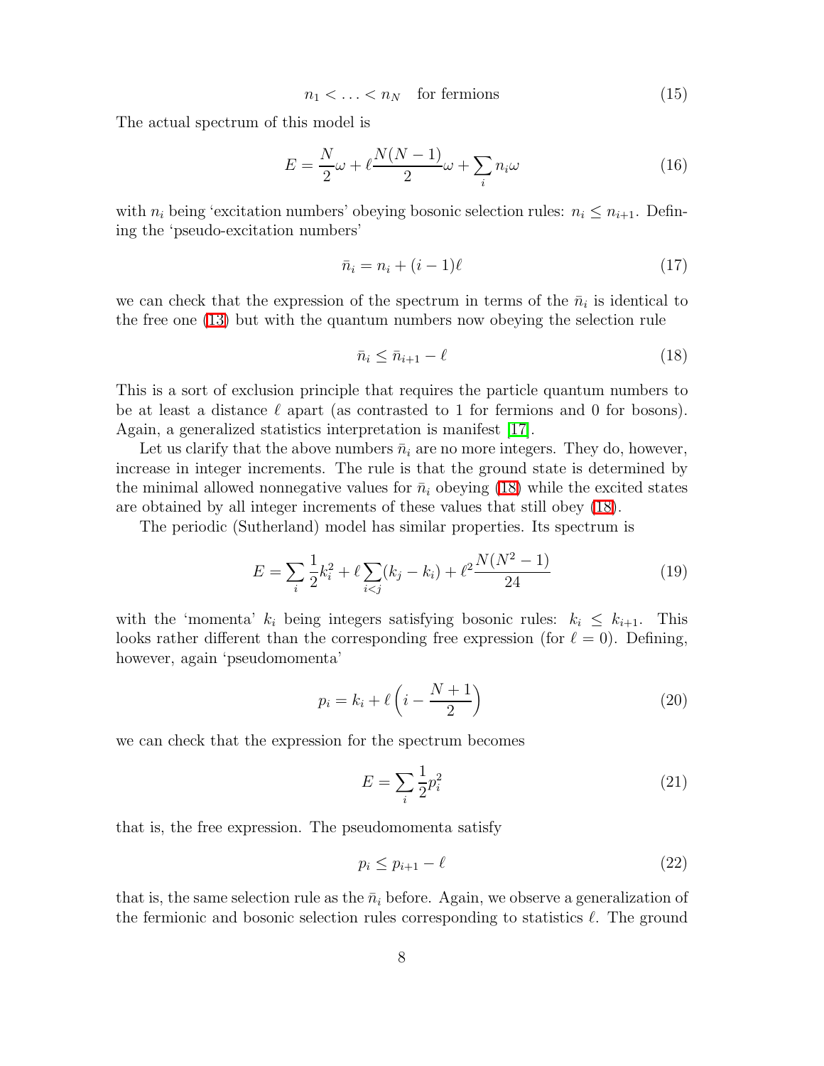$$n_1 < \ldots < n_N \quad \text{for fermions} \tag{15}$$

The actual spectrum of this model is

$$E = \frac{N}{2}\omega + \ell \frac{N(N-1)}{2}\omega + \sum_i n_i \omega \tag{16}$$

with $n_i$ being 'excitation numbers' obeying bosonic selection rules: $n_i \leq n_{i+1}$. Defining the 'pseudo-excitation numbers'

$$\bar{n}_i = n_i + (i-1)\ell \tag{17}$$

we can check that the expression of the spectrum in terms of the $\bar{n}_i$ is identical to the free one (13) but with the quantum numbers now obeying the selection rule

$$\bar{n}_i \leq \bar{n}_{i+1} - \ell \tag{18}$$

This is a sort of exclusion principle that requires the particle quantum numbers to be at least a distance $\ell$ apart (as contrasted to 1 for fermions and 0 for bosons). Again, a generalized statistics interpretation is manifest [17].

Let us clarify that the above numbers $\bar{n}_i$ are no more integers. They do, however, increase in integer increments. The rule is that the ground state is determined by the minimal allowed nonnegative values for $\bar{n}_i$ obeying (18) while the excited states are obtained by all integer increments of these values that still obey (18).

The periodic (Sutherland) model has similar properties. Its spectrum is

$$E = \sum_i \frac{1}{2}k_i^2 + \ell \sum_{i<j}(k_j - k_i) + \ell^2 \frac{N(N^2-1)}{24} \tag{19}$$

with the 'momenta' $k_i$ being integers satisfying bosonic rules: $k_i \leq k_{i+1}$. This looks rather different than the corresponding free expression (for $\ell = 0$). Defining, however, again 'pseudomomenta'

$$p_i = k_i + \ell\left(i - \frac{N+1}{2}\right) \tag{20}$$

we can check that the expression for the spectrum becomes

$$E = \sum_i \frac{1}{2}p_i^2 \tag{21}$$

that is, the free expression. The pseudomomenta satisfy

$$p_i \leq p_{i+1} - \ell \tag{22}$$

that is, the same selection rule as the $\bar{n}_i$ before. Again, we observe a generalization of the fermionic and bosonic selection rules corresponding to statistics $\ell$. The ground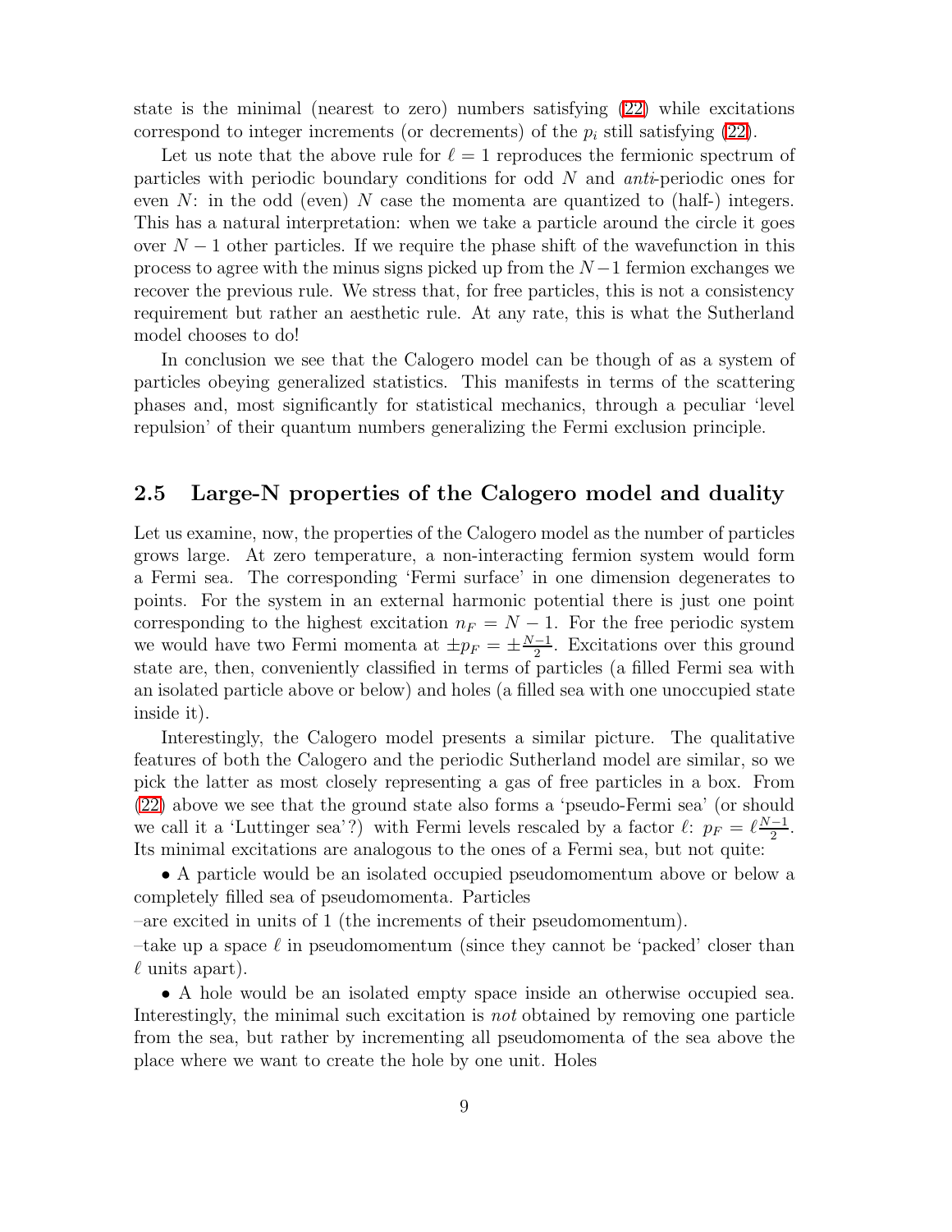state is the minimal (nearest to zero) numbers satisfying (22) while excitations correspond to integer increments (or decrements) of the $p_i$ still satisfying (22).

Let us note that the above rule for $\ell = 1$ reproduces the fermionic spectrum of particles with periodic boundary conditions for odd $N$ and *anti*-periodic ones for even $N$: in the odd (even) $N$ case the momenta are quantized to (half-) integers. This has a natural interpretation: when we take a particle around the circle it goes over $N-1$ other particles. If we require the phase shift of the wavefunction in this process to agree with the minus signs picked up from the $N-1$ fermion exchanges we recover the previous rule. We stress that, for free particles, this is not a consistency requirement but rather an aesthetic rule. At any rate, this is what the Sutherland model chooses to do!

In conclusion we see that the Calogero model can be though of as a system of particles obeying generalized statistics. This manifests in terms of the scattering phases and, most significantly for statistical mechanics, through a peculiar 'level repulsion' of their quantum numbers generalizing the Fermi exclusion principle.

### 2.5 Large-N properties of the Calogero model and duality

Let us examine, now, the properties of the Calogero model as the number of particles grows large. At zero temperature, a non-interacting fermion system would form a Fermi sea. The corresponding 'Fermi surface' in one dimension degenerates to points. For the system in an external harmonic potential there is just one point corresponding to the highest excitation $n_F = N-1$. For the free periodic system we would have two Fermi momenta at $\pm p_F = \pm \frac{N-1}{2}$. Excitations over this ground state are, then, conveniently classified in terms of particles (a filled Fermi sea with an isolated particle above or below) and holes (a filled sea with one unoccupied state inside it).

Interestingly, the Calogero model presents a similar picture. The qualitative features of both the Calogero and the periodic Sutherland model are similar, so we pick the latter as most closely representing a gas of free particles in a box. From (22) above we see that the ground state also forms a 'pseudo-Fermi sea' (or should we call it a 'Luttinger sea'?) with Fermi levels rescaled by a factor $\ell$: $p_F = \ell \frac{N-1}{2}$. Its minimal excitations are analogous to the ones of a Fermi sea, but not quite:

• A particle would be an isolated occupied pseudomomentum above or below a completely filled sea of pseudomomenta. Particles

–are excited in units of 1 (the increments of their pseudomomentum).

–take up a space $\ell$ in pseudomomentum (since they cannot be 'packed' closer than $\ell$ units apart).

• A hole would be an isolated empty space inside an otherwise occupied sea. Interestingly, the minimal such excitation is *not* obtained by removing one particle from the sea, but rather by incrementing all pseudomomenta of the sea above the place where we want to create the hole by one unit. Holes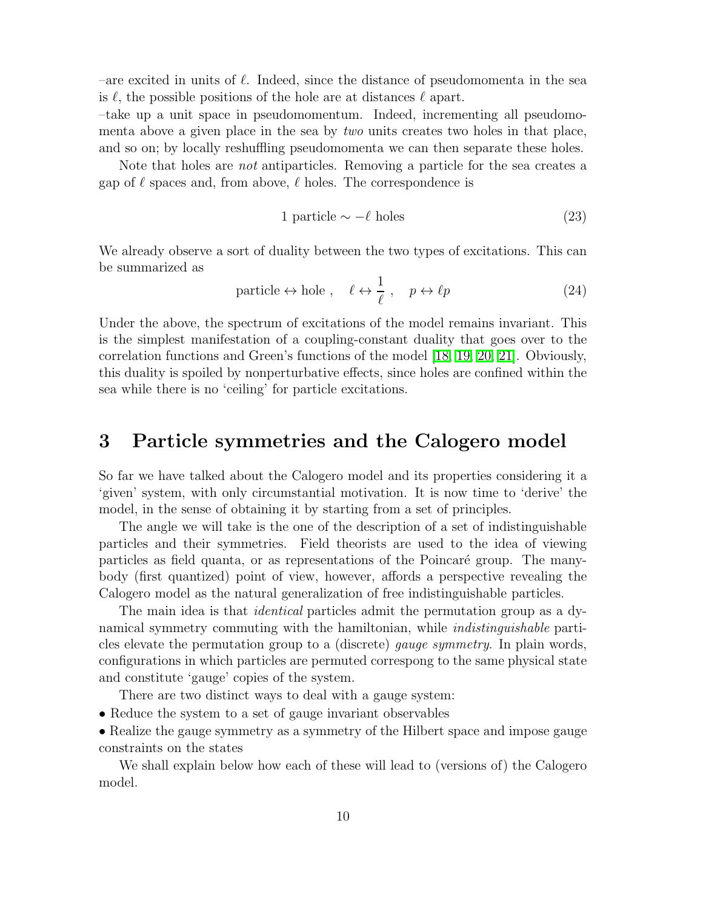–are excited in units of $\ell$. Indeed, since the distance of pseudomomenta in the sea is $\ell$, the possible positions of the hole are at distances $\ell$ apart.

–take up a unit space in pseudomomentum. Indeed, incrementing all pseudomomenta above a given place in the sea by *two* units creates two holes in that place, and so on; by locally reshuffling pseudomomenta we can then separate these holes.

Note that holes are *not* antiparticles. Removing a particle for the sea creates a gap of $\ell$ spaces and, from above, $\ell$ holes. The correspondence is

$$1 \text{ particle} \sim -\ell \text{ holes} \tag{23}$$

We already observe a sort of duality between the two types of excitations. This can be summarized as

$$\text{particle} \leftrightarrow \text{hole} \;, \quad \ell \leftrightarrow \frac{1}{\ell} \;, \quad p \leftrightarrow \ell p \tag{24}$$

Under the above, the spectrum of excitations of the model remains invariant. This is the simplest manifestation of a coupling-constant duality that goes over to the correlation functions and Green's functions of the model [18, 19, 20, 21]. Obviously, this duality is spoiled by nonperturbative effects, since holes are confined within the sea while there is no 'ceiling' for particle excitations.

# 3 Particle symmetries and the Calogero model

So far we have talked about the Calogero model and its properties considering it a 'given' system, with only circumstantial motivation. It is now time to 'derive' the model, in the sense of obtaining it by starting from a set of principles.

The angle we will take is the one of the description of a set of indistinguishable particles and their symmetries. Field theorists are used to the idea of viewing particles as field quanta, or as representations of the Poincaré group. The many-body (first quantized) point of view, however, affords a perspective revealing the Calogero model as the natural generalization of free indistinguishable particles.

The main idea is that *identical* particles admit the permutation group as a dynamical symmetry commuting with the hamiltonian, while *indistinguishable* particles elevate the permutation group to a (discrete) *gauge symmetry*. In plain words, configurations in which particles are permuted correspong to the same physical state and constitute 'gauge' copies of the system.

There are two distinct ways to deal with a gauge system:

• Reduce the system to a set of gauge invariant observables

• Realize the gauge symmetry as a symmetry of the Hilbert space and impose gauge constraints on the states

We shall explain below how each of these will lead to (versions of) the Calogero model.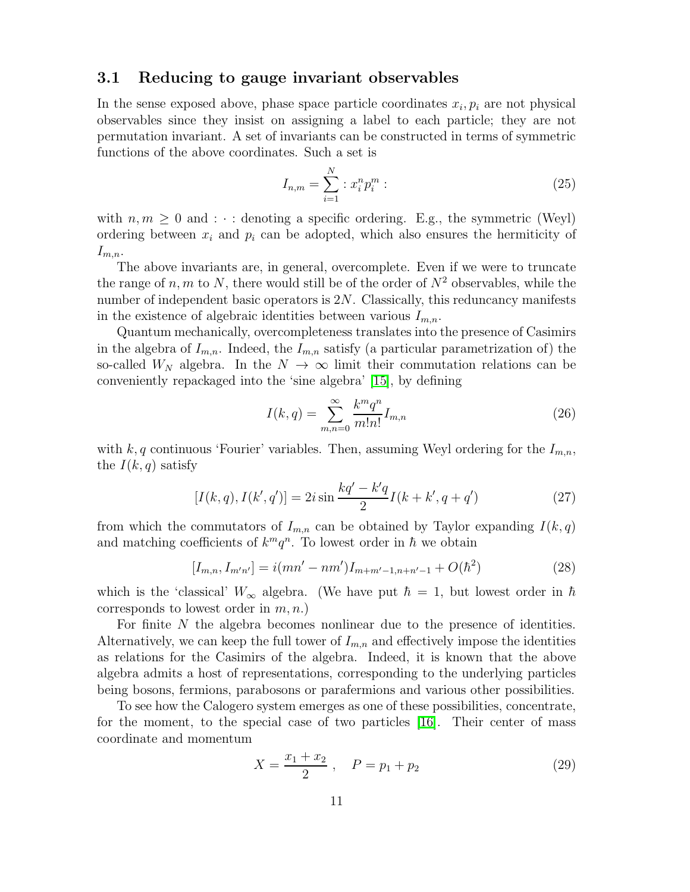### 3.1 Reducing to gauge invariant observables

In the sense exposed above, phase space particle coordinates $x_i, p_i$ are not physical observables since they insist on assigning a label to each particle; they are not permutation invariant. A set of invariants can be constructed in terms of symmetric functions of the above coordinates. Such a set is

$$I_{n,m} = \sum_{i=1}^{N} : x_i^n p_i^m : \tag{25}$$

with $n, m \geq 0$ and $: \cdot :$ denoting a specific ordering. E.g., the symmetric (Weyl) ordering between $x_i$ and $p_i$ can be adopted, which also ensures the hermiticity of $I_{m,n}$.

The above invariants are, in general, overcomplete. Even if we were to truncate the range of $n, m$ to $N$, there would still be of the order of $N^2$ observables, while the number of independent basic operators is $2N$. Classically, this reduncancy manifests in the existence of algebraic identities between various $I_{m,n}$.

Quantum mechanically, overcompleteness translates into the presence of Casimirs in the algebra of $I_{m,n}$. Indeed, the $I_{m,n}$ satisfy (a particular parametrization of) the so-called $W_N$ algebra. In the $N \to \infty$ limit their commutation relations can be conveniently repackaged into the 'sine algebra' [15], by defining

$$I(k,q) = \sum_{m,n=0}^{\infty} \frac{k^m q^n}{m! n!} I_{m,n} \tag{26}$$

with $k, q$ continuous 'Fourier' variables. Then, assuming Weyl ordering for the $I_{m,n}$, the $I(k,q)$ satisfy

$$[I(k,q), I(k',q')] = 2i \sin \frac{kq' - k'q}{2} I(k+k', q+q') \tag{27}$$

from which the commutators of $I_{m,n}$ can be obtained by Taylor expanding $I(k,q)$ and matching coefficients of $k^m q^n$. To lowest order in $\hbar$ we obtain

$$[I_{m,n}, I_{m'n'}] = i(mn' - nm') I_{m+m'-1, n+n'-1} + O(\hbar^2) \tag{28}$$

which is the 'classical' $W_\infty$ algebra. (We have put $\hbar = 1$, but lowest order in $\hbar$ corresponds to lowest order in $m, n$.)

For finite $N$ the algebra becomes nonlinear due to the presence of identities. Alternatively, we can keep the full tower of $I_{m,n}$ and effectively impose the identities as relations for the Casimirs of the algebra. Indeed, it is known that the above algebra admits a host of representations, corresponding to the underlying particles being bosons, fermions, parabosons or parafermions and various other possibilities.

To see how the Calogero system emerges as one of these possibilities, concentrate, for the moment, to the special case of two particles [16]. Their center of mass coordinate and momentum

$$X = \frac{x_1 + x_2}{2} \;, \quad P = p_1 + p_2 \tag{29}$$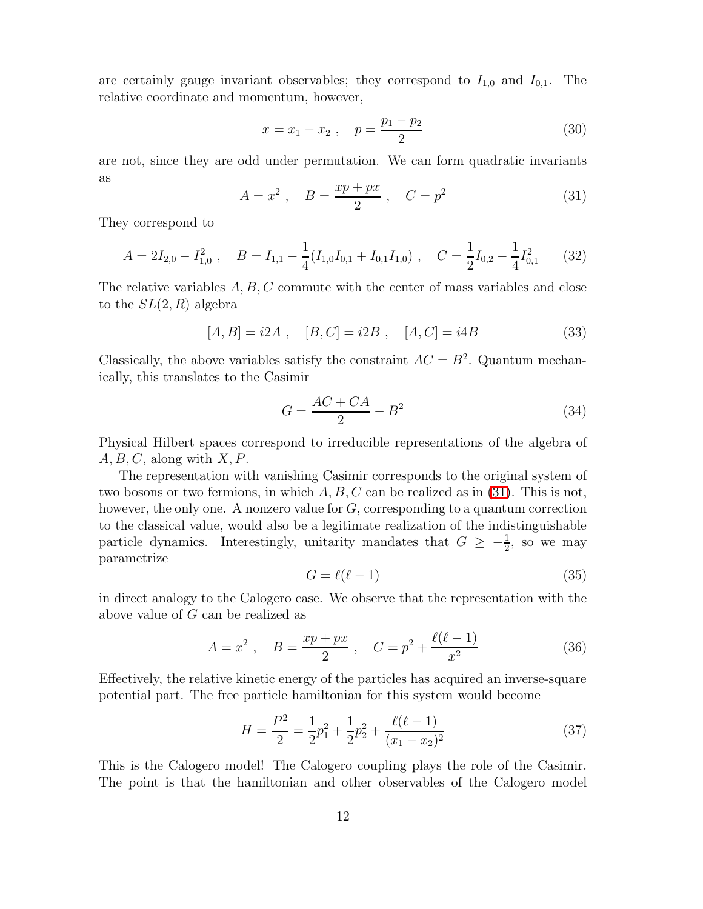are certainly gauge invariant observables; they correspond to $I_{1,0}$ and $I_{0,1}$. The relative coordinate and momentum, however,

$$x = x_1 - x_2 \ , \quad p = \frac{p_1 - p_2}{2} \tag{30}$$

are not, since they are odd under permutation. We can form quadratic invariants as

$$A = x^2 \ , \quad B = \frac{xp + px}{2} \ , \quad C = p^2 \tag{31}$$

They correspond to

$$A = 2I_{2,0} - I_{1,0}^2 \ , \quad B = I_{1,1} - \frac{1}{4}(I_{1,0}I_{0,1} + I_{0,1}I_{1,0}) \ , \quad C = \frac{1}{2}I_{0,2} - \frac{1}{4}I_{0,1}^2 \tag{32}$$

The relative variables $A, B, C$ commute with the center of mass variables and close to the $SL(2,R)$ algebra

$$[A, B] = i2A \ , \quad [B, C] = i2B \ , \quad [A, C] = i4B \tag{33}$$

Classically, the above variables satisfy the constraint $AC = B^2$. Quantum mechanically, this translates to the Casimir

$$G = \frac{AC + CA}{2} - B^2 \tag{34}$$

Physical Hilbert spaces correspond to irreducible representations of the algebra of $A, B, C$, along with $X, P$.

The representation with vanishing Casimir corresponds to the original system of two bosons or two fermions, in which $A, B, C$ can be realized as in (31). This is not, however, the only one. A nonzero value for $G$, corresponding to a quantum correction to the classical value, would also be a legitimate realization of the indistinguishable particle dynamics. Interestingly, unitarity mandates that $G \geq -\frac{1}{2}$, so we may parametrize

$$G = \ell(\ell - 1) \tag{35}$$

in direct analogy to the Calogero case. We observe that the representation with the above value of $G$ can be realized as

$$A = x^2 \ , \quad B = \frac{xp + px}{2} \ , \quad C = p^2 + \frac{\ell(\ell - 1)}{x^2} \tag{36}$$

Effectively, the relative kinetic energy of the particles has acquired an inverse-square potential part. The free particle hamiltonian for this system would become

$$H = \frac{P^2}{2} = \frac{1}{2}p_1^2 + \frac{1}{2}p_2^2 + \frac{\ell(\ell - 1)}{(x_1 - x_2)^2} \tag{37}$$

This is the Calogero model! The Calogero coupling plays the role of the Casimir. The point is that the hamiltonian and other observables of the Calogero model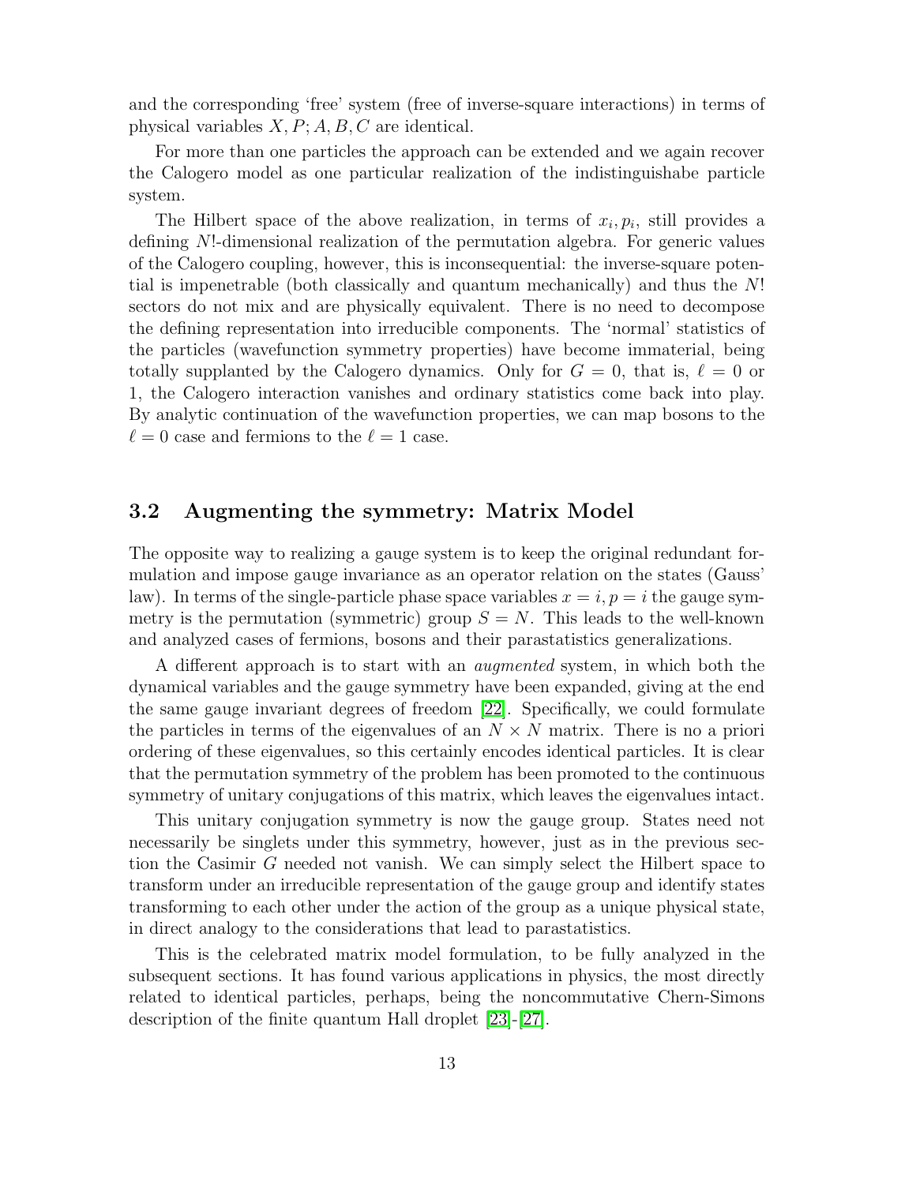and the corresponding 'free' system (free of inverse-square interactions) in terms of physical variables $X, P; A, B, C$ are identical.

For more than one particles the approach can be extended and we again recover the Calogero model as one particular realization of the indistinguishabe particle system.

The Hilbert space of the above realization, in terms of $x_i, p_i$, still provides a defining $N!$-dimensional realization of the permutation algebra. For generic values of the Calogero coupling, however, this is inconsequential: the inverse-square potential is impenetrable (both classically and quantum mechanically) and thus the $N!$ sectors do not mix and are physically equivalent. There is no need to decompose the defining representation into irreducible components. The 'normal' statistics of the particles (wavefunction symmetry properties) have become immaterial, being totally supplanted by the Calogero dynamics. Only for $G = 0$, that is, $\ell = 0$ or 1, the Calogero interaction vanishes and ordinary statistics come back into play. By analytic continuation of the wavefunction properties, we can map bosons to the $\ell = 0$ case and fermions to the $\ell = 1$ case.

## 3.2 Augmenting the symmetry: Matrix Model

The opposite way to realizing a gauge system is to keep the original redundant formulation and impose gauge invariance as an operator relation on the states (Gauss' law). In terms of the single-particle phase space variables $x = i, p = i$ the gauge symmetry is the permutation (symmetric) group $S = N$. This leads to the well-known and analyzed cases of fermions, bosons and their parastatistics generalizations.

A different approach is to start with an *augmented* system, in which both the dynamical variables and the gauge symmetry have been expanded, giving at the end the same gauge invariant degrees of freedom [22]. Specifically, we could formulate the particles in terms of the eigenvalues of an $N \times N$ matrix. There is no a priori ordering of these eigenvalues, so this certainly encodes identical particles. It is clear that the permutation symmetry of the problem has been promoted to the continuous symmetry of unitary conjugations of this matrix, which leaves the eigenvalues intact.

This unitary conjugation symmetry is now the gauge group. States need not necessarily be singlets under this symmetry, however, just as in the previous section the Casimir $G$ needed not vanish. We can simply select the Hilbert space to transform under an irreducible representation of the gauge group and identify states transforming to each other under the action of the group as a unique physical state, in direct analogy to the considerations that lead to parastatistics.

This is the celebrated matrix model formulation, to be fully analyzed in the subsequent sections. It has found various applications in physics, the most directly related to identical particles, perhaps, being the noncommutative Chern-Simons description of the finite quantum Hall droplet [23]-[27].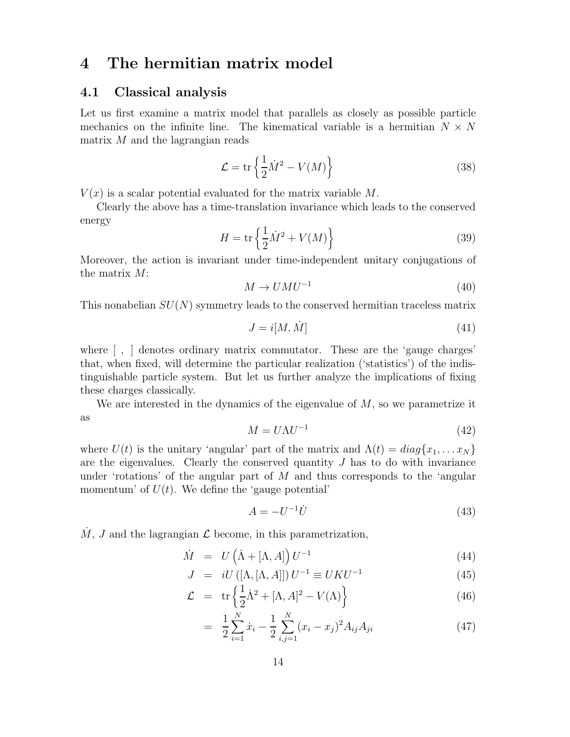# 4 The hermitian matrix model

## 4.1 Classical analysis

Let us first examine a matrix model that parallels as closely as possible particle mechanics on the infinite line. The kinematical variable is a hermitian $N \times N$ matrix $M$ and the lagrangian reads

$$\mathcal{L} = \mathrm{tr}\left\{ \frac{1}{2}\dot{M}^2 - V(M) \right\} \tag{38}$$

$V(x)$ is a scalar potential evaluated for the matrix variable $M$.

Clearly the above has a time-translation invariance which leads to the conserved energy

$$H = \mathrm{tr}\left\{ \frac{1}{2}\dot{M}^2 + V(M) \right\} \tag{39}$$

Moreover, the action is invariant under time-independent unitary conjugations of the matrix $M$:

$$M \to UMU^{-1} \tag{40}$$

This nonabelian $SU(N)$ symmetry leads to the conserved hermitian traceless matrix

$$J = i[M, \dot{M}] \tag{41}$$

where [ , ] denotes ordinary matrix commutator. These are the 'gauge charges' that, when fixed, will determine the particular realization ('statistics') of the indistinguishable particle system. But let us further analyze the implications of fixing these charges classically.

We are interested in the dynamics of the eigenvalue of $M$, so we parametrize it as

$$M = U\Lambda U^{-1} \tag{42}$$

where $U(t)$ is the unitary 'angular' part of the matrix and $\Lambda(t) = diag\{x_1, \ldots x_N\}$ are the eigenvalues. Clearly the conserved quantity $J$ has to do with invariance under 'rotations' of the angular part of $M$ and thus corresponds to the 'angular momentum' of $U(t)$. We define the 'gauge potential'

$$A = -U^{-1}\dot{U} \tag{43}$$

$\dot{M}$, $J$ and the lagrangian $\mathcal{L}$ become, in this parametrization,

$$\dot{M} = U\left(\dot{\Lambda} + [\Lambda, A]\right)U^{-1} \tag{44}$$

$$J = iU\left([\Lambda, [\Lambda, A]]\right)U^{-1} \equiv UKU^{-1} \tag{45}$$

$$\mathcal{L} = \mathrm{tr}\left\{ \frac{1}{2}\dot{\Lambda}^2 + [\Lambda, A]^2 - V(\Lambda) \right\} \tag{46}$$

$$= \frac{1}{2}\sum_{i=1}^{N} \dot{x}_i - \frac{1}{2}\sum_{i,j=1}^{N} (x_i - x_j)^2 A_{ij} A_{ji} \tag{47}$$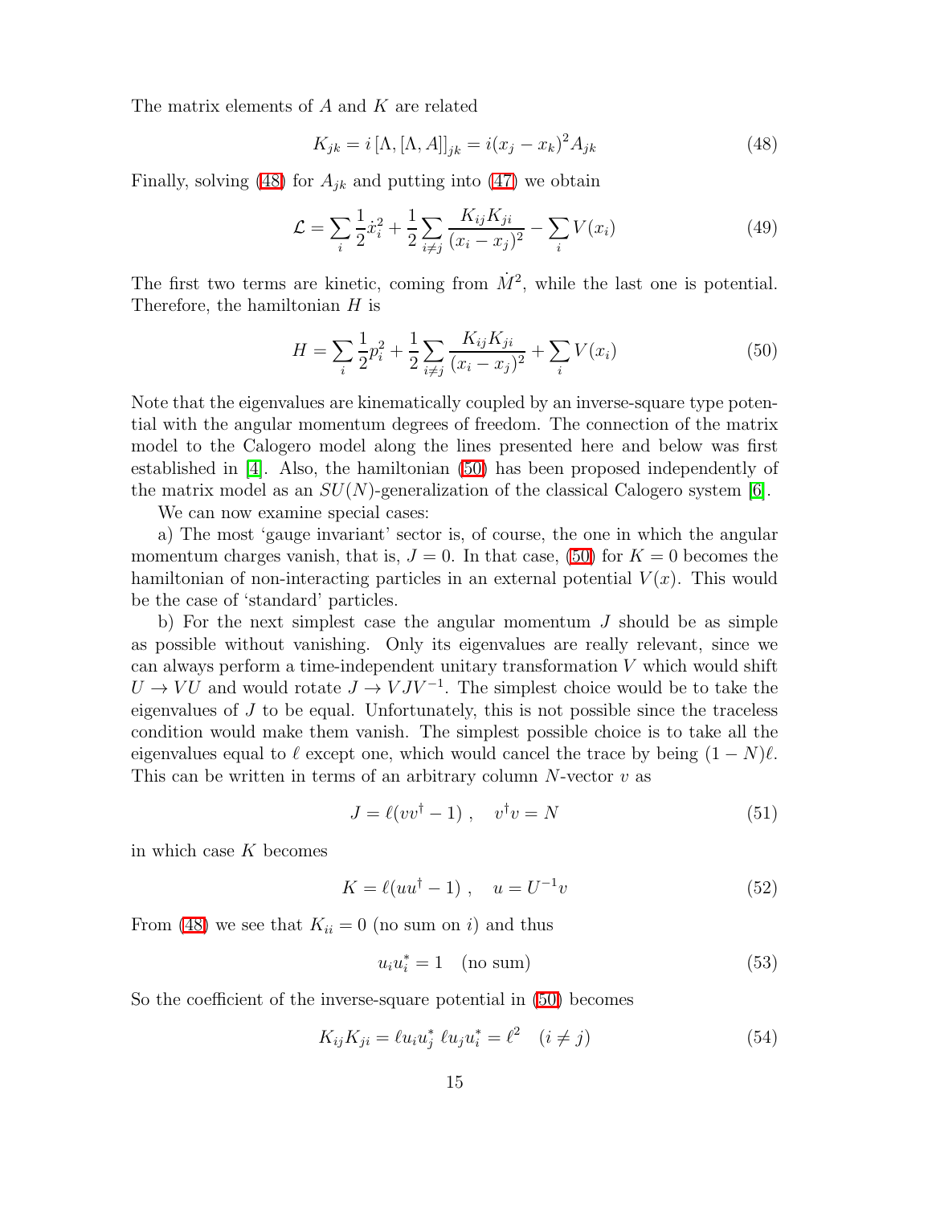The matrix elements of $A$ and $K$ are related

$$K_{jk} = i\,[\Lambda, [\Lambda, A]]_{jk} = i(x_j - x_k)^2 A_{jk} \tag{48}$$

Finally, solving (48) for $A_{jk}$ and putting into (47) we obtain

$$\mathcal{L} = \sum_i \frac{1}{2}\dot{x}_i^2 + \frac{1}{2}\sum_{i\neq j}\frac{K_{ij}K_{ji}}{(x_i - x_j)^2} - \sum_i V(x_i) \tag{49}$$

The first two terms are kinetic, coming from $\dot{M}^2$, while the last one is potential. Therefore, the hamiltonian $H$ is

$$H = \sum_i \frac{1}{2}p_i^2 + \frac{1}{2}\sum_{i\neq j}\frac{K_{ij}K_{ji}}{(x_i - x_j)^2} + \sum_i V(x_i) \tag{50}$$

Note that the eigenvalues are kinematically coupled by an inverse-square type potential with the angular momentum degrees of freedom. The connection of the matrix model to the Calogero model along the lines presented here and below was first established in [4]. Also, the hamiltonian (50) has been proposed independently of the matrix model as an $SU(N)$-generalization of the classical Calogero system [6].

We can now examine special cases:

a) The most 'gauge invariant' sector is, of course, the one in which the angular momentum charges vanish, that is, $J = 0$. In that case, (50) for $K = 0$ becomes the hamiltonian of non-interacting particles in an external potential $V(x)$. This would be the case of 'standard' particles.

b) For the next simplest case the angular momentum $J$ should be as simple as possible without vanishing. Only its eigenvalues are really relevant, since we can always perform a time-independent unitary transformation $V$ which would shift $U \to VU$ and would rotate $J \to VJV^{-1}$. The simplest choice would be to take the eigenvalues of $J$ to be equal. Unfortunately, this is not possible since the traceless condition would make them vanish. The simplest possible choice is to take all the eigenvalues equal to $\ell$ except one, which would cancel the trace by being $(1-N)\ell$. This can be written in terms of an arbitrary column $N$-vector $v$ as

$$J = \ell(vv^\dagger - 1)\ , \quad v^\dagger v = N \tag{51}$$

in which case $K$ becomes

$$K = \ell(uu^\dagger - 1)\ , \quad u = U^{-1}v \tag{52}$$

From (48) we see that $K_{ii} = 0$ (no sum on $i$) and thus

$$u_i u_i^* = 1 \quad \text{(no sum)} \tag{53}$$

So the coefficient of the inverse-square potential in (50) becomes

$$K_{ij}K_{ji} = \ell u_i u_j^*\ \ell u_j u_i^* = \ell^2 \quad (i \neq j) \tag{54}$$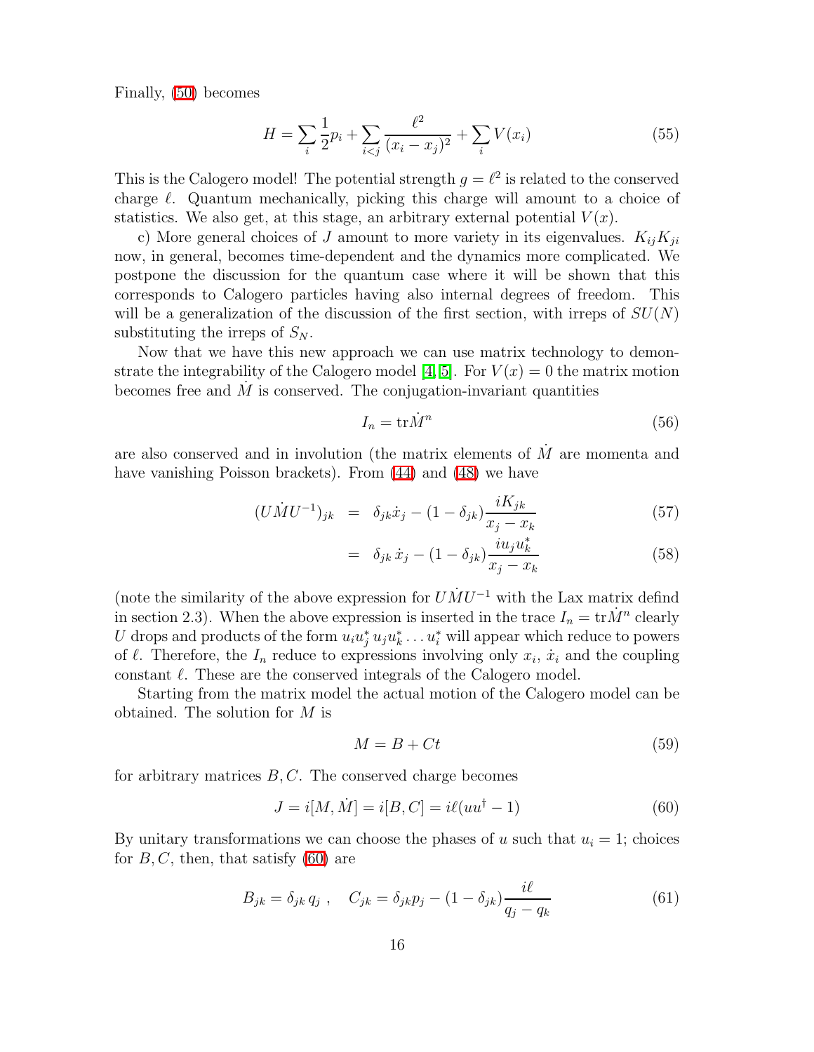Finally, (50) becomes

$$H = \sum_i \frac{1}{2} p_i + \sum_{i<j} \frac{\ell^2}{(x_i - x_j)^2} + \sum_i V(x_i) \tag{55}$$

This is the Calogero model! The potential strength $g = \ell^2$ is related to the conserved charge $\ell$. Quantum mechanically, picking this charge will amount to a choice of statistics. We also get, at this stage, an arbitrary external potential $V(x)$.

c) More general choices of $J$ amount to more variety in its eigenvalues. $K_{ij} K_{ji}$ now, in general, becomes time-dependent and the dynamics more complicated. We postpone the discussion for the quantum case where it will be shown that this corresponds to Calogero particles having also internal degrees of freedom. This will be a generalization of the discussion of the first section, with irreps of $SU(N)$ substituting the irreps of $S_N$.

Now that we have this new approach we can use matrix technology to demonstrate the integrability of the Calogero model [4, 5]. For $V(x) = 0$ the matrix motion becomes free and $\dot{M}$ is conserved. The conjugation-invariant quantities

$$I_n = \mathrm{tr} \dot{M}^n \tag{56}$$

are also conserved and in involution (the matrix elements of $\dot{M}$ are momenta and have vanishing Poisson brackets). From (44) and (48) we have

$$\begin{aligned} (U \dot{M} U^{-1})_{jk} &= \delta_{jk} \dot{x}_j - (1 - \delta_{jk}) \frac{i K_{jk}}{x_j - x_k} && (57) \\ &= \delta_{jk} \, \dot{x}_j - (1 - \delta_{jk}) \frac{i u_j u_k^*}{x_j - x_k} && (58) \end{aligned}$$

(note the similarity of the above expression for $U \dot{M} U^{-1}$ with the Lax matrix defind in section 2.3). When the above expression is inserted in the trace $I_n = \mathrm{tr} \dot{M}^n$ clearly $U$ drops and products of the form $u_i u_j^* \, u_j u_k^* \ldots u_i^*$ will appear which reduce to powers of $\ell$. Therefore, the $I_n$ reduce to expressions involving only $x_i$, $\dot{x}_i$ and the coupling constant $\ell$. These are the conserved integrals of the Calogero model.

Starting from the matrix model the actual motion of the Calogero model can be obtained. The solution for $M$ is

$$M = B + Ct \tag{59}$$

for arbitrary matrices $B, C$. The conserved charge becomes

$$J = i[M, \dot{M}] = i[B, C] = i\ell(u u^\dagger - 1) \tag{60}$$

By unitary transformations we can choose the phases of $u$ such that $u_i = 1$; choices for $B, C$, then, that satisfy (60) are

$$B_{jk} = \delta_{jk} \, q_j \ , \quad C_{jk} = \delta_{jk} p_j - (1 - \delta_{jk}) \frac{i\ell}{q_j - q_k} \tag{61}$$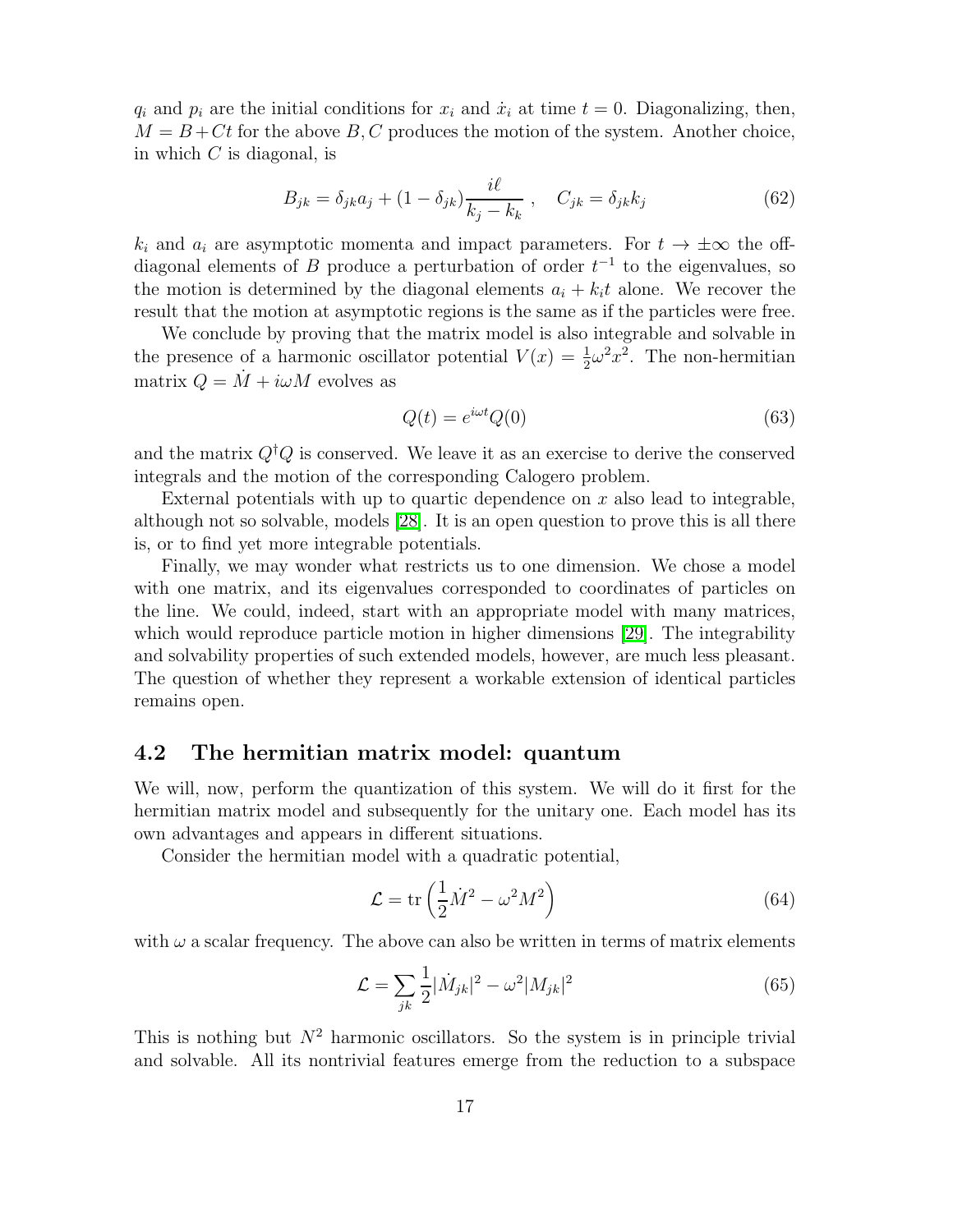$q_i$ and $p_i$ are the initial conditions for $x_i$ and $\dot{x}_i$ at time $t = 0$. Diagonalizing, then, $M = B + Ct$ for the above $B, C$ produces the motion of the system. Another choice, in which $C$ is diagonal, is

$$B_{jk} = \delta_{jk} a_j + (1 - \delta_{jk}) \frac{i\ell}{k_j - k_k} \ , \quad C_{jk} = \delta_{jk} k_j \tag{62}$$

$k_i$ and $a_i$ are asymptotic momenta and impact parameters. For $t \to \pm\infty$ the off-diagonal elements of $B$ produce a perturbation of order $t^{-1}$ to the eigenvalues, so the motion is determined by the diagonal elements $a_i + k_i t$ alone. We recover the result that the motion at asymptotic regions is the same as if the particles were free.

We conclude by proving that the matrix model is also integrable and solvable in the presence of a harmonic oscillator potential $V(x) = \frac{1}{2}\omega^2 x^2$. The non-hermitian matrix $Q = \dot{M} + i\omega M$ evolves as

$$Q(t) = e^{i\omega t} Q(0) \tag{63}$$

and the matrix $Q^\dagger Q$ is conserved. We leave it as an exercise to derive the conserved integrals and the motion of the corresponding Calogero problem.

External potentials with up to quartic dependence on $x$ also lead to integrable, although not so solvable, models [28]. It is an open question to prove this is all there is, or to find yet more integrable potentials.

Finally, we may wonder what restricts us to one dimension. We chose a model with one matrix, and its eigenvalues corresponded to coordinates of particles on the line. We could, indeed, start with an appropriate model with many matrices, which would reproduce particle motion in higher dimensions [29]. The integrability and solvability properties of such extended models, however, are much less pleasant. The question of whether they represent a workable extension of identical particles remains open.

## 4.2 The hermitian matrix model: quantum

We will, now, perform the quantization of this system. We will do it first for the hermitian matrix model and subsequently for the unitary one. Each model has its own advantages and appears in different situations.

Consider the hermitian model with a quadratic potential,

$$\mathcal{L} = \text{tr}\left(\frac{1}{2}\dot{M}^2 - \omega^2 M^2\right) \tag{64}$$

with $\omega$ a scalar frequency. The above can also be written in terms of matrix elements

$$\mathcal{L} = \sum_{jk} \frac{1}{2}|\dot{M}_{jk}|^2 - \omega^2 |M_{jk}|^2 \tag{65}$$

This is nothing but $N^2$ harmonic oscillators. So the system is in principle trivial and solvable. All its nontrivial features emerge from the reduction to a subspace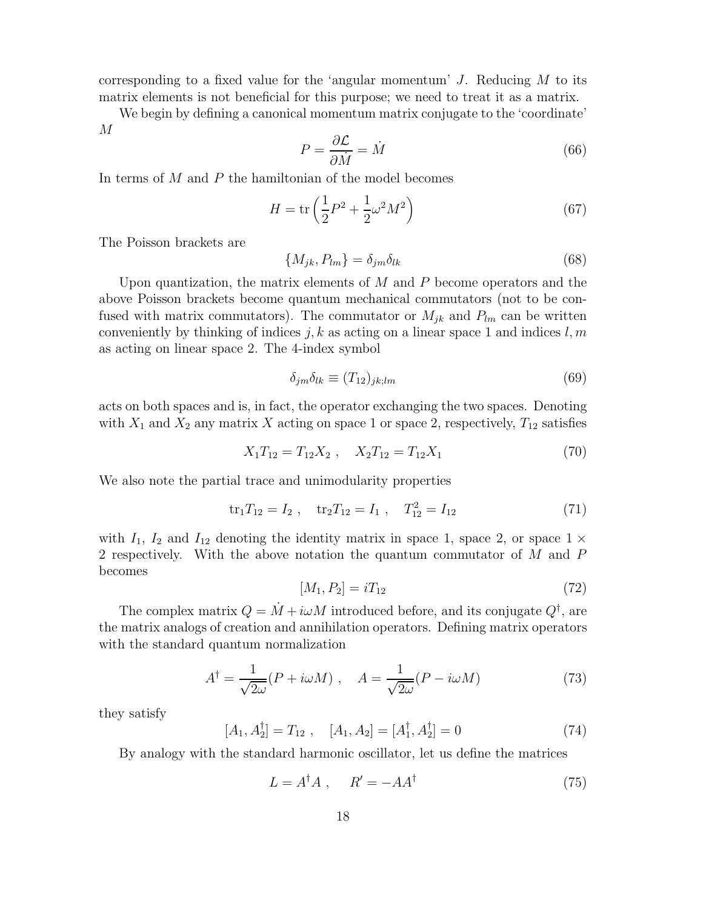corresponding to a fixed value for the 'angular momentum' $J$. Reducing $M$ to its matrix elements is not beneficial for this purpose; we need to treat it as a matrix.

We begin by defining a canonical momentum matrix conjugate to the 'coordinate' $M$

$$P = \frac{\partial \mathcal{L}}{\partial \dot{M}} = \dot{M} \tag{66}$$

In terms of $M$ and $P$ the hamiltonian of the model becomes

$$H = \text{tr}\left(\frac{1}{2}P^2 + \frac{1}{2}\omega^2 M^2\right) \tag{67}$$

The Poisson brackets are

$$\{M_{jk}, P_{lm}\} = \delta_{jm}\delta_{lk} \tag{68}$$

Upon quantization, the matrix elements of $M$ and $P$ become operators and the above Poisson brackets become quantum mechanical commutators (not to be confused with matrix commutators). The commutator or $M_{jk}$ and $P_{lm}$ can be written conveniently by thinking of indices $j, k$ as acting on a linear space 1 and indices $l, m$ as acting on linear space 2. The 4-index symbol

$$\delta_{jm}\delta_{lk} \equiv (T_{12})_{jk;lm} \tag{69}$$

acts on both spaces and is, in fact, the operator exchanging the two spaces. Denoting with $X_1$ and $X_2$ any matrix $X$ acting on space 1 or space 2, respectively, $T_{12}$ satisfies

$$X_1 T_{12} = T_{12} X_2 \ , \quad X_2 T_{12} = T_{12} X_1 \tag{70}$$

We also note the partial trace and unimodularity properties

$$\text{tr}_1 T_{12} = I_2 \ , \quad \text{tr}_2 T_{12} = I_1 \ , \quad T_{12}^2 = I_{12} \tag{71}$$

with $I_1$, $I_2$ and $I_{12}$ denoting the identity matrix in space 1, space 2, or space $1 \times 2$ respectively. With the above notation the quantum commutator of $M$ and $P$ becomes

$$[M_1, P_2] = iT_{12} \tag{72}$$

The complex matrix $Q = \dot{M} + i\omega M$ introduced before, and its conjugate $Q^\dagger$, are the matrix analogs of creation and annihilation operators. Defining matrix operators with the standard quantum normalization

$$A^\dagger = \frac{1}{\sqrt{2\omega}}(P + i\omega M) \ , \quad A = \frac{1}{\sqrt{2\omega}}(P - i\omega M) \tag{73}$$

they satisfy

$$[A_1, A_2^\dagger] = T_{12} \ , \quad [A_1, A_2] = [A_1^\dagger, A_2^\dagger] = 0 \tag{74}$$

By analogy with the standard harmonic oscillator, let us define the matrices

$$L = A^\dagger A \ , \qquad R' = -AA^\dagger \tag{75}$$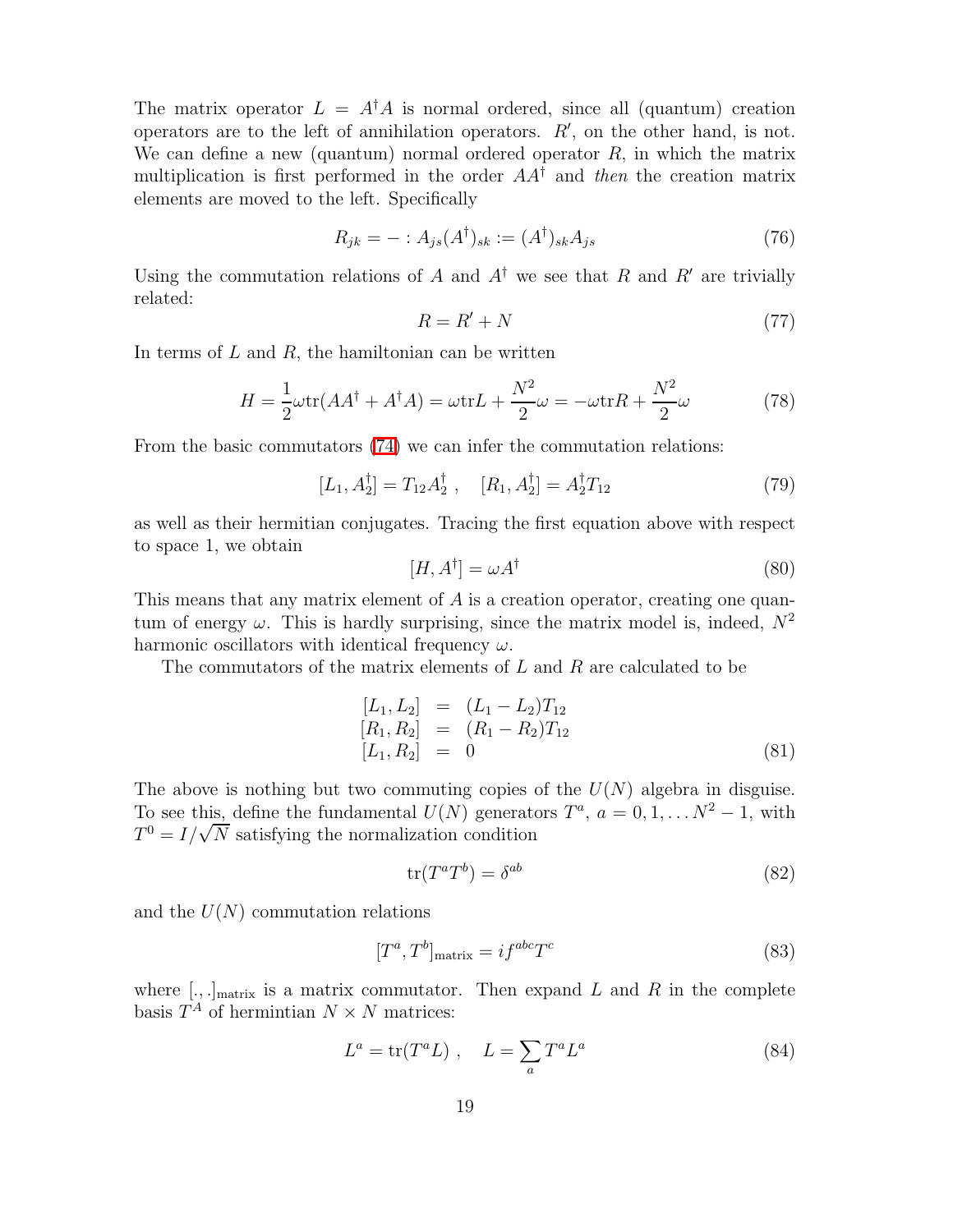The matrix operator $L = A^\dagger A$ is normal ordered, since all (quantum) creation operators are to the left of annihilation operators. $R'$, on the other hand, is not. We can define a new (quantum) normal ordered operator $R$, in which the matrix multiplication is first performed in the order $AA^\dagger$ and *then* the creation matrix elements are moved to the left. Specifically

$$R_{jk} = - : A_{js}(A^\dagger)_{sk} := (A^\dagger)_{sk} A_{js} \tag{76}$$

Using the commutation relations of $A$ and $A^\dagger$ we see that $R$ and $R'$ are trivially related:

$$R = R' + N \tag{77}$$

In terms of $L$ and $R$, the hamiltonian can be written

$$H = \frac{1}{2}\omega \mathrm{tr}(AA^\dagger + A^\dagger A) = \omega \mathrm{tr} L + \frac{N^2}{2}\omega = -\omega \mathrm{tr} R + \frac{N^2}{2}\omega \tag{78}$$

From the basic commutators (74) we can infer the commutation relations:

$$[L_1, A_2^\dagger] = T_{12} A_2^\dagger \ , \quad [R_1, A_2^\dagger] = A_2^\dagger T_{12} \tag{79}$$

as well as their hermitian conjugates. Tracing the first equation above with respect to space 1, we obtain

$$[H, A^\dagger] = \omega A^\dagger \tag{80}$$

This means that any matrix element of $A$ is a creation operator, creating one quantum of energy $\omega$. This is hardly surprising, since the matrix model is, indeed, $N^2$ harmonic oscillators with identical frequency $\omega$.

The commutators of the matrix elements of $L$ and $R$ are calculated to be

$$\begin{aligned} [L_1, L_2] &= (L_1 - L_2) T_{12} \\ [R_1, R_2] &= (R_1 - R_2) T_{12} \\ [L_1, R_2] &= 0 \end{aligned} \tag{81}$$

The above is nothing but two commuting copies of the $U(N)$ algebra in disguise. To see this, define the fundamental $U(N)$ generators $T^a$, $a = 0, 1, \ldots N^2 - 1$, with $T^0 = I/\sqrt{N}$ satisfying the normalization condition

$$\mathrm{tr}(T^a T^b) = \delta^{ab} \tag{82}$$

and the $U(N)$ commutation relations

$$[T^a, T^b]_{\text{matrix}} = i f^{abc} T^c \tag{83}$$

where $[.,.]_{\text{matrix}}$ is a matrix commutator. Then expand $L$ and $R$ in the complete basis $T^A$ of hermintian $N \times N$ matrices:

$$L^a = \mathrm{tr}(T^a L) \ , \quad L = \sum_a T^a L^a \tag{84}$$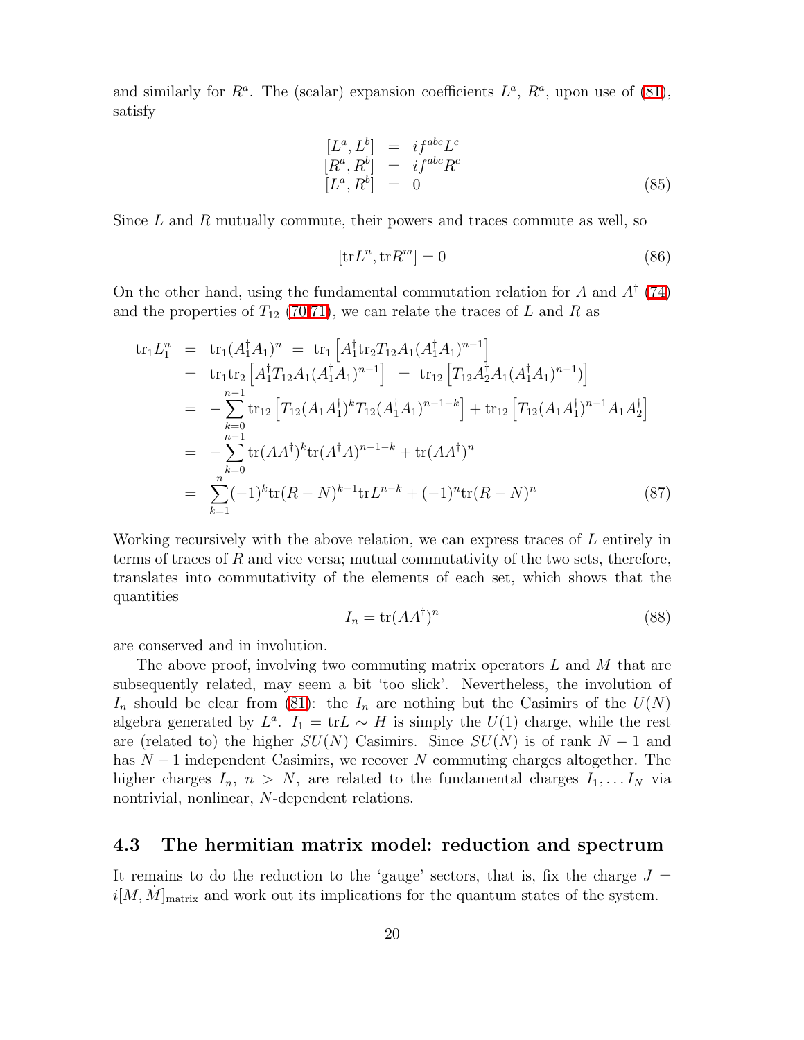and similarly for $R^a$. The (scalar) expansion coefficients $L^a$, $R^a$, upon use of (81), satisfy

$$
\begin{aligned}
[L^a, L^b] &= i f^{abc} L^c \\
[R^a, R^b] &= i f^{abc} R^c \\
[L^a, R^b] &= 0
\end{aligned}
\tag{85}
$$

Since $L$ and $R$ mutually commute, their powers and traces commute as well, so

$$
[\mathrm{tr} L^n, \mathrm{tr} R^m] = 0 \tag{86}
$$

On the other hand, using the fundamental commutation relation for $A$ and $A^\dagger$ (74) and the properties of $T_{12}$ (70,71), we can relate the traces of $L$ and $R$ as

$$
\begin{aligned}
\mathrm{tr}_1 L_1^n &= \mathrm{tr}_1 (A_1^\dagger A_1)^n \;=\; \mathrm{tr}_1 \left[ A_1^\dagger \mathrm{tr}_2 T_{12} A_1 (A_1^\dagger A_1)^{n-1} \right] \\
&= \mathrm{tr}_1 \mathrm{tr}_2 \left[ A_1^\dagger T_{12} A_1 (A_1^\dagger A_1)^{n-1} \right] \;=\; \mathrm{tr}_{12} \left[ T_{12} A_2^\dagger A_1 (A_1^\dagger A_1)^{n-1} ) \right] \\
&= -\sum_{k=0}^{n-1} \mathrm{tr}_{12} \left[ T_{12} (A_1 A_1^\dagger)^k T_{12} (A_1^\dagger A_1)^{n-1-k} \right] + \mathrm{tr}_{12} \left[ T_{12} (A_1 A_1^\dagger)^{n-1} A_1 A_2^\dagger \right] \\
&= -\sum_{k=0}^{n-1} \mathrm{tr} (A A^\dagger)^k \mathrm{tr} (A^\dagger A)^{n-1-k} + \mathrm{tr} (A A^\dagger)^n \\
&= \sum_{k=1}^{n} (-1)^k \mathrm{tr} (R-N)^{k-1} \mathrm{tr} L^{n-k} + (-1)^n \mathrm{tr} (R-N)^n
\end{aligned}
\tag{87}
$$

Working recursively with the above relation, we can express traces of $L$ entirely in terms of traces of $R$ and vice versa; mutual commutativity of the two sets, therefore, translates into commutativity of the elements of each set, which shows that the quantities

$$
I_n = \mathrm{tr} (A A^\dagger)^n \tag{88}
$$

are conserved and in involution.

The above proof, involving two commuting matrix operators $L$ and $M$ that are subsequently related, may seem a bit 'too slick'. Nevertheless, the involution of $I_n$ should be clear from (81): the $I_n$ are nothing but the Casimirs of the $U(N)$ algebra generated by $L^a$. $I_1 = \mathrm{tr} L \sim H$ is simply the $U(1)$ charge, while the rest are (related to) the higher $SU(N)$ Casimirs. Since $SU(N)$ is of rank $N-1$ and has $N-1$ independent Casimirs, we recover $N$ commuting charges altogether. The higher charges $I_n$, $n > N$, are related to the fundamental charges $I_1, \dots I_N$ via nontrivial, nonlinear, $N$-dependent relations.

### 4.3 The hermitian matrix model: reduction and spectrum

It remains to do the reduction to the 'gauge' sectors, that is, fix the charge $J = i[M, \dot{M}]_{\mathrm{matrix}}$ and work out its implications for the quantum states of the system.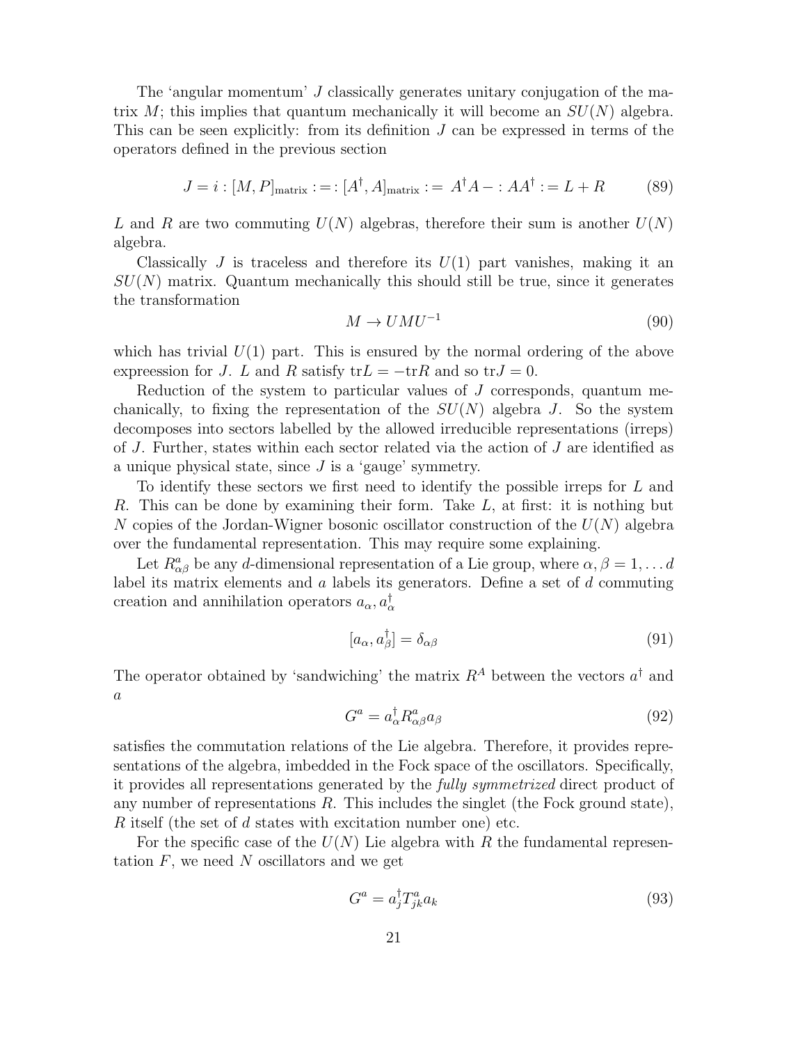The 'angular momentum' $J$ classically generates unitary conjugation of the matrix $M$; this implies that quantum mechanically it will become an $SU(N)$ algebra. This can be seen explicitly: from its definition $J$ can be expressed in terms of the operators defined in the previous section

$$J = i : [M, P]_{\text{matrix}} :=: [A^\dagger, A]_{\text{matrix}} :=\ A^\dagger A - : AA^\dagger := L + R \tag{89}$$

$L$ and $R$ are two commuting $U(N)$ algebras, therefore their sum is another $U(N)$ algebra.

Classically $J$ is traceless and therefore its $U(1)$ part vanishes, making it an $SU(N)$ matrix. Quantum mechanically this should still be true, since it generates the transformation

$$M \to UMU^{-1} \tag{90}$$

which has trivial $U(1)$ part. This is ensured by the normal ordering of the above expreession for $J$. $L$ and $R$ satisfy $\text{tr}L = -\text{tr}R$ and so $\text{tr}J = 0$.

Reduction of the system to particular values of $J$ corresponds, quantum mechanically, to fixing the representation of the $SU(N)$ algebra $J$. So the system decomposes into sectors labelled by the allowed irreducible representations (irreps) of $J$. Further, states within each sector related via the action of $J$ are identified as a unique physical state, since $J$ is a 'gauge' symmetry.

To identify these sectors we first need to identify the possible irreps for $L$ and $R$. This can be done by examining their form. Take $L$, at first: it is nothing but $N$ copies of the Jordan-Wigner bosonic oscillator construction of the $U(N)$ algebra over the fundamental representation. This may require some explaining.

Let $R^a_{\alpha\beta}$ be any $d$-dimensional representation of a Lie group, where $\alpha, \beta = 1, \ldots d$ label its matrix elements and $a$ labels its generators. Define a set of $d$ commuting creation and annihilation operators $a_\alpha, a^\dagger_\alpha$

$$[a_\alpha, a^\dagger_\beta] = \delta_{\alpha\beta} \tag{91}$$

The operator obtained by 'sandwiching' the matrix $R^A$ between the vectors $a^\dagger$ and $a$

$$G^a = a^\dagger_\alpha R^a_{\alpha\beta} a_\beta \tag{92}$$

satisfies the commutation relations of the Lie algebra. Therefore, it provides representations of the algebra, imbedded in the Fock space of the oscillators. Specifically, it provides all representations generated by the *fully symmetrized* direct product of any number of representations $R$. This includes the singlet (the Fock ground state), $R$ itself (the set of $d$ states with excitation number one) etc.

For the specific case of the $U(N)$ Lie algebra with $R$ the fundamental representation $F$, we need $N$ oscillators and we get

$$G^a = a^\dagger_j T^a_{jk} a_k \tag{93}$$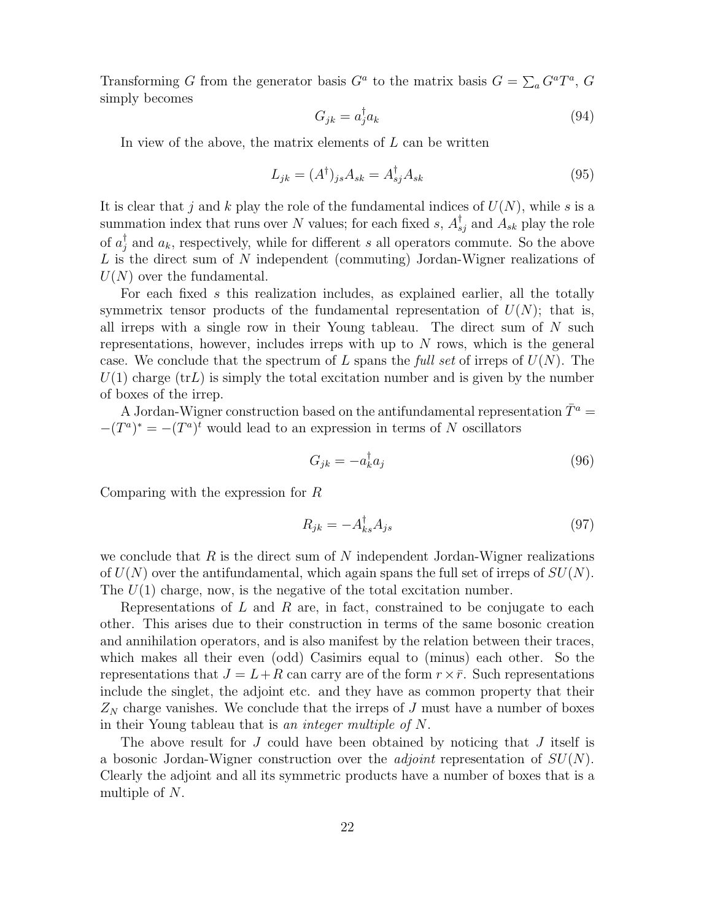Transforming $G$ from the generator basis $G^a$ to the matrix basis $G = \sum_a G^a T^a$, $G$ simply becomes

$$G_{jk} = a_j^\dagger a_k \tag{94}$$

In view of the above, the matrix elements of $L$ can be written

$$L_{jk} = (A^\dagger)_{js} A_{sk} = A_{sj}^\dagger A_{sk} \tag{95}$$

It is clear that $j$ and $k$ play the role of the fundamental indices of $U(N)$, while $s$ is a summation index that runs over $N$ values; for each fixed $s$, $A_{sj}^\dagger$ and $A_{sk}$ play the role of $a_j^\dagger$ and $a_k$, respectively, while for different $s$ all operators commute. So the above $L$ is the direct sum of $N$ independent (commuting) Jordan-Wigner realizations of $U(N)$ over the fundamental.

For each fixed $s$ this realization includes, as explained earlier, all the totally symmetrix tensor products of the fundamental representation of $U(N)$; that is, all irreps with a single row in their Young tableau. The direct sum of $N$ such representations, however, includes irreps with up to $N$ rows, which is the general case. We conclude that the spectrum of $L$ spans the *full set* of irreps of $U(N)$. The $U(1)$ charge ($\text{tr}L$) is simply the total excitation number and is given by the number of boxes of the irrep.

A Jordan-Wigner construction based on the antifundamental representation $\bar{T}^a = -(T^a)^* = -(T^a)^t$ would lead to an expression in terms of $N$ oscillators

$$G_{jk} = -a_k^\dagger a_j \tag{96}$$

Comparing with the expression for $R$

$$R_{jk} = -A_{ks}^\dagger A_{js} \tag{97}$$

we conclude that $R$ is the direct sum of $N$ independent Jordan-Wigner realizations of $U(N)$ over the antifundamental, which again spans the full set of irreps of $SU(N)$. The $U(1)$ charge, now, is the negative of the total excitation number.

Representations of $L$ and $R$ are, in fact, constrained to be conjugate to each other. This arises due to their construction in terms of the same bosonic creation and annihilation operators, and is also manifest by the relation between their traces, which makes all their even (odd) Casimirs equal to (minus) each other. So the representations that $J = L + R$ can carry are of the form $r \times \bar{r}$. Such representations include the singlet, the adjoint etc. and they have as common property that their $Z_N$ charge vanishes. We conclude that the irreps of $J$ must have a number of boxes in their Young tableau that is *an integer multiple of $N$*.

The above result for $J$ could have been obtained by noticing that $J$ itself is a bosonic Jordan-Wigner construction over the *adjoint* representation of $SU(N)$. Clearly the adjoint and all its symmetric products have a number of boxes that is a multiple of $N$.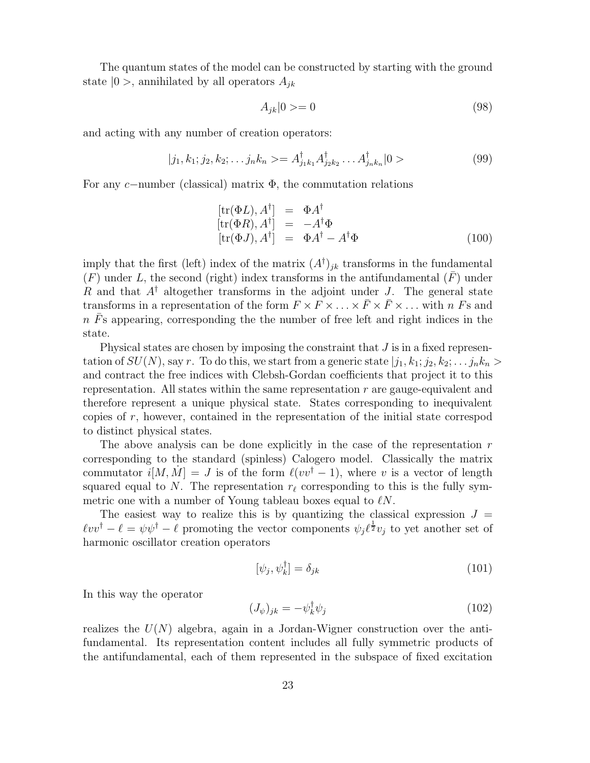The quantum states of the model can be constructed by starting with the ground state $|0>$, annihilated by all operators $A_{jk}$

$$A_{jk}|0>=0 \tag{98}$$

and acting with any number of creation operators:

$$|j_1,k_1;j_2,k_2;\dots j_nk_n>=A^\dagger_{j_1k_1}A^\dagger_{j_2k_2}\dots A^\dagger_{j_nk_n}|0> \tag{99}$$

For any $c-$number (classical) matrix $\Phi$, the commutation relations

$$\begin{aligned}
[\mathrm{tr}(\Phi L),A^\dagger] &= \Phi A^\dagger \\
[\mathrm{tr}(\Phi R),A^\dagger] &= -A^\dagger\Phi \\
[\mathrm{tr}(\Phi J),A^\dagger] &= \Phi A^\dagger - A^\dagger\Phi
\end{aligned} \tag{100}$$

imply that the first (left) index of the matrix $(A^\dagger)_{jk}$ transforms in the fundamental $(F)$ under $L$, the second (right) index transforms in the antifundamental $(\bar{F})$ under $R$ and that $A^\dagger$ altogether transforms in the adjoint under $J$. The general state transforms in a representation of the form $F\times F\times\dots\times\bar{F}\times\bar{F}\times\dots$ with $n$ $F$s and $n$ $\bar{F}$s appearing, corresponding the the number of free left and right indices in the state.

Physical states are chosen by imposing the constraint that $J$ is in a fixed representation of $SU(N)$, say $r$. To do this, we start from a generic state $|j_1,k_1;j_2,k_2;\dots j_nk_n>$ and contract the free indices with Clebsh-Gordan coefficients that project it to this representation. All states within the same representation $r$ are gauge-equivalent and therefore represent a unique physical state. States corresponding to inequivalent copies of $r$, however, contained in the representation of the initial state correspod to distinct physical states.

The above analysis can be done explicitly in the case of the representation $r$ corresponding to the standard (spinless) Calogero model. Classically the matrix commutator $i[M,\dot{M}]=J$ is of the form $\ell(vv^\dagger-1)$, where $v$ is a vector of length squared equal to $N$. The representation $r_\ell$ corresponding to this is the fully symmetric one with a number of Young tableau boxes equal to $\ell N$.

The easiest way to realize this is by quantizing the classical expression $J=\ell vv^\dagger-\ell=\psi\psi^\dagger-\ell$ promoting the vector components $\psi_j\ell^{\frac{1}{2}}v_j$ to yet another set of harmonic oscillator creation operators

$$[\psi_j,\psi^\dagger_k]=\delta_{jk} \tag{101}$$

In this way the operator

$$(J_\psi)_{jk}=-\psi^\dagger_k\psi_j \tag{102}$$

realizes the $U(N)$ algebra, again in a Jordan-Wigner construction over the antifundamental. Its representation content includes all fully symmetric products of the antifundamental, each of them represented in the subspace of fixed excitation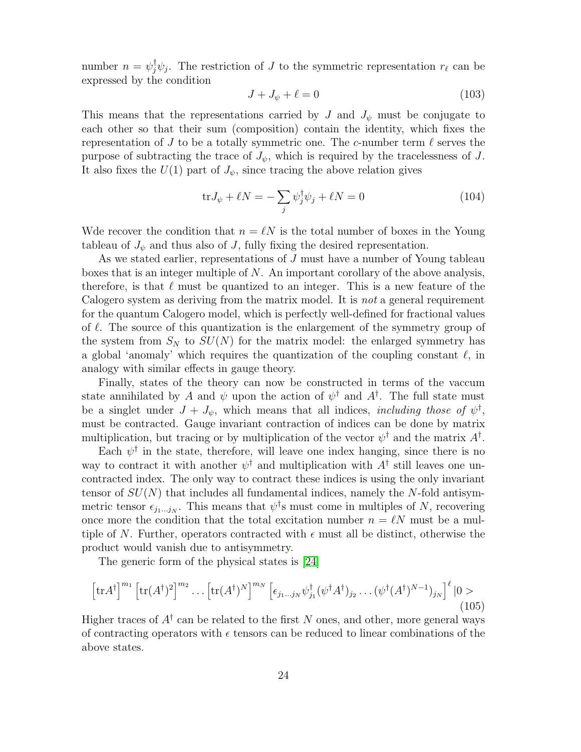number $n = \psi_j^\dagger \psi_j$. The restriction of $J$ to the symmetric representation $r_\ell$ can be expressed by the condition

$$J + J_\psi + \ell = 0 \tag{103}$$

This means that the representations carried by $J$ and $J_\psi$ must be conjugate to each other so that their sum (composition) contain the identity, which fixes the representation of $J$ to be a totally symmetric one. The $c$-number term $\ell$ serves the purpose of subtracting the trace of $J_\psi$, which is required by the tracelessness of $J$. It also fixes the $U(1)$ part of $J_\psi$, since tracing the above relation gives

$$\mathrm{tr} J_\psi + \ell N = -\sum_j \psi_j^\dagger \psi_j + \ell N = 0 \tag{104}$$

Wde recover the condition that $n = \ell N$ is the total number of boxes in the Young tableau of $J_\psi$ and thus also of $J$, fully fixing the desired representation.

As we stated earlier, representations of $J$ must have a number of Young tableau boxes that is an integer multiple of $N$. An important corollary of the above analysis, therefore, is that $\ell$ must be quantized to an integer. This is a new feature of the Calogero system as deriving from the matrix model. It is *not* a general requirement for the quantum Calogero model, which is perfectly well-defined for fractional values of $\ell$. The source of this quantization is the enlargement of the symmetry group of the system from $S_N$ to $SU(N)$ for the matrix model: the enlarged symmetry has a global 'anomaly' which requires the quantization of the coupling constant $\ell$, in analogy with similar effects in gauge theory.

Finally, states of the theory can now be constructed in terms of the vaccum state annihilated by $A$ and $\psi$ upon the action of $\psi^\dagger$ and $A^\dagger$. The full state must be a singlet under $J + J_\psi$, which means that all indices, *including those of* $\psi^\dagger$, must be contracted. Gauge invariant contraction of indices can be done by matrix multiplication, but tracing or by multiplication of the vector $\psi^\dagger$ and the matrix $A^\dagger$.

Each $\psi^\dagger$ in the state, therefore, will leave one index hanging, since there is no way to contract it with another $\psi^\dagger$ and multiplication with $A^\dagger$ still leaves one uncontracted index. The only way to contract these indices is using the only invariant tensor of $SU(N)$ that includes all fundamental indices, namely the $N$-fold antisymmetric tensor $\epsilon_{j_1 \dots j_N}$. This means that $\psi^\dagger$s must come in multiples of $N$, recovering once more the condition that the total excitation number $n = \ell N$ must be a multiple of $N$. Further, operators contracted with $\epsilon$ must all be distinct, otherwise the product would vanish due to antisymmetry.

The generic form of the physical states is [24]

$$\left[\mathrm{tr} A^\dagger\right]^{m_1} \left[\mathrm{tr}(A^\dagger)^2\right]^{m_2} \dots \left[\mathrm{tr}(A^\dagger)^N\right]^{m_N} \left[\epsilon_{j_1 \dots j_N} \psi_{j_1}^\dagger (\psi^\dagger A^\dagger)_{j_2} \dots (\psi^\dagger (A^\dagger)^{N-1})_{j_N}\right]^\ell |0> \tag{105}$$

Higher traces of $A^\dagger$ can be related to the first $N$ ones, and other, more general ways of contracting operators with $\epsilon$ tensors can be reduced to linear combinations of the above states.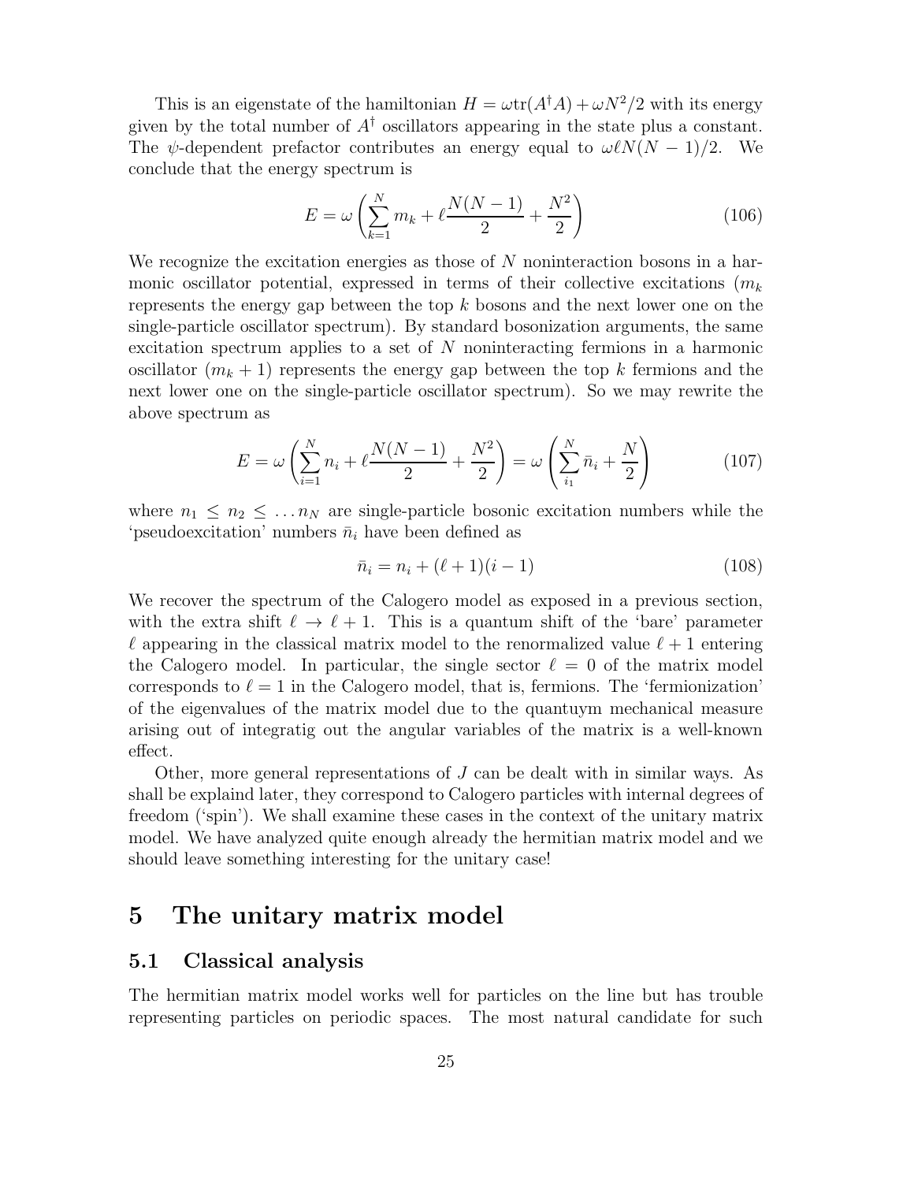This is an eigenstate of the hamiltonian $H = \omega \text{tr}(A^\dagger A) + \omega N^2/2$ with its energy given by the total number of $A^\dagger$ oscillators appearing in the state plus a constant. The $\psi$-dependent prefactor contributes an energy equal to $\omega \ell N(N-1)/2$. We conclude that the energy spectrum is

$$E = \omega \left( \sum_{k=1}^{N} m_k + \ell \frac{N(N-1)}{2} + \frac{N^2}{2} \right) \tag{106}$$

We recognize the excitation energies as those of $N$ noninteraction bosons in a harmonic oscillator potential, expressed in terms of their collective excitations ($m_k$ represents the energy gap between the top $k$ bosons and the next lower one on the single-particle oscillator spectrum). By standard bosonization arguments, the same excitation spectrum applies to a set of $N$ noninteracting fermions in a harmonic oscillator ($m_k + 1$) represents the energy gap between the top $k$ fermions and the next lower one on the single-particle oscillator spectrum). So we may rewrite the above spectrum as

$$E = \omega \left( \sum_{i=1}^{N} n_i + \ell \frac{N(N-1)}{2} + \frac{N^2}{2} \right) = \omega \left( \sum_{i_1}^{N} \bar{n}_i + \frac{N}{2} \right) \tag{107}$$

where $n_1 \leq n_2 \leq \dots n_N$ are single-particle bosonic excitation numbers while the 'pseudoexcitation' numbers $\bar{n}_i$ have been defined as

$$\bar{n}_i = n_i + (\ell + 1)(i - 1) \tag{108}$$

We recover the spectrum of the Calogero model as exposed in a previous section, with the extra shift $\ell \to \ell + 1$. This is a quantum shift of the 'bare' parameter $\ell$ appearing in the classical matrix model to the renormalized value $\ell + 1$ entering the Calogero model. In particular, the single sector $\ell = 0$ of the matrix model corresponds to $\ell = 1$ in the Calogero model, that is, fermions. The 'fermionization' of the eigenvalues of the matrix model due to the quantuym mechanical measure arising out of integratig out the angular variables of the matrix is a well-known effect.

Other, more general representations of $J$ can be dealt with in similar ways. As shall be explaind later, they correspond to Calogero particles with internal degrees of freedom ('spin'). We shall examine these cases in the context of the unitary matrix model. We have analyzed quite enough already the hermitian matrix model and we should leave something interesting for the unitary case!

# 5 The unitary matrix model

## 5.1 Classical analysis

The hermitian matrix model works well for particles on the line but has trouble representing particles on periodic spaces. The most natural candidate for such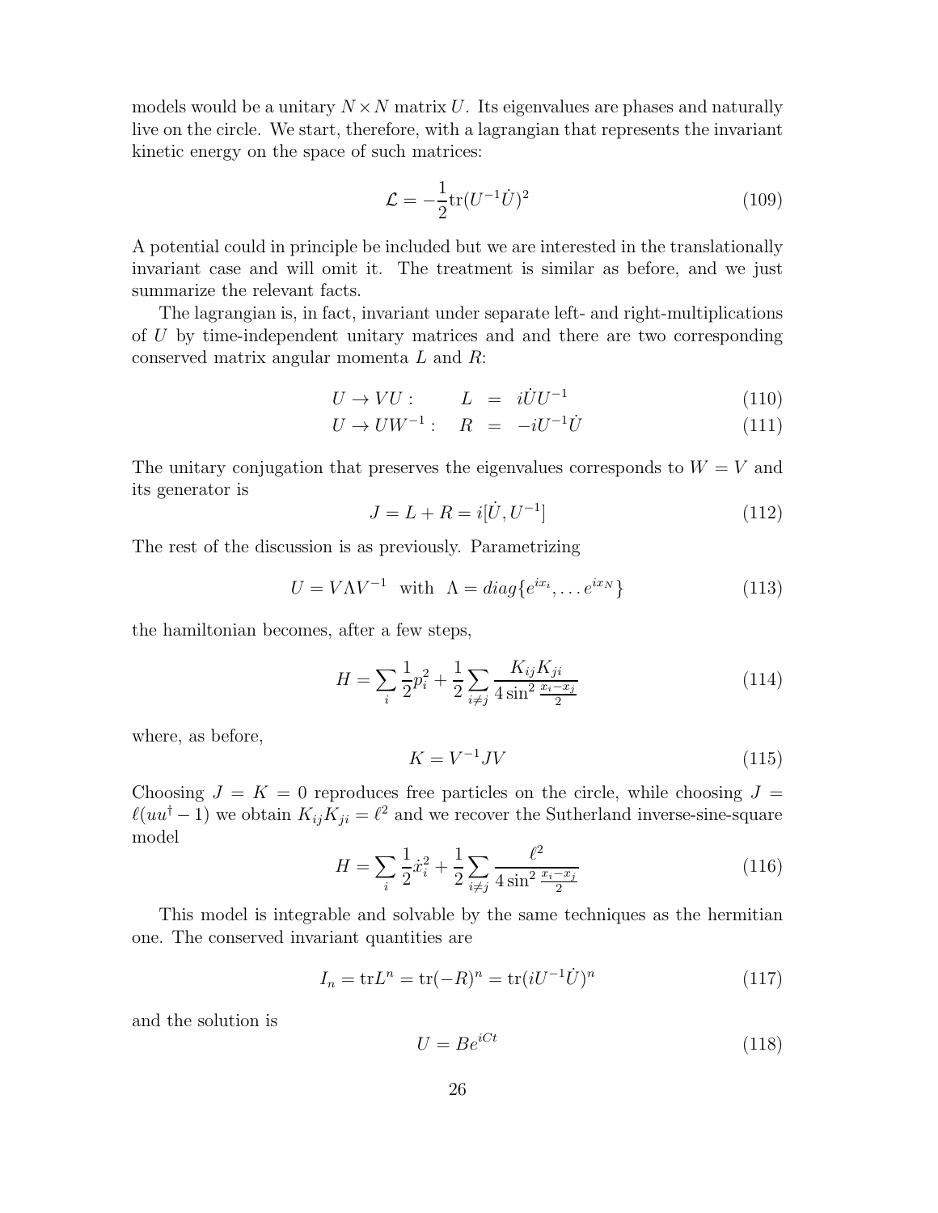models would be a unitary $N \times N$ matrix $U$. Its eigenvalues are phases and naturally live on the circle. We start, therefore, with a lagrangian that represents the invariant kinetic energy on the space of such matrices:

$$\mathcal{L} = -\frac{1}{2}\mathrm{tr}(U^{-1}\dot{U})^2 \tag{109}$$

A potential could in principle be included but we are interested in the translationally invariant case and will omit it. The treatment is similar as before, and we just summarize the relevant facts.

The lagrangian is, in fact, invariant under separate left- and right-multiplications of $U$ by time-independent unitary matrices and and there are two corresponding conserved matrix angular momenta $L$ and $R$:

$$U \to VU : \qquad L = i\dot{U}U^{-1} \tag{110}$$

$$U \to UW^{-1} : \quad R = -iU^{-1}\dot{U} \tag{111}$$

The unitary conjugation that preserves the eigenvalues corresponds to $W = V$ and its generator is

$$J = L + R = i[\dot{U}, U^{-1}] \tag{112}$$

The rest of the discussion is as previously. Parametrizing

$$U = V\Lambda V^{-1} \;\; \text{with} \;\; \Lambda = diag\{e^{ix_i}, \ldots e^{ix_N}\} \tag{113}$$

the hamiltonian becomes, after a few steps,

$$H = \sum_i \frac{1}{2}p_i^2 + \frac{1}{2}\sum_{i \neq j} \frac{K_{ij}K_{ji}}{4\sin^2 \frac{x_i - x_j}{2}} \tag{114}$$

where, as before,

$$K = V^{-1}JV \tag{115}$$

Choosing $J = K = 0$ reproduces free particles on the circle, while choosing $J = \ell(uu^\dagger - 1)$ we obtain $K_{ij}K_{ji} = \ell^2$ and we recover the Sutherland inverse-sine-square model

$$H = \sum_i \frac{1}{2}\dot{x}_i^2 + \frac{1}{2}\sum_{i \neq j} \frac{\ell^2}{4\sin^2 \frac{x_i - x_j}{2}} \tag{116}$$

This model is integrable and solvable by the same techniques as the hermitian one. The conserved invariant quantities are

$$I_n = \mathrm{tr}L^n = \mathrm{tr}(-R)^n = \mathrm{tr}(iU^{-1}\dot{U})^n \tag{117}$$

and the solution is

$$U = Be^{iCt} \tag{118}$$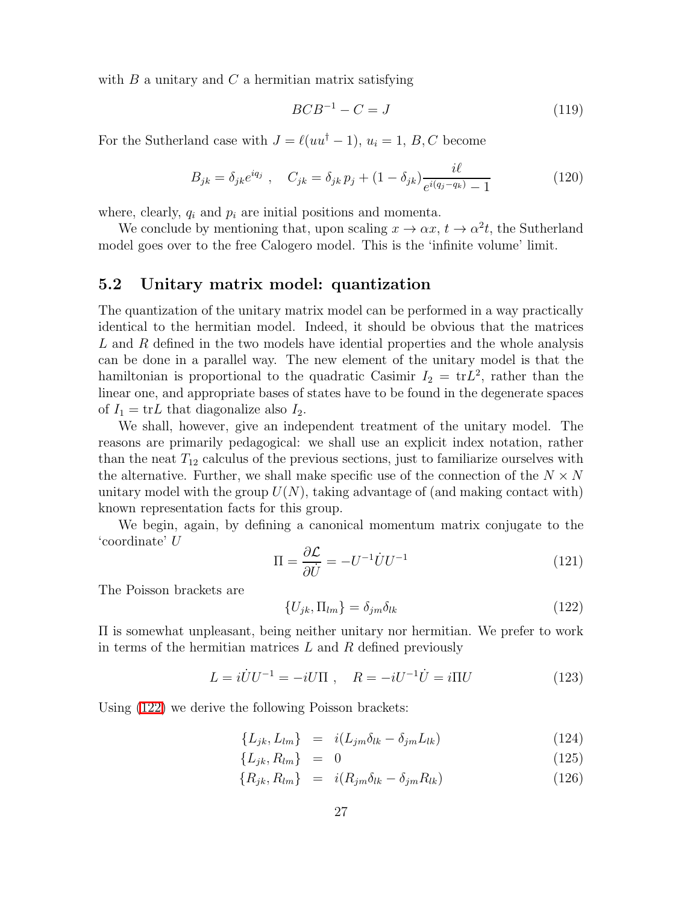with $B$ a unitary and $C$ a hermitian matrix satisfying

$$BCB^{-1} - C = J \tag{119}$$

For the Sutherland case with $J = \ell(uu^\dagger - 1)$, $u_i = 1$, $B, C$ become

$$B_{jk} = \delta_{jk} e^{iq_j} \ , \quad C_{jk} = \delta_{jk} \, p_j + (1 - \delta_{jk}) \frac{i\ell}{e^{i(q_j - q_k)} - 1} \tag{120}$$

where, clearly, $q_i$ and $p_i$ are initial positions and momenta.

We conclude by mentioning that, upon scaling $x \to \alpha x$, $t \to \alpha^2 t$, the Sutherland model goes over to the free Calogero model. This is the 'infinite volume' limit.

## 5.2 Unitary matrix model: quantization

The quantization of the unitary matrix model can be performed in a way practically identical to the hermitian model. Indeed, it should be obvious that the matrices $L$ and $R$ defined in the two models have idential properties and the whole analysis can be done in a parallel way. The new element of the unitary model is that the hamiltonian is proportional to the quadratic Casimir $I_2 = \text{tr} L^2$, rather than the linear one, and appropriate bases of states have to be found in the degenerate spaces of $I_1 = \text{tr} L$ that diagonalize also $I_2$.

We shall, however, give an independent treatment of the unitary model. The reasons are primarily pedagogical: we shall use an explicit index notation, rather than the neat $T_{12}$ calculus of the previous sections, just to familiarize ourselves with the alternative. Further, we shall make specific use of the connection of the $N \times N$ unitary model with the group $U(N)$, taking advantage of (and making contact with) known representation facts for this group.

We begin, again, by defining a canonical momentum matrix conjugate to the 'coordinate' $U$

$$\Pi = \frac{\partial \mathcal{L}}{\partial \dot{U}} = -U^{-1} \dot{U} U^{-1} \tag{121}$$

The Poisson brackets are

$$\{U_{jk}, \Pi_{lm}\} = \delta_{jm} \delta_{lk} \tag{122}$$

$\Pi$ is somewhat unpleasant, being neither unitary nor hermitian. We prefer to work in terms of the hermitian matrices $L$ and $R$ defined previously

$$L = i\dot{U}U^{-1} = -iU\Pi \ , \quad R = -iU^{-1}\dot{U} = i\Pi U \tag{123}$$

Using (122) we derive the following Poisson brackets:

$$\{L_{jk}, L_{lm}\} = i(L_{jm}\delta_{lk} - \delta_{jm}L_{lk}) \tag{124}$$

$$\{L_{jk}, R_{lm}\} = 0 \tag{125}$$

$$\{R_{jk}, R_{lm}\} = i(R_{jm}\delta_{lk} - \delta_{jm}R_{lk}) \tag{126}$$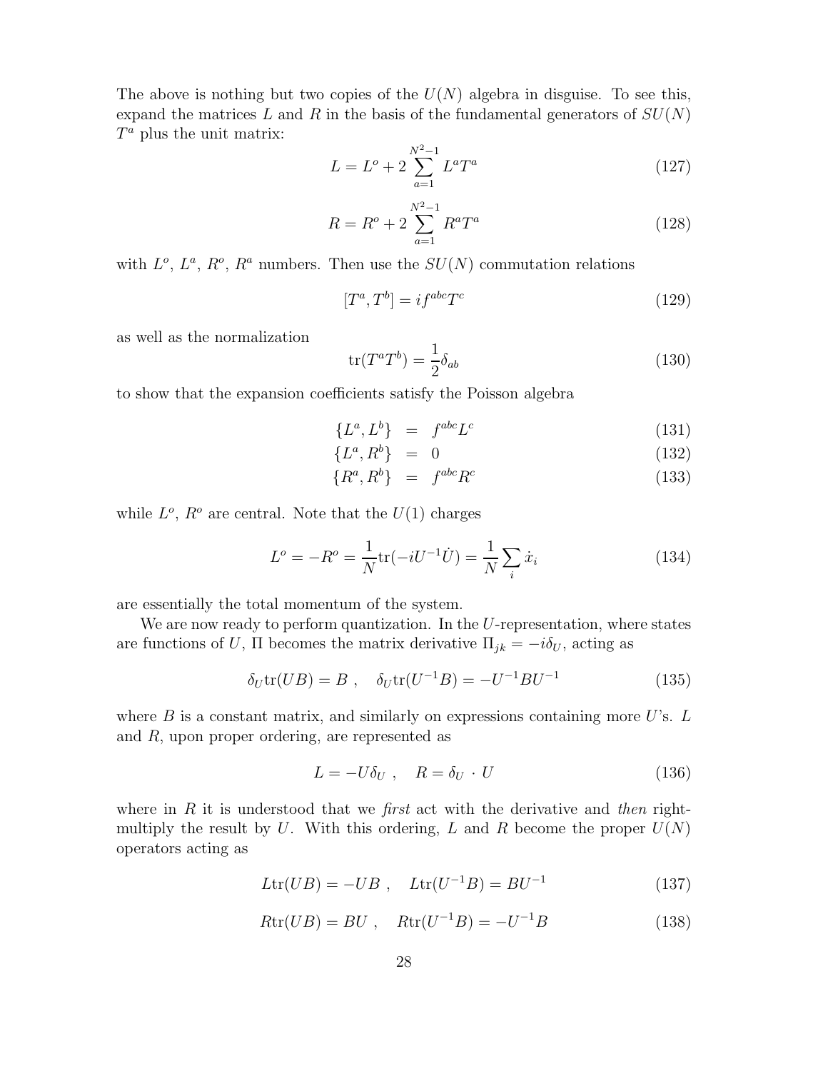The above is nothing but two copies of the $U(N)$ algebra in disguise. To see this, expand the matrices $L$ and $R$ in the basis of the fundamental generators of $SU(N)$ $T^a$ plus the unit matrix:

$$L = L^o + 2 \sum_{a=1}^{N^2-1} L^a T^a \tag{127}$$

$$R = R^o + 2 \sum_{a=1}^{N^2-1} R^a T^a \tag{128}$$

with $L^o$, $L^a$, $R^o$, $R^a$ numbers. Then use the $SU(N)$ commutation relations

$$[T^a, T^b] = i f^{abc} T^c \tag{129}$$

as well as the normalization

$$\mathrm{tr}(T^a T^b) = \frac{1}{2}\delta_{ab} \tag{130}$$

to show that the expansion coefficients satisfy the Poisson algebra

$$\{L^a, L^b\} = f^{abc} L^c \tag{131}$$

$$\{L^a, R^b\} = 0 \tag{132}$$

$$\{R^a, R^b\} = f^{abc} R^c \tag{133}$$

while $L^o$, $R^o$ are central. Note that the $U(1)$ charges

$$L^o = -R^o = \frac{1}{N}\mathrm{tr}(-iU^{-1}\dot{U}) = \frac{1}{N}\sum_i \dot{x}_i \tag{134}$$

are essentially the total momentum of the system.

We are now ready to perform quantization. In the $U$-representation, where states are functions of $U$, $\Pi$ becomes the matrix derivative $\Pi_{jk} = -i\delta_U$, acting as

$$\delta_U \mathrm{tr}(UB) = B \ , \quad \delta_U \mathrm{tr}(U^{-1}B) = -U^{-1}BU^{-1} \tag{135}$$

where $B$ is a constant matrix, and similarly on expressions containing more $U$'s. $L$ and $R$, upon proper ordering, are represented as

$$L = -U\delta_U \ , \quad R = \delta_U \cdot U \tag{136}$$

where in $R$ it is understood that we *first* act with the derivative and *then* right-multiply the result by $U$. With this ordering, $L$ and $R$ become the proper $U(N)$ operators acting as

$$L\mathrm{tr}(UB) = -UB \ , \quad L\mathrm{tr}(U^{-1}B) = BU^{-1} \tag{137}$$

$$R\mathrm{tr}(UB) = BU \ , \quad R\mathrm{tr}(U^{-1}B) = -U^{-1}B \tag{138}$$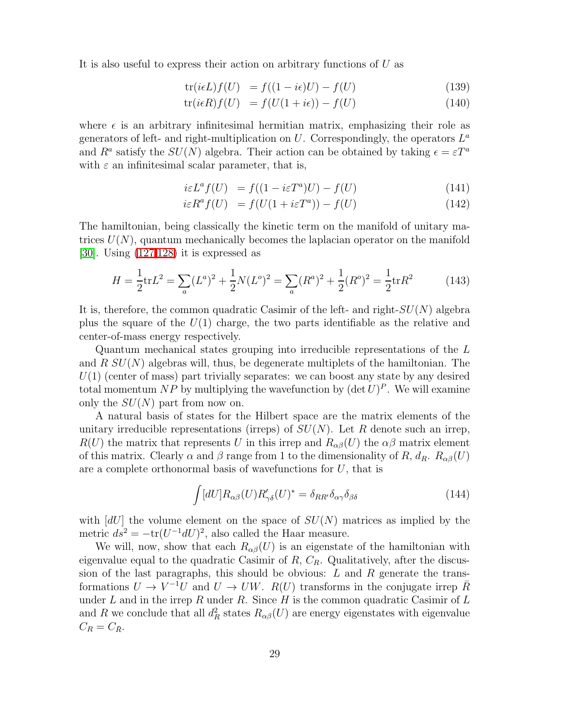It is also useful to express their action on arbitrary functions of $U$ as

$$
\begin{aligned}
\operatorname{tr}(i\epsilon L) f(U) &= f((1 - i\epsilon)U) - f(U) &\quad (139)\\
\operatorname{tr}(i\epsilon R) f(U) &= f(U(1 + i\epsilon)) - f(U) &\quad (140)
\end{aligned}
$$

where $\epsilon$ is an arbitrary infinitesimal hermitian matrix, emphasizing their role as generators of left- and right-multiplication on $U$. Correspondingly, the operators $L^a$ and $R^a$ satisfy the $SU(N)$ algebra. Their action can be obtained by taking $\epsilon = \varepsilon T^a$ with $\varepsilon$ an infinitesimal scalar parameter, that is,

$$
\begin{aligned}
i\varepsilon L^a f(U) &= f((1 - i\varepsilon T^a)U) - f(U) &\quad (141)\\
i\varepsilon R^a f(U) &= f(U(1 + i\varepsilon T^a)) - f(U) &\quad (142)
\end{aligned}
$$

The hamiltonian, being classically the kinetic term on the manifold of unitary matrices $U(N)$, quantum mechanically becomes the laplacian operator on the manifold [30]. Using (127,128) it is expressed as

$$
H = \frac{1}{2}\operatorname{tr}L^2 = \sum_a (L^a)^2 + \frac{1}{2}N(L^o)^2 = \sum_a (R^a)^2 + \frac{1}{2}(R^o)^2 = \frac{1}{2}\operatorname{tr}R^2 \tag{143}
$$

It is, therefore, the common quadratic Casimir of the left- and right-$SU(N)$ algebra plus the square of the $U(1)$ charge, the two parts identifiable as the relative and center-of-mass energy respectively.

Quantum mechanical states grouping into irreducible representations of the $L$ and $R$ $SU(N)$ algebras will, thus, be degenerate multiplets of the hamiltonian. The $U(1)$ (center of mass) part trivially separates: we can boost any state by any desired total momentum $NP$ by multiplying the wavefunction by $(\det U)^P$. We will examine only the $SU(N)$ part from now on.

A natural basis of states for the Hilbert space are the matrix elements of the unitary irreducible representations (irreps) of $SU(N)$. Let $R$ denote such an irrep, $R(U)$ the matrix that represents $U$ in this irrep and $R_{\alpha\beta}(U)$ the $\alpha\beta$ matrix element of this matrix. Clearly $\alpha$ and $\beta$ range from 1 to the dimensionality of $R$, $d_R$. $R_{\alpha\beta}(U)$ are a complete orthonormal basis of wavefunctions for $U$, that is

$$
\int [dU] R_{\alpha\beta}(U) R'_{\gamma\delta}(U)^* = \delta_{RR'}\delta_{\alpha\gamma}\delta_{\beta\delta} \tag{144}
$$

with $[dU]$ the volume element on the space of $SU(N)$ matrices as implied by the metric $ds^2 = -\operatorname{tr}(U^{-1}dU)^2$, also called the Haar measure.

We will, now, show that each $R_{\alpha\beta}(U)$ is an eigenstate of the hamiltonian with eigenvalue equal to the quadratic Casimir of $R$, $C_R$. Qualitatively, after the discussion of the last paragraphs, this should be obvious: $L$ and $R$ generate the transformations $U \to V^{-1}U$ and $U \to UW$. $R(U)$ transforms in the conjugate irrep $\bar{R}$ under $L$ and in the irrep $R$ under $R$. Since $H$ is the common quadratic Casimir of $L$ and $R$ we conclude that all $d_R^2$ states $R_{\alpha\beta}(U)$ are energy eigenstates with eigenvalue $C_R = C_{\bar{R}}$.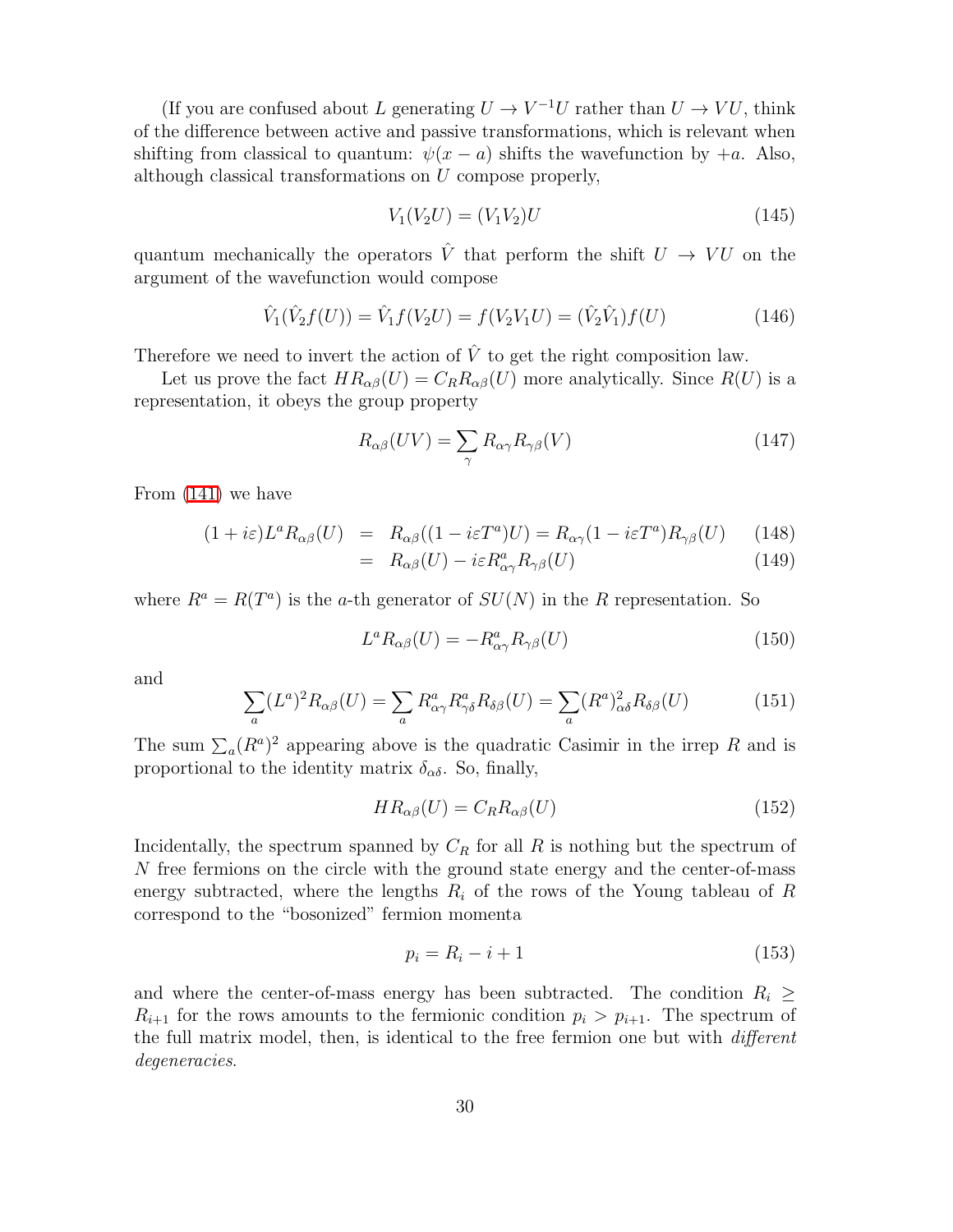(If you are confused about $L$ generating $U \to V^{-1}U$ rather than $U \to VU$, think of the difference between active and passive transformations, which is relevant when shifting from classical to quantum: $\psi(x-a)$ shifts the wavefunction by $+a$. Also, although classical transformations on $U$ compose properly,

$$V_1(V_2U) = (V_1V_2)U \tag{145}$$

quantum mechanically the operators $\hat{V}$ that perform the shift $U \to VU$ on the argument of the wavefunction would compose

$$\hat{V}_1(\hat{V}_2 f(U)) = \hat{V}_1 f(V_2U) = f(V_2V_1U) = (\hat{V}_2\hat{V}_1)f(U) \tag{146}$$

Therefore we need to invert the action of $\hat{V}$ to get the right composition law.

Let us prove the fact $HR_{\alpha\beta}(U) = C_R R_{\alpha\beta}(U)$ more analytically. Since $R(U)$ is a representation, it obeys the group property

$$R_{\alpha\beta}(UV) = \sum_\gamma R_{\alpha\gamma}R_{\gamma\beta}(V) \tag{147}$$

From (141) we have

$$\begin{aligned}
(1+i\varepsilon)L^a R_{\alpha\beta}(U) &= R_{\alpha\beta}((1-i\varepsilon T^a)U) = R_{\alpha\gamma}(1-i\varepsilon T^a)R_{\gamma\beta}(U) \qquad (148)\\
&= R_{\alpha\beta}(U) - i\varepsilon R^a_{\alpha\gamma}R_{\gamma\beta}(U) \qquad (149)
\end{aligned}$$

where $R^a = R(T^a)$ is the $a$-th generator of $SU(N)$ in the $R$ representation. So

$$L^a R_{\alpha\beta}(U) = -R^a_{\alpha\gamma}R_{\gamma\beta}(U) \tag{150}$$

and

$$\sum_a (L^a)^2 R_{\alpha\beta}(U) = \sum_a R^a_{\alpha\gamma}R^a_{\gamma\delta}R_{\delta\beta}(U) = \sum_a (R^a)^2_{\alpha\delta}R_{\delta\beta}(U) \tag{151}$$

The sum $\sum_a (R^a)^2$ appearing above is the quadratic Casimir in the irrep $R$ and is proportional to the identity matrix $\delta_{\alpha\delta}$. So, finally,

$$HR_{\alpha\beta}(U) = C_R R_{\alpha\beta}(U) \tag{152}$$

Incidentally, the spectrum spanned by $C_R$ for all $R$ is nothing but the spectrum of $N$ free fermions on the circle with the ground state energy and the center-of-mass energy subtracted, where the lengths $R_i$ of the rows of the Young tableau of $R$ correspond to the "bosonized" fermion momenta

$$p_i = R_i - i + 1 \tag{153}$$

and where the center-of-mass energy has been subtracted. The condition $R_i \geq R_{i+1}$ for the rows amounts to the fermionic condition $p_i > p_{i+1}$. The spectrum of the full matrix model, then, is identical to the free fermion one but with *different degeneracies*.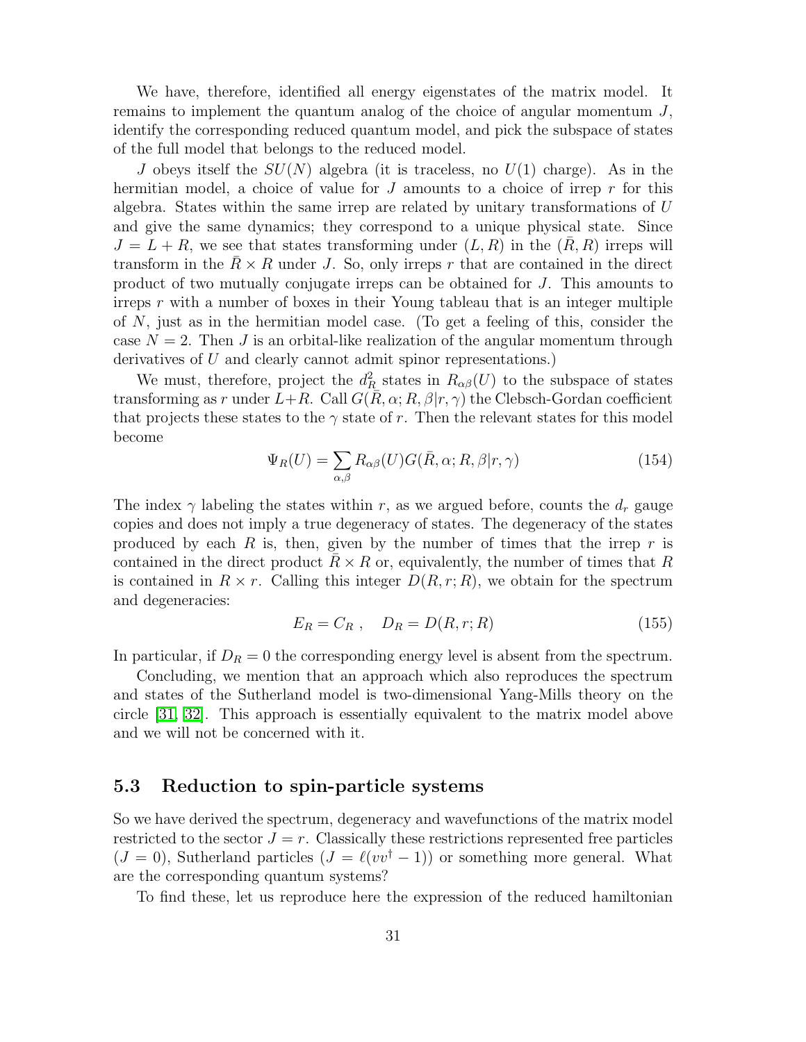We have, therefore, identified all energy eigenstates of the matrix model. It remains to implement the quantum analog of the choice of angular momentum $J$, identify the corresponding reduced quantum model, and pick the subspace of states of the full model that belongs to the reduced model.

$J$ obeys itself the $SU(N)$ algebra (it is traceless, no $U(1)$ charge). As in the hermitian model, a choice of value for $J$ amounts to a choice of irrep $r$ for this algebra. States within the same irrep are related by unitary transformations of $U$ and give the same dynamics; they correspond to a unique physical state. Since $J = L + R$, we see that states transforming under $(L, R)$ in the $(\bar{R}, R)$ irreps will transform in the $\bar{R} \times R$ under $J$. So, only irreps $r$ that are contained in the direct product of two mutually conjugate irreps can be obtained for $J$. This amounts to irreps $r$ with a number of boxes in their Young tableau that is an integer multiple of $N$, just as in the hermitian model case. (To get a feeling of this, consider the case $N = 2$. Then $J$ is an orbital-like realization of the angular momentum through derivatives of $U$ and clearly cannot admit spinor representations.)

We must, therefore, project the $d_R^2$ states in $R_{\alpha\beta}(U)$ to the subspace of states transforming as $r$ under $L+R$. Call $G(\bar{R}, \alpha; R, \beta | r, \gamma)$ the Clebsch-Gordan coefficient that projects these states to the $\gamma$ state of $r$. Then the relevant states for this model become

$$\Psi_R(U) = \sum_{\alpha,\beta} R_{\alpha\beta}(U) G(\bar{R}, \alpha; R, \beta | r, \gamma) \tag{154}$$

The index $\gamma$ labeling the states within $r$, as we argued before, counts the $d_r$ gauge copies and does not imply a true degeneracy of states. The degeneracy of the states produced by each $R$ is, then, given by the number of times that the irrep $r$ is contained in the direct product $\bar{R} \times R$ or, equivalently, the number of times that $R$ is contained in $R \times r$. Calling this integer $D(R, r; R)$, we obtain for the spectrum and degeneracies:

$$E_R = C_R \ , \quad D_R = D(R, r; R) \tag{155}$$

In particular, if $D_R = 0$ the corresponding energy level is absent from the spectrum.

Concluding, we mention that an approach which also reproduces the spectrum and states of the Sutherland model is two-dimensional Yang-Mills theory on the circle [31, 32]. This approach is essentially equivalent to the matrix model above and we will not be concerned with it.

### 5.3 Reduction to spin-particle systems

So we have derived the spectrum, degeneracy and wavefunctions of the matrix model restricted to the sector $J = r$. Classically these restrictions represented free particles ($J = 0$), Sutherland particles ($J = \ell(vv^\dagger - 1)$) or something more general. What are the corresponding quantum systems?

To find these, let us reproduce here the expression of the reduced hamiltonian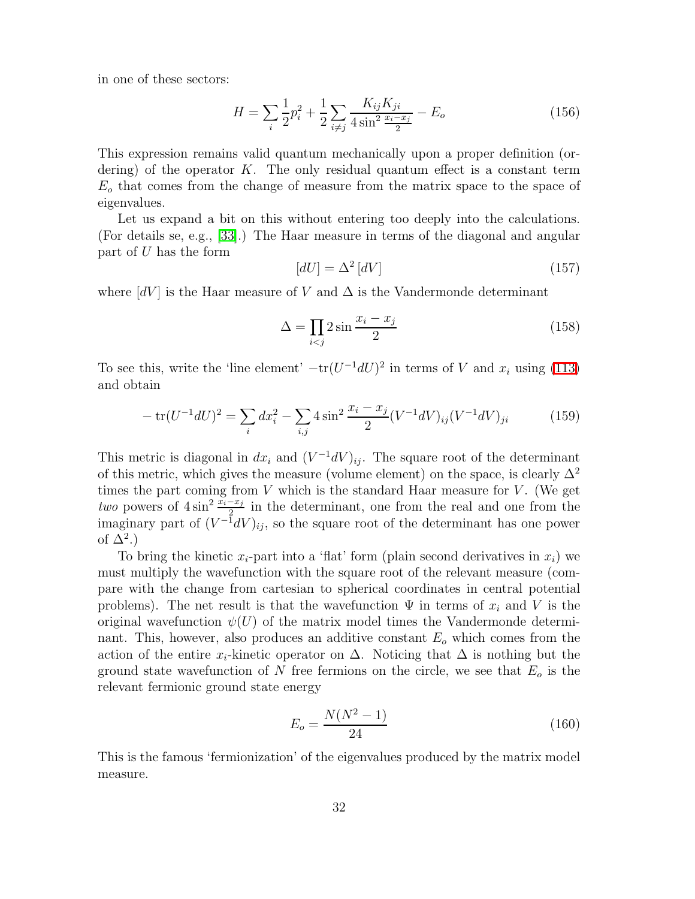in one of these sectors:

$$H = \sum_i \frac{1}{2} p_i^2 + \frac{1}{2} \sum_{i \neq j} \frac{K_{ij} K_{ji}}{4 \sin^2 \frac{x_i - x_j}{2}} - E_o \tag{156}$$

This expression remains valid quantum mechanically upon a proper definition (ordering) of the operator $K$. The only residual quantum effect is a constant term $E_o$ that comes from the change of measure from the matrix space to the space of eigenvalues.

Let us expand a bit on this without entering too deeply into the calculations. (For details se, e.g., [33].) The Haar measure in terms of the diagonal and angular part of $U$ has the form

$$[dU] = \Delta^2 \, [dV] \tag{157}$$

where $[dV]$ is the Haar measure of $V$ and $\Delta$ is the Vandermonde determinant

$$\Delta = \prod_{i<j} 2 \sin \frac{x_i - x_j}{2} \tag{158}$$

To see this, write the 'line element' $-\mathrm{tr}(U^{-1} dU)^2$ in terms of $V$ and $x_i$ using (113) and obtain

$$-\,\mathrm{tr}(U^{-1} dU)^2 = \sum_i dx_i^2 - \sum_{i,j} 4 \sin^2 \frac{x_i - x_j}{2} (V^{-1} dV)_{ij} (V^{-1} dV)_{ji} \tag{159}$$

This metric is diagonal in $dx_i$ and $(V^{-1} dV)_{ij}$. The square root of the determinant of this metric, which gives the measure (volume element) on the space, is clearly $\Delta^2$ times the part coming from $V$ which is the standard Haar measure for $V$. (We get *two* powers of $4 \sin^2 \frac{x_i - x_j}{2}$ in the determinant, one from the real and one from the imaginary part of $(V^{-1} dV)_{ij}$, so the square root of the determinant has one power of $\Delta^2$.)

To bring the kinetic $x_i$-part into a 'flat' form (plain second derivatives in $x_i$) we must multiply the wavefunction with the square root of the relevant measure (compare with the change from cartesian to spherical coordinates in central potential problems). The net result is that the wavefunction $\Psi$ in terms of $x_i$ and $V$ is the original wavefunction $\psi(U)$ of the matrix model times the Vandermonde determinant. This, however, also produces an additive constant $E_o$ which comes from the action of the entire $x_i$-kinetic operator on $\Delta$. Noticing that $\Delta$ is nothing but the ground state wavefunction of $N$ free fermions on the circle, we see that $E_o$ is the relevant fermionic ground state energy

$$E_o = \frac{N(N^2 - 1)}{24} \tag{160}$$

This is the famous 'fermionization' of the eigenvalues produced by the matrix model measure.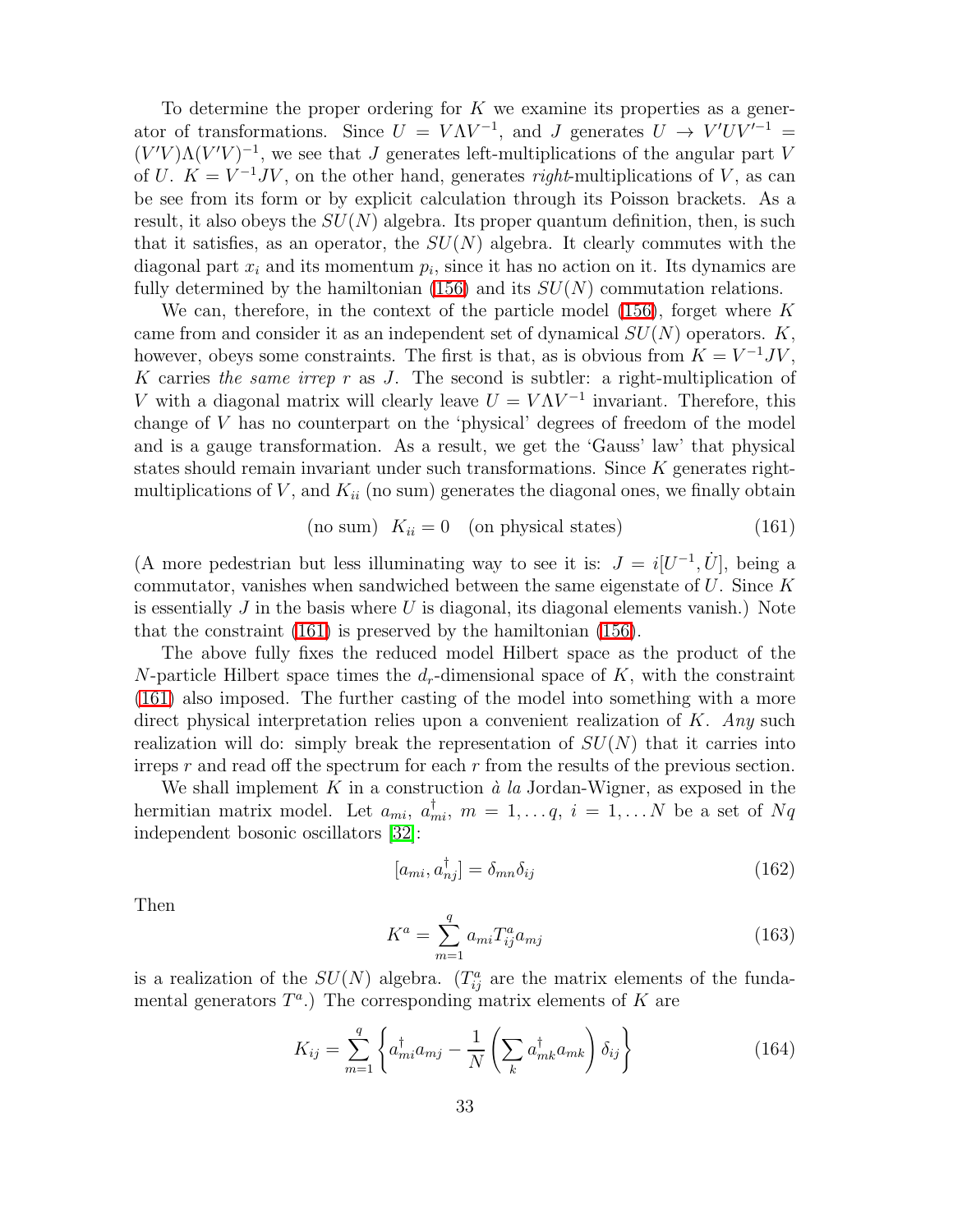To determine the proper ordering for $K$ we examine its properties as a generator of transformations. Since $U = V\Lambda V^{-1}$, and $J$ generates $U \to V'UV'^{-1} = (V'V)\Lambda(V'V)^{-1}$, we see that $J$ generates left-multiplications of the angular part $V$ of $U$. $K = V^{-1}JV$, on the other hand, generates *right*-multiplications of $V$, as can be see from its form or by explicit calculation through its Poisson brackets. As a result, it also obeys the $SU(N)$ algebra. Its proper quantum definition, then, is such that it satisfies, as an operator, the $SU(N)$ algebra. It clearly commutes with the diagonal part $x_i$ and its momentum $p_i$, since it has no action on it. Its dynamics are fully determined by the hamiltonian (156) and its $SU(N)$ commutation relations.

We can, therefore, in the context of the particle model (156), forget where $K$ came from and consider it as an independent set of dynamical $SU(N)$ operators. $K$, however, obeys some constraints. The first is that, as is obvious from $K = V^{-1}JV$, $K$ carries *the same irrep* $r$ as $J$. The second is subtler: a right-multiplication of $V$ with a diagonal matrix will clearly leave $U = V\Lambda V^{-1}$ invariant. Therefore, this change of $V$ has no counterpart on the 'physical' degrees of freedom of the model and is a gauge transformation. As a result, we get the 'Gauss' law' that physical states should remain invariant under such transformations. Since $K$ generates right-multiplications of $V$, and $K_{ii}$ (no sum) generates the diagonal ones, we finally obtain

$$\text{(no sum)} \quad K_{ii} = 0 \quad \text{(on physical states)} \tag{161}$$

(A more pedestrian but less illuminating way to see it is: $J = i[U^{-1}, \dot{U}]$, being a commutator, vanishes when sandwiched between the same eigenstate of $U$. Since $K$ is essentially $J$ in the basis where $U$ is diagonal, its diagonal elements vanish.) Note that the constraint (161) is preserved by the hamiltonian (156).

The above fully fixes the reduced model Hilbert space as the product of the $N$-particle Hilbert space times the $d_r$-dimensional space of $K$, with the constraint (161) also imposed. The further casting of the model into something with a more direct physical interpretation relies upon a convenient realization of $K$. *Any* such realization will do: simply break the representation of $SU(N)$ that it carries into irreps $r$ and read off the spectrum for each $r$ from the results of the previous section.

We shall implement $K$ in a construction *à la* Jordan-Wigner, as exposed in the hermitian matrix model. Let $a_{mi}$, $a^{\dagger}_{mi}$, $m = 1, \ldots q$, $i = 1, \ldots N$ be a set of $Nq$ independent bosonic oscillators [32]:

$$[a_{mi}, a^{\dagger}_{nj}] = \delta_{mn}\delta_{ij} \tag{162}$$

Then

$$K^a = \sum_{m=1}^{q} a_{mi} T^a_{ij} a_{mj} \tag{163}$$

is a realization of the $SU(N)$ algebra. ($T^a_{ij}$ are the matrix elements of the fundamental generators $T^a$.) The corresponding matrix elements of $K$ are

$$K_{ij} = \sum_{m=1}^{q} \left\{ a^{\dagger}_{mi} a_{mj} - \frac{1}{N} \left( \sum_k a^{\dagger}_{mk} a_{mk} \right) \delta_{ij} \right\} \tag{164}$$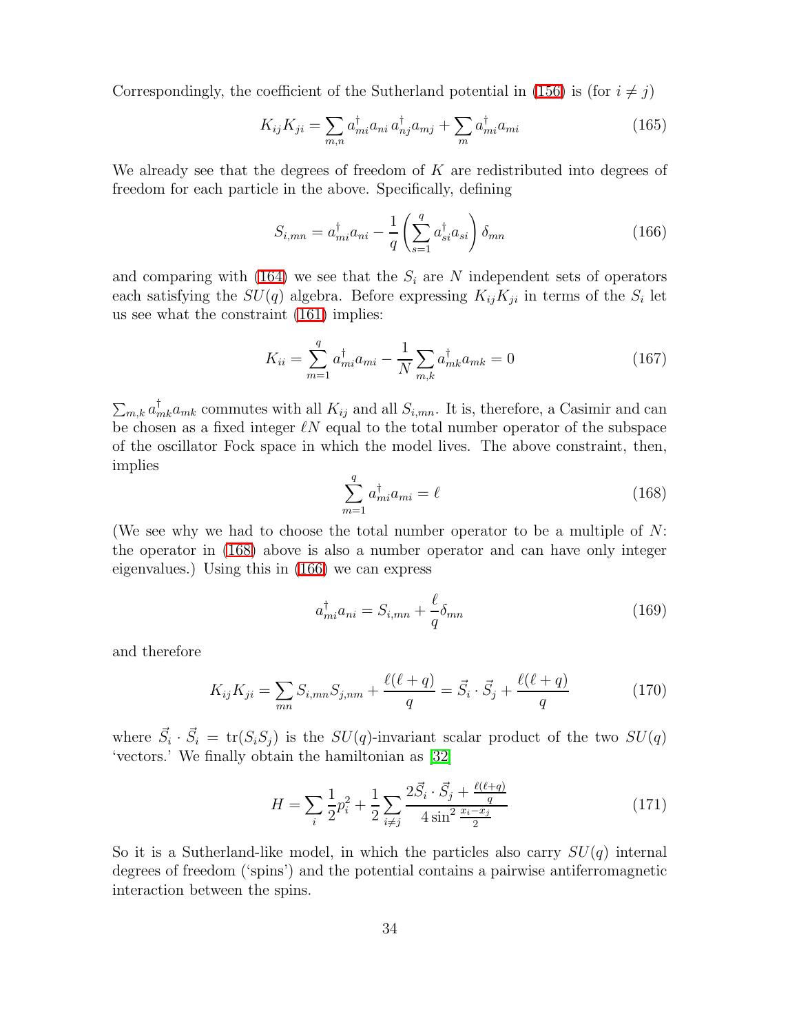Correspondingly, the coefficient of the Sutherland potential in (156) is (for $i \neq j$)

$$K_{ij}K_{ji} = \sum_{m,n} a^\dagger_{mi} a_{ni}\, a^\dagger_{nj} a_{mj} + \sum_m a^\dagger_{mi} a_{mi} \tag{165}$$

We already see that the degrees of freedom of $K$ are redistributed into degrees of freedom for each particle in the above. Specifically, defining

$$S_{i,mn} = a^\dagger_{mi} a_{ni} - \frac{1}{q}\left(\sum_{s=1}^{q} a^\dagger_{si} a_{si}\right)\delta_{mn} \tag{166}$$

and comparing with (164) we see that the $S_i$ are $N$ independent sets of operators each satisfying the $SU(q)$ algebra. Before expressing $K_{ij}K_{ji}$ in terms of the $S_i$ let us see what the constraint (161) implies:

$$K_{ii} = \sum_{m=1}^{q} a^\dagger_{mi} a_{mi} - \frac{1}{N}\sum_{m,k} a^\dagger_{mk} a_{mk} = 0 \tag{167}$$

$\sum_{m,k} a^\dagger_{mk} a_{mk}$ commutes with all $K_{ij}$ and all $S_{i,mn}$. It is, therefore, a Casimir and can be chosen as a fixed integer $\ell N$ equal to the total number operator of the subspace of the oscillator Fock space in which the model lives. The above constraint, then, implies

$$\sum_{m=1}^{q} a^\dagger_{mi} a_{mi} = \ell \tag{168}$$

(We see why we had to choose the total number operator to be a multiple of $N$: the operator in (168) above is also a number operator and can have only integer eigenvalues.) Using this in (166) we can express

$$a^\dagger_{mi} a_{ni} = S_{i,mn} + \frac{\ell}{q}\delta_{mn} \tag{169}$$

and therefore

$$K_{ij}K_{ji} = \sum_{mn} S_{i,mn} S_{j,nm} + \frac{\ell(\ell+q)}{q} = \vec{S}_i \cdot \vec{S}_j + \frac{\ell(\ell+q)}{q} \tag{170}$$

where $\vec{S}_i \cdot \vec{S}_i = \mathrm{tr}(S_i S_j)$ is the $SU(q)$-invariant scalar product of the two $SU(q)$ 'vectors.' We finally obtain the hamiltonian as [32]

$$H = \sum_i \frac{1}{2}p_i^2 + \frac{1}{2}\sum_{i\neq j} \frac{2\vec{S}_i \cdot \vec{S}_j + \frac{\ell(\ell+q)}{q}}{4\sin^2 \frac{x_i - x_j}{2}} \tag{171}$$

So it is a Sutherland-like model, in which the particles also carry $SU(q)$ internal degrees of freedom ('spins') and the potential contains a pairwise antiferromagnetic interaction between the spins.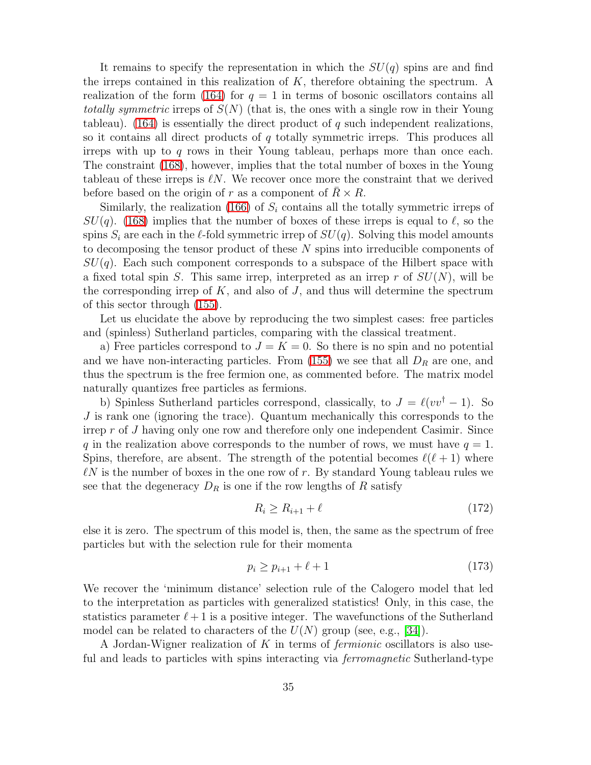It remains to specify the representation in which the $SU(q)$ spins are and find the irreps contained in this realization of $K$, therefore obtaining the spectrum. A realization of the form (164) for $q = 1$ in terms of bosonic oscillators contains all *totally symmetric* irreps of $S(N)$ (that is, the ones with a single row in their Young tableau). (164) is essentially the direct product of $q$ such independent realizations, so it contains all direct products of $q$ totally symmetric irreps. This produces all irreps with up to $q$ rows in their Young tableau, perhaps more than once each. The constraint (168), however, implies that the total number of boxes in the Young tableau of these irreps is $\ell N$. We recover once more the constraint that we derived before based on the origin of $r$ as a component of $\bar{R} \times R$.

Similarly, the realization (166) of $S_i$ contains all the totally symmetric irreps of $SU(q)$. (168) implies that the number of boxes of these irreps is equal to $\ell$, so the spins $S_i$ are each in the $\ell$-fold symmetric irrep of $SU(q)$. Solving this model amounts to decomposing the tensor product of these $N$ spins into irreducible components of $SU(q)$. Each such component corresponds to a subspace of the Hilbert space with a fixed total spin $S$. This same irrep, interpreted as an irrep $r$ of $SU(N)$, will be the corresponding irrep of $K$, and also of $J$, and thus will determine the spectrum of this sector through (155).

Let us elucidate the above by reproducing the two simplest cases: free particles and (spinless) Sutherland particles, comparing with the classical treatment.

a) Free particles correspond to $J = K = 0$. So there is no spin and no potential and we have non-interacting particles. From (155) we see that all $D_R$ are one, and thus the spectrum is the free fermion one, as commented before. The matrix model naturally quantizes free particles as fermions.

b) Spinless Sutherland particles correspond, classically, to $J = \ell(vv^\dagger - 1)$. So $J$ is rank one (ignoring the trace). Quantum mechanically this corresponds to the irrep $r$ of $J$ having only one row and therefore only one independent Casimir. Since $q$ in the realization above corresponds to the number of rows, we must have $q = 1$. Spins, therefore, are absent. The strength of the potential becomes $\ell(\ell + 1)$ where $\ell N$ is the number of boxes in the one row of $r$. By standard Young tableau rules we see that the degeneracy $D_R$ is one if the row lengths of $R$ satisfy

$$R_i \geq R_{i+1} + \ell \tag{172}$$

else it is zero. The spectrum of this model is, then, the same as the spectrum of free particles but with the selection rule for their momenta

$$p_i \geq p_{i+1} + \ell + 1 \tag{173}$$

We recover the 'minimum distance' selection rule of the Calogero model that led to the interpretation as particles with generalized statistics! Only, in this case, the statistics parameter $\ell + 1$ is a positive integer. The wavefunctions of the Sutherland model can be related to characters of the $U(N)$ group (see, e.g., [34]).

A Jordan-Wigner realization of $K$ in terms of *fermionic* oscillators is also useful and leads to particles with spins interacting via *ferromagnetic* Sutherland-type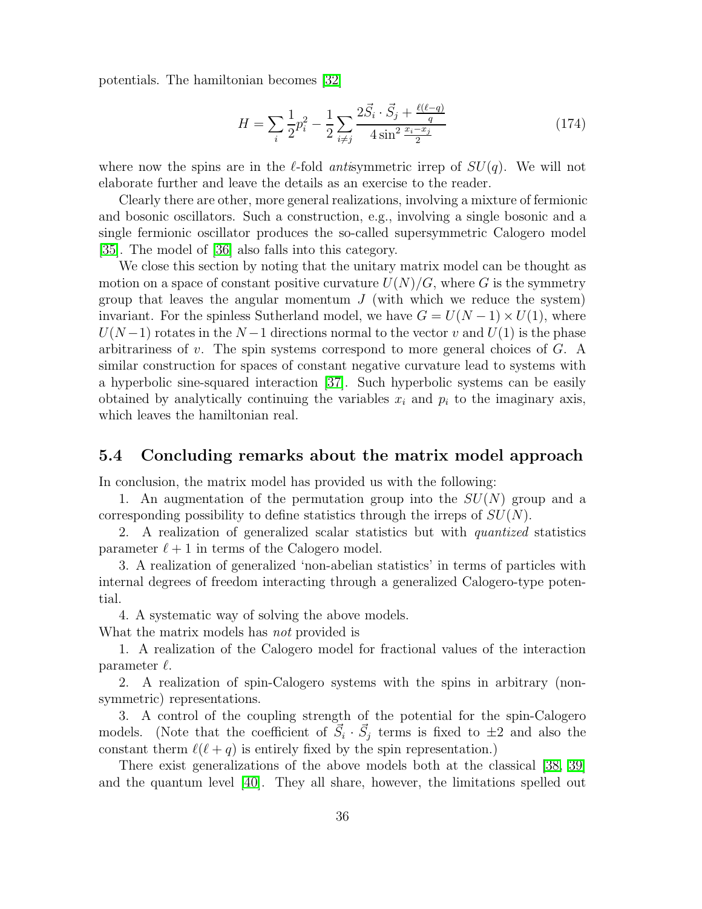potentials. The hamiltonian becomes [32]

$$H = \sum_i \frac{1}{2} p_i^2 - \frac{1}{2} \sum_{i \neq j} \frac{2\vec{S}_i \cdot \vec{S}_j + \frac{\ell(\ell - q)}{q}}{4 \sin^2 \frac{x_i - x_j}{2}} \tag{174}$$

where now the spins are in the $\ell$-fold *anti*symmetric irrep of $SU(q)$. We will not elaborate further and leave the details as an exercise to the reader.

Clearly there are other, more general realizations, involving a mixture of fermionic and bosonic oscillators. Such a construction, e.g., involving a single bosonic and a single fermionic oscillator produces the so-called supersymmetric Calogero model [35]. The model of [36] also falls into this category.

We close this section by noting that the unitary matrix model can be thought as motion on a space of constant positive curvature $U(N)/G$, where $G$ is the symmetry group that leaves the angular momentum $J$ (with which we reduce the system) invariant. For the spinless Sutherland model, we have $G = U(N-1) \times U(1)$, where $U(N-1)$ rotates in the $N-1$ directions normal to the vector $v$ and $U(1)$ is the phase arbitrariness of $v$. The spin systems correspond to more general choices of $G$. A similar construction for spaces of constant negative curvature lead to systems with a hyperbolic sine-squared interaction [37]. Such hyperbolic systems can be easily obtained by analytically continuing the variables $x_i$ and $p_i$ to the imaginary axis, which leaves the hamiltonian real.

## 5.4 Concluding remarks about the matrix model approach

In conclusion, the matrix model has provided us with the following:

1. An augmentation of the permutation group into the $SU(N)$ group and a corresponding possibility to define statistics through the irreps of $SU(N)$.

2. A realization of generalized scalar statistics but with *quantized* statistics parameter $\ell + 1$ in terms of the Calogero model.

3. A realization of generalized 'non-abelian statistics' in terms of particles with internal degrees of freedom interacting through a generalized Calogero-type potential.

4. A systematic way of solving the above models.

What the matrix models has *not* provided is

1. A realization of the Calogero model for fractional values of the interaction parameter $\ell$.

2. A realization of spin-Calogero systems with the spins in arbitrary (non-symmetric) representations.

3. A control of the coupling strength of the potential for the spin-Calogero models. (Note that the coefficient of $\vec{S}_i \cdot \vec{S}_j$ terms is fixed to $\pm 2$ and also the constant therm $\ell(\ell + q)$ is entirely fixed by the spin representation.)

There exist generalizations of the above models both at the classical [38, 39] and the quantum level [40]. They all share, however, the limitations spelled out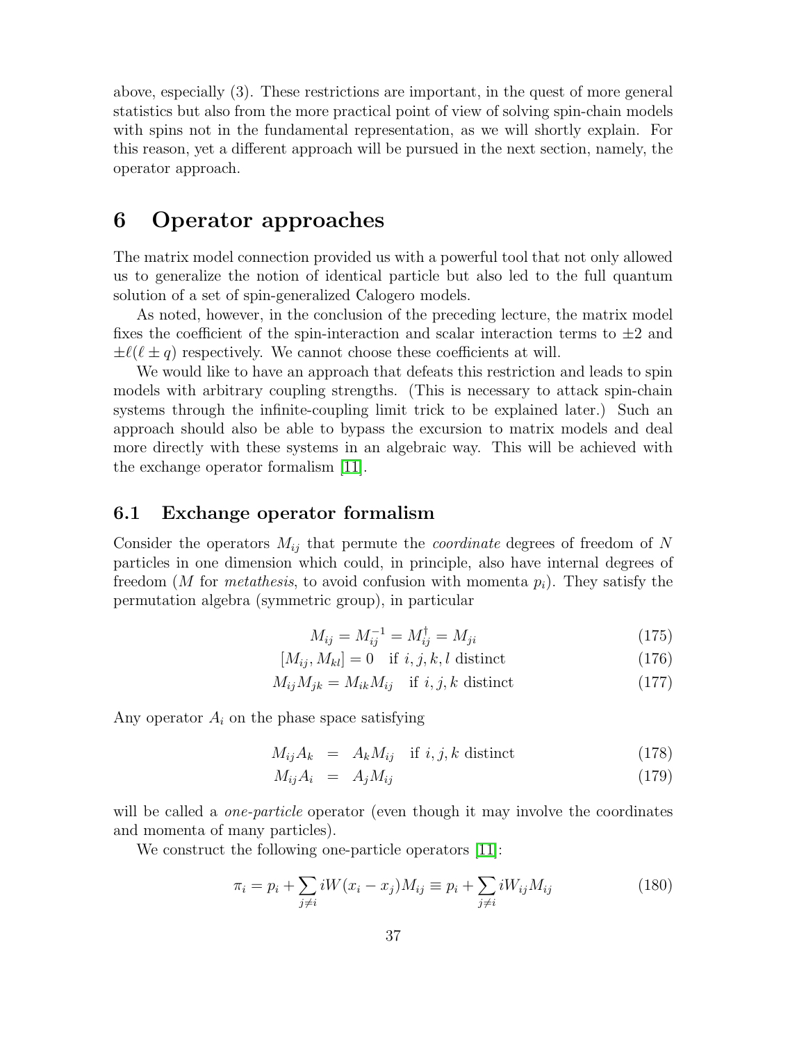above, especially (3). These restrictions are important, in the quest of more general statistics but also from the more practical point of view of solving spin-chain models with spins not in the fundamental representation, as we will shortly explain. For this reason, yet a different approach will be pursued in the next section, namely, the operator approach.

# 6 Operator approaches

The matrix model connection provided us with a powerful tool that not only allowed us to generalize the notion of identical particle but also led to the full quantum solution of a set of spin-generalized Calogero models.

As noted, however, in the conclusion of the preceding lecture, the matrix model fixes the coefficient of the spin-interaction and scalar interaction terms to $\pm 2$ and $\pm\ell(\ell \pm q)$ respectively. We cannot choose these coefficients at will.

We would like to have an approach that defeats this restriction and leads to spin models with arbitrary coupling strengths. (This is necessary to attack spin-chain systems through the infinite-coupling limit trick to be explained later.) Such an approach should also be able to bypass the excursion to matrix models and deal more directly with these systems in an algebraic way. This will be achieved with the exchange operator formalism [11].

## 6.1 Exchange operator formalism

Consider the operators $M_{ij}$ that permute the *coordinate* degrees of freedom of $N$ particles in one dimension which could, in principle, also have internal degrees of freedom ($M$ for *metathesis*, to avoid confusion with momenta $p_i$). They satisfy the permutation algebra (symmetric group), in particular

$$M_{ij} = M_{ij}^{-1} = M_{ij}^{\dagger} = M_{ji} \tag{175}$$

$$[M_{ij}, M_{kl}] = 0 \quad \text{if } i, j, k, l \text{ distinct} \tag{176}$$

$$M_{ij} M_{jk} = M_{ik} M_{ij} \quad \text{if } i, j, k \text{ distinct} \tag{177}$$

Any operator $A_i$ on the phase space satisfying

$$M_{ij} A_k = A_k M_{ij} \quad \text{if } i, j, k \text{ distinct} \tag{178}$$

$$M_{ij} A_i = A_j M_{ij} \tag{179}$$

will be called a *one-particle* operator (even though it may involve the coordinates and momenta of many particles).

We construct the following one-particle operators [11]:

$$\pi_i = p_i + \sum_{j \neq i} iW(x_i - x_j) M_{ij} \equiv p_i + \sum_{j \neq i} iW_{ij} M_{ij} \tag{180}$$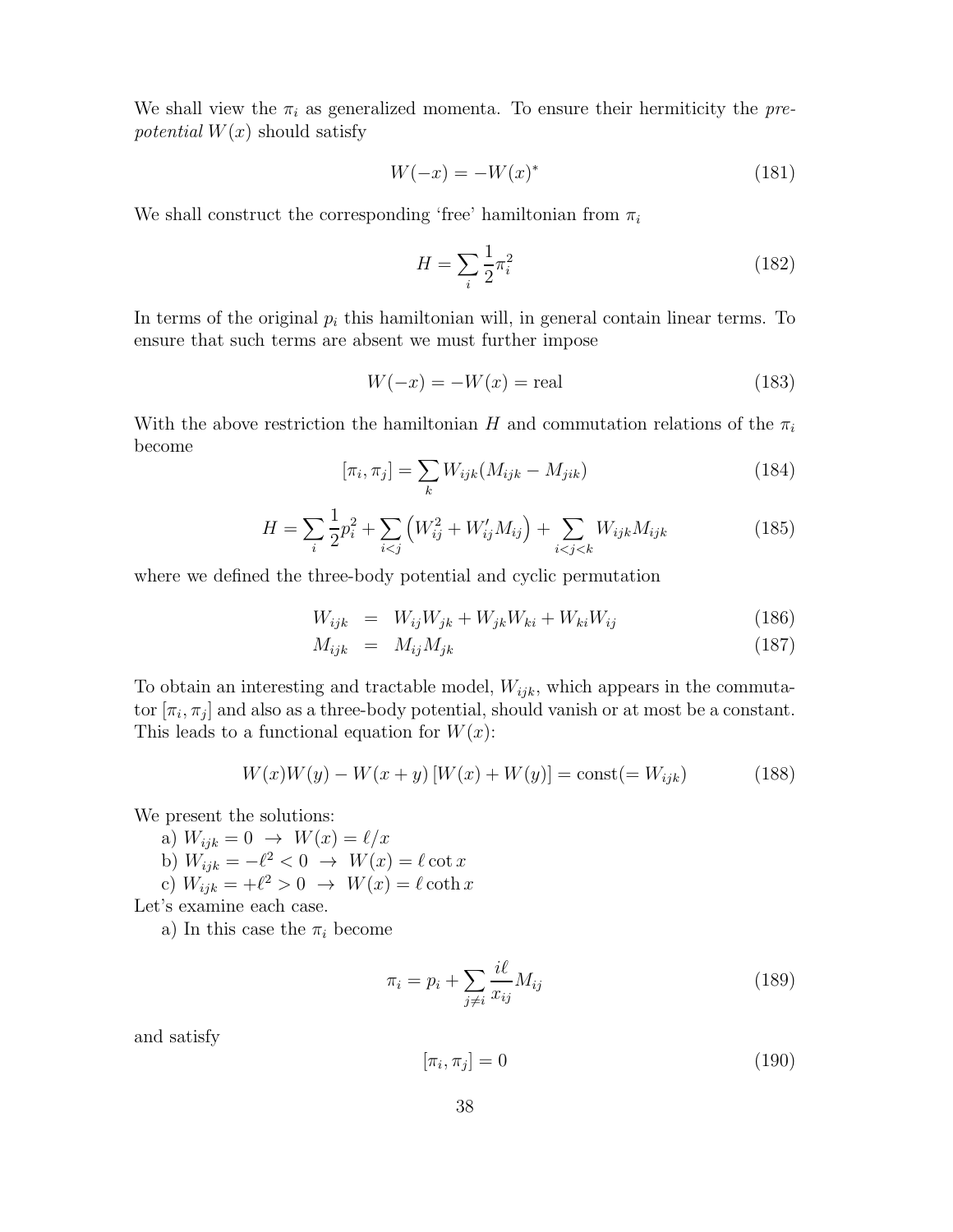We shall view the $\pi_i$ as generalized momenta. To ensure their hermiticity the *pre-potential* $W(x)$ should satisfy

$$W(-x) = -W(x)^* \tag{181}$$

We shall construct the corresponding 'free' hamiltonian from $\pi_i$

$$H = \sum_i \frac{1}{2}\pi_i^2 \tag{182}$$

In terms of the original $p_i$ this hamiltonian will, in general contain linear terms. To ensure that such terms are absent we must further impose

$$W(-x) = -W(x) = \text{real} \tag{183}$$

With the above restriction the hamiltonian $H$ and commutation relations of the $\pi_i$ become

$$[\pi_i, \pi_j] = \sum_k W_{ijk}(M_{ijk} - M_{jik}) \tag{184}$$

$$H = \sum_i \frac{1}{2}p_i^2 + \sum_{i<j}\left(W_{ij}^2 + W_{ij}' M_{ij}\right) + \sum_{i<j<k} W_{ijk} M_{ijk} \tag{185}$$

where we defined the three-body potential and cyclic permutation

$$W_{ijk} = W_{ij}W_{jk} + W_{jk}W_{ki} + W_{ki}W_{ij} \tag{186}$$

$$M_{ijk} = M_{ij}M_{jk} \tag{187}$$

To obtain an interesting and tractable model, $W_{ijk}$, which appears in the commutator $[\pi_i, \pi_j]$ and also as a three-body potential, should vanish or at most be a constant. This leads to a functional equation for $W(x)$:

$$W(x)W(y) - W(x+y)\left[W(x) + W(y)\right] = \text{const}(= W_{ijk}) \tag{188}$$

We present the solutions:

a) $W_{ijk} = 0 \;\rightarrow\; W(x) = \ell/x$

b) $W_{ijk} = -\ell^2 < 0 \;\rightarrow\; W(x) = \ell \cot x$

c) $W_{ijk} = +\ell^2 > 0 \;\rightarrow\; W(x) = \ell \coth x$

Let's examine each case.

a) In this case the $\pi_i$ become

$$\pi_i = p_i + \sum_{j \neq i} \frac{i\ell}{x_{ij}} M_{ij} \tag{189}$$

and satisfy

$$[\pi_i, \pi_j] = 0 \tag{190}$$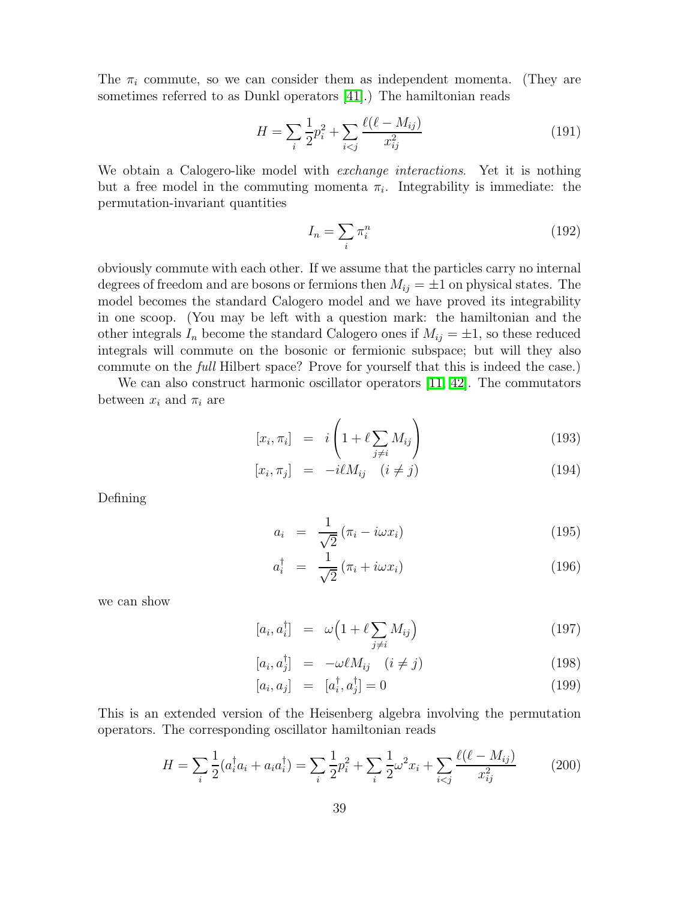The $\pi_i$ commute, so we can consider them as independent momenta. (They are sometimes referred to as Dunkl operators [41].) The hamiltonian reads

$$H = \sum_i \frac{1}{2} p_i^2 + \sum_{i<j} \frac{\ell(\ell - M_{ij})}{x_{ij}^2} \tag{191}$$

We obtain a Calogero-like model with *exchange interactions*. Yet it is nothing but a free model in the commuting momenta $\pi_i$. Integrability is immediate: the permutation-invariant quantities

$$I_n = \sum_i \pi_i^n \tag{192}$$

obviously commute with each other. If we assume that the particles carry no internal degrees of freedom and are bosons or fermions then $M_{ij} = \pm 1$ on physical states. The model becomes the standard Calogero model and we have proved its integrability in one scoop. (You may be left with a question mark: the hamiltonian and the other integrals $I_n$ become the standard Calogero ones if $M_{ij} = \pm 1$, so these reduced integrals will commute on the bosonic or fermionic subspace; but will they also commute on the *full* Hilbert space? Prove for yourself that this is indeed the case.)

We can also construct harmonic oscillator operators [11, 42]. The commutators between $x_i$ and $\pi_i$ are

$$[x_i, \pi_i] = i\left(1 + \ell \sum_{j \neq i} M_{ij}\right) \tag{193}$$

$$[x_i, \pi_j] = -i\ell M_{ij} \quad (i \neq j) \tag{194}$$

Defining

$$a_i = \frac{1}{\sqrt{2}} (\pi_i - i\omega x_i) \tag{195}$$

$$a_i^\dagger = \frac{1}{\sqrt{2}} (\pi_i + i\omega x_i) \tag{196}$$

we can show

$$[a_i, a_i^\dagger] = \omega\Big(1 + \ell \sum_{j \neq i} M_{ij}\Big) \tag{197}$$

$$[a_i, a_j^\dagger] = -\omega \ell M_{ij} \quad (i \neq j) \tag{198}$$

$$[a_i, a_j] = [a_i^\dagger, a_j^\dagger] = 0 \tag{199}$$

This is an extended version of the Heisenberg algebra involving the permutation operators. The corresponding oscillator hamiltonian reads

$$H = \sum_i \frac{1}{2}(a_i^\dagger a_i + a_i a_i^\dagger) = \sum_i \frac{1}{2} p_i^2 + \sum_i \frac{1}{2} \omega^2 x_i + \sum_{i<j} \frac{\ell(\ell - M_{ij})}{x_{ij}^2} \tag{200}$$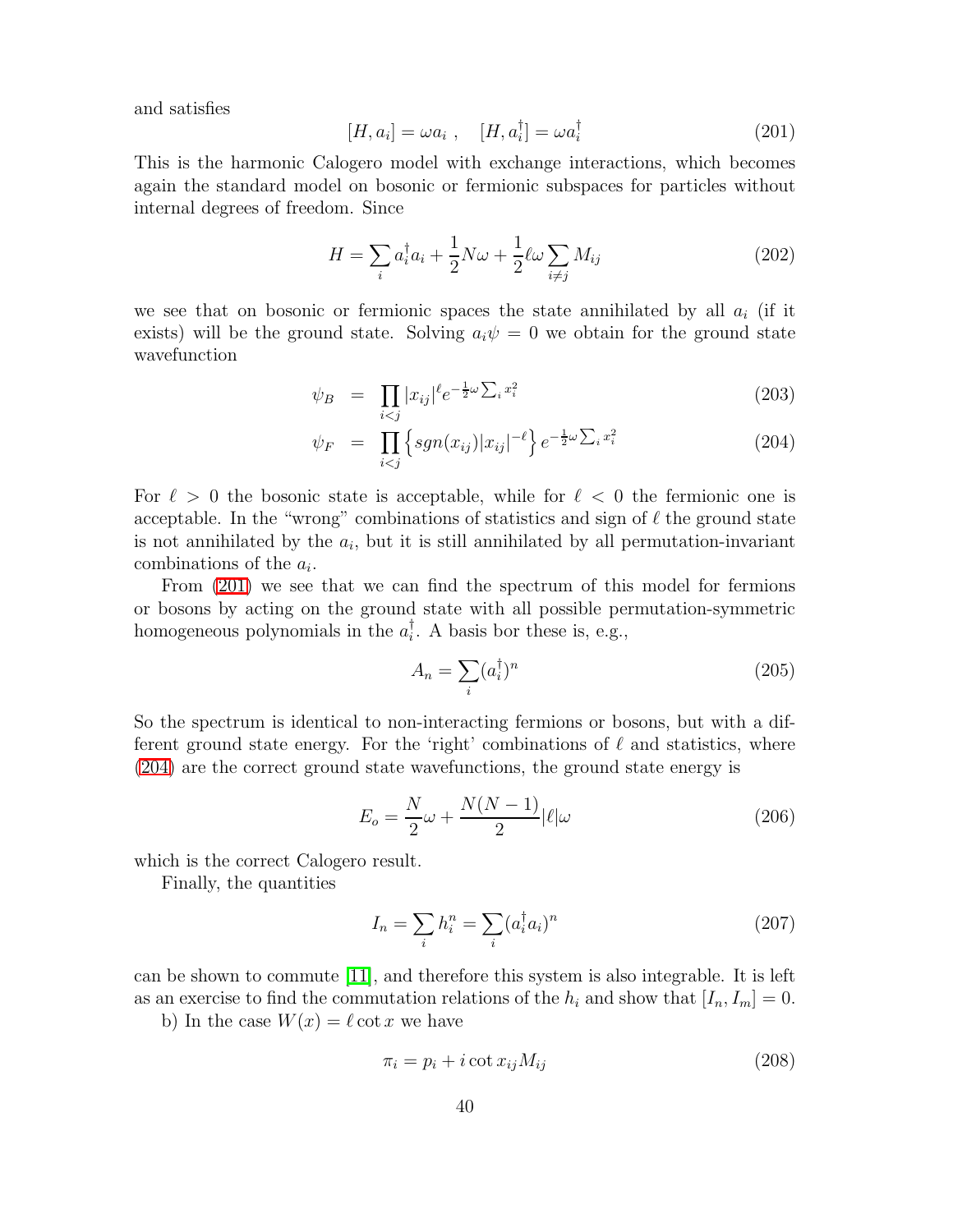and satisfies

$$[H, a_i] = \omega a_i \ , \quad [H, a_i^\dagger] = \omega a_i^\dagger \tag{201}$$

This is the harmonic Calogero model with exchange interactions, which becomes again the standard model on bosonic or fermionic subspaces for particles without internal degrees of freedom. Since

$$H = \sum_i a_i^\dagger a_i + \frac{1}{2} N \omega + \frac{1}{2} \ell \omega \sum_{i \neq j} M_{ij} \tag{202}$$

we see that on bosonic or fermionic spaces the state annihilated by all $a_i$ (if it exists) will be the ground state. Solving $a_i \psi = 0$ we obtain for the ground state wavefunction

$$\psi_B = \prod_{i<j} |x_{ij}|^\ell e^{-\frac{1}{2}\omega \sum_i x_i^2} \tag{203}$$

$$\psi_F = \prod_{i<j} \left\{ sgn(x_{ij}) |x_{ij}|^{-\ell} \right\} e^{-\frac{1}{2}\omega \sum_i x_i^2} \tag{204}$$

For $\ell > 0$ the bosonic state is acceptable, while for $\ell < 0$ the fermionic one is acceptable. In the "wrong" combinations of statistics and sign of $\ell$ the ground state is not annihilated by the $a_i$, but it is still annihilated by all permutation-invariant combinations of the $a_i$.

From (201) we see that we can find the spectrum of this model for fermions or bosons by acting on the ground state with all possible permutation-symmetric homogeneous polynomials in the $a_i^\dagger$. A basis bor these is, e.g.,

$$A_n = \sum_i (a_i^\dagger)^n \tag{205}$$

So the spectrum is identical to non-interacting fermions or bosons, but with a different ground state energy. For the 'right' combinations of $\ell$ and statistics, where (204) are the correct ground state wavefunctions, the ground state energy is

$$E_o = \frac{N}{2}\omega + \frac{N(N-1)}{2} |\ell| \omega \tag{206}$$

which is the correct Calogero result.

Finally, the quantities

$$I_n = \sum_i h_i^n = \sum_i (a_i^\dagger a_i)^n \tag{207}$$

can be shown to commute [11], and therefore this system is also integrable. It is left as an exercise to find the commutation relations of the $h_i$ and show that $[I_n, I_m] = 0$.

b) In the case $W(x) = \ell \cot x$ we have

$$\pi_i = p_i + i \cot x_{ij} M_{ij} \tag{208}$$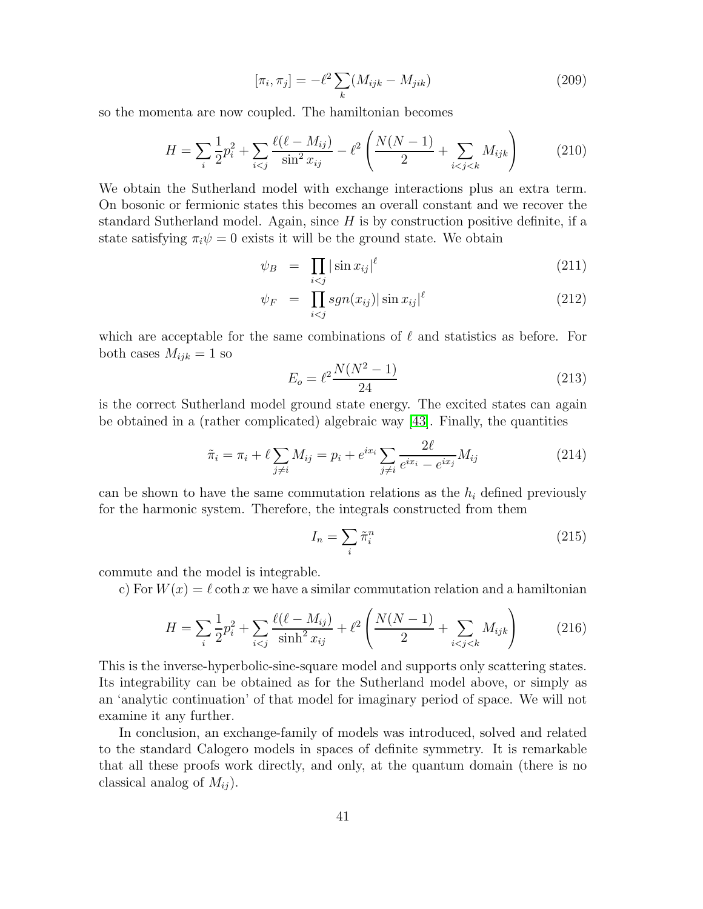$$[\pi_i, \pi_j] = -\ell^2 \sum_k (M_{ijk} - M_{jik}) \tag{209}$$

so the momenta are now coupled. The hamiltonian becomes

$$H = \sum_i \frac{1}{2} p_i^2 + \sum_{i<j} \frac{\ell(\ell - M_{ij})}{\sin^2 x_{ij}} - \ell^2 \left( \frac{N(N-1)}{2} + \sum_{i<j<k} M_{ijk} \right) \tag{210}$$

We obtain the Sutherland model with exchange interactions plus an extra term. On bosonic or fermionic states this becomes an overall constant and we recover the standard Sutherland model. Again, since $H$ is by construction positive definite, if a state satisfying $\pi_i \psi = 0$ exists it will be the ground state. We obtain

$$\psi_B = \prod_{i<j} |\sin x_{ij}|^\ell \tag{211}$$

$$\psi_F = \prod_{i<j} sgn(x_{ij}) |\sin x_{ij}|^\ell \tag{212}$$

which are acceptable for the same combinations of $\ell$ and statistics as before. For both cases $M_{ijk} = 1$ so

$$E_o = \ell^2 \frac{N(N^2-1)}{24} \tag{213}$$

is the correct Sutherland model ground state energy. The excited states can again be obtained in a (rather complicated) algebraic way [43]. Finally, the quantities

$$\tilde{\pi}_i = \pi_i + \ell \sum_{j \neq i} M_{ij} = p_i + e^{ix_i} \sum_{j \neq i} \frac{2\ell}{e^{ix_i} - e^{ix_j}} M_{ij} \tag{214}$$

can be shown to have the same commutation relations as the $h_i$ defined previously for the harmonic system. Therefore, the integrals constructed from them

$$I_n = \sum_i \tilde{\pi}_i^n \tag{215}$$

commute and the model is integrable.

c) For $W(x) = \ell \coth x$ we have a similar commutation relation and a hamiltonian

$$H = \sum_i \frac{1}{2} p_i^2 + \sum_{i<j} \frac{\ell(\ell - M_{ij})}{\sinh^2 x_{ij}} + \ell^2 \left( \frac{N(N-1)}{2} + \sum_{i<j<k} M_{ijk} \right) \tag{216}$$

This is the inverse-hyperbolic-sine-square model and supports only scattering states. Its integrability can be obtained as for the Sutherland model above, or simply as an 'analytic continuation' of that model for imaginary period of space. We will not examine it any further.

In conclusion, an exchange-family of models was introduced, solved and related to the standard Calogero models in spaces of definite symmetry. It is remarkable that all these proofs work directly, and only, at the quantum domain (there is no classical analog of $M_{ij}$).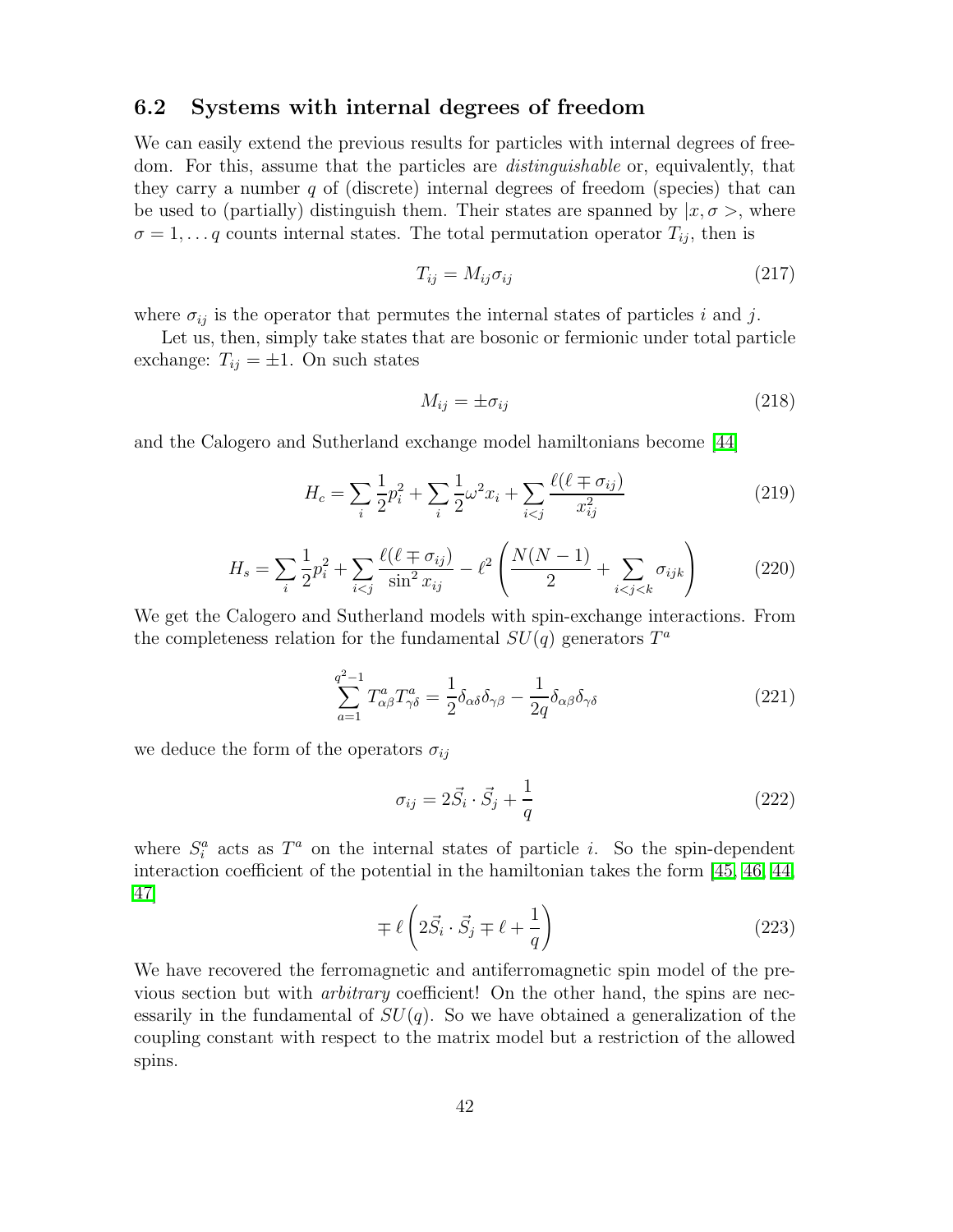## 6.2 Systems with internal degrees of freedom

We can easily extend the previous results for particles with internal degrees of freedom. For this, assume that the particles are *distinguishable* or, equivalently, that they carry a number $q$ of (discrete) internal degrees of freedom (species) that can be used to (partially) distinguish them. Their states are spanned by $|x, \sigma>$, where $\sigma = 1, \dots q$ counts internal states. The total permutation operator $T_{ij}$, then is

$$T_{ij} = M_{ij}\sigma_{ij} \tag{217}$$

where $\sigma_{ij}$ is the operator that permutes the internal states of particles $i$ and $j$.

Let us, then, simply take states that are bosonic or fermionic under total particle exchange: $T_{ij} = \pm 1$. On such states

$$M_{ij} = \pm\sigma_{ij} \tag{218}$$

and the Calogero and Sutherland exchange model hamiltonians become [44]

$$H_c = \sum_i \frac{1}{2}p_i^2 + \sum_i \frac{1}{2}\omega^2 x_i + \sum_{i<j} \frac{\ell(\ell \mp \sigma_{ij})}{x_{ij}^2} \tag{219}$$

$$H_s = \sum_i \frac{1}{2}p_i^2 + \sum_{i<j} \frac{\ell(\ell \mp \sigma_{ij})}{\sin^2 x_{ij}} - \ell^2 \left( \frac{N(N-1)}{2} + \sum_{i<j<k} \sigma_{ijk} \right) \tag{220}$$

We get the Calogero and Sutherland models with spin-exchange interactions. From the completeness relation for the fundamental $SU(q)$ generators $T^a$

$$\sum_{a=1}^{q^2-1} T^a_{\alpha\beta} T^a_{\gamma\delta} = \frac{1}{2}\delta_{\alpha\delta}\delta_{\gamma\beta} - \frac{1}{2q}\delta_{\alpha\beta}\delta_{\gamma\delta} \tag{221}$$

we deduce the form of the operators $\sigma_{ij}$

$$\sigma_{ij} = 2\vec{S}_i \cdot \vec{S}_j + \frac{1}{q} \tag{222}$$

where $S_i^a$ acts as $T^a$ on the internal states of particle $i$. So the spin-dependent interaction coefficient of the potential in the hamiltonian takes the form [45, 46, 44, 47]

$$\mp \ell \left( 2\vec{S}_i \cdot \vec{S}_j \mp \ell + \frac{1}{q} \right) \tag{223}$$

We have recovered the ferromagnetic and antiferromagnetic spin model of the previous section but with *arbitrary* coefficient! On the other hand, the spins are necessarily in the fundamental of $SU(q)$. So we have obtained a generalization of the coupling constant with respect to the matrix model but a restriction of the allowed spins.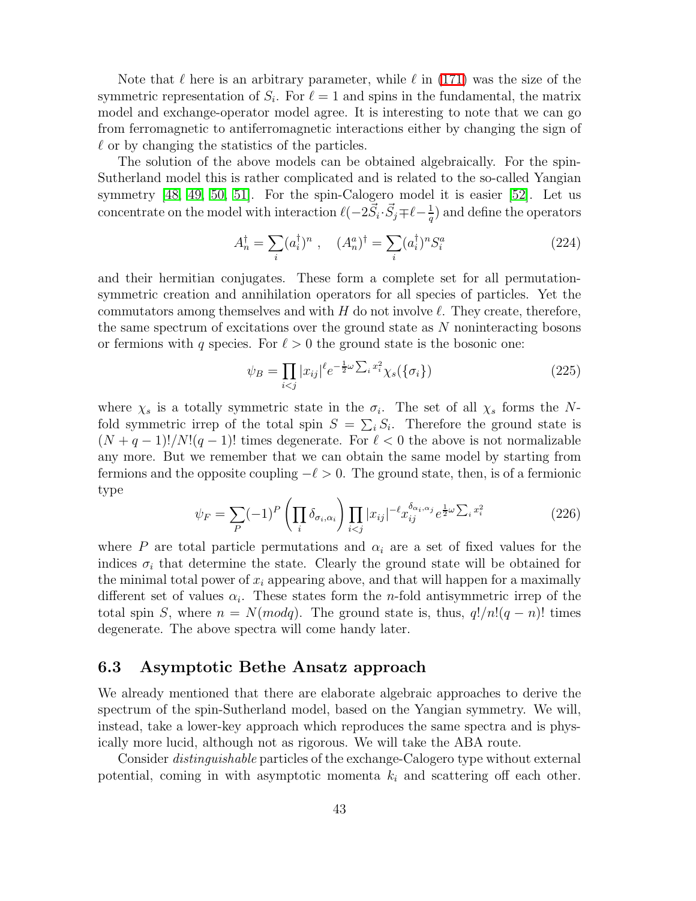Note that $\ell$ here is an arbitrary parameter, while $\ell$ in (171) was the size of the symmetric representation of $S_i$. For $\ell = 1$ and spins in the fundamental, the matrix model and exchange-operator model agree. It is interesting to note that we can go from ferromagnetic to antiferromagnetic interactions either by changing the sign of $\ell$ or by changing the statistics of the particles.

The solution of the above models can be obtained algebraically. For the spin-Sutherland model this is rather complicated and is related to the so-called Yangian symmetry [48, 49, 50, 51]. For the spin-Calogero model it is easier [52]. Let us concentrate on the model with interaction $\ell(-2\vec{S}_i \cdot \vec{S}_j \mp \ell - \frac{1}{q})$ and define the operators

$$A_n^\dagger = \sum_i (a_i^\dagger)^n \ , \quad (A_n^a)^\dagger = \sum_i (a_i^\dagger)^n S_i^a \tag{224}$$

and their hermitian conjugates. These form a complete set for all permutation-symmetric creation and annihilation operators for all species of particles. Yet the commutators among themselves and with $H$ do not involve $\ell$. They create, therefore, the same spectrum of excitations over the ground state as $N$ noninteracting bosons or fermions with $q$ species. For $\ell > 0$ the ground state is the bosonic one:

$$\psi_B = \prod_{i<j} |x_{ij}|^\ell e^{-\frac{1}{2}\omega \sum_i x_i^2} \chi_s(\{\sigma_i\}) \tag{225}$$

where $\chi_s$ is a totally symmetric state in the $\sigma_i$. The set of all $\chi_s$ forms the $N$-fold symmetric irrep of the total spin $S = \sum_i S_i$. Therefore the ground state is $(N+q-1)!/N!(q-1)!$ times degenerate. For $\ell < 0$ the above is not normalizable any more. But we remember that we can obtain the same model by starting from fermions and the opposite coupling $-\ell > 0$. The ground state, then, is of a fermionic type

$$\psi_F = \sum_P (-1)^P \left( \prod_i \delta_{\sigma_i, \alpha_i} \right) \prod_{i<j} |x_{ij}|^{-\ell} x_{ij}^{\delta_{\alpha_i,\alpha_j}} e^{\frac{1}{2}\omega \sum_i x_i^2} \tag{226}$$

where $P$ are total particle permutations and $\alpha_i$ are a set of fixed values for the indices $\sigma_i$ that determine the state. Clearly the ground state will be obtained for the minimal total power of $x_i$ appearing above, and that will happen for a maximally different set of values $\alpha_i$. These states form the $n$-fold antisymmetric irrep of the total spin $S$, where $n = N(mod q)$. The ground state is, thus, $q!/n!(q-n)!$ times degenerate. The above spectra will come handy later.

## 6.3 Asymptotic Bethe Ansatz approach

We already mentioned that there are elaborate algebraic approaches to derive the spectrum of the spin-Sutherland model, based on the Yangian symmetry. We will, instead, take a lower-key approach which reproduces the same spectra and is physically more lucid, although not as rigorous. We will take the ABA route.

Consider *distinguishable* particles of the exchange-Calogero type without external potential, coming in with asymptotic momenta $k_i$ and scattering off each other.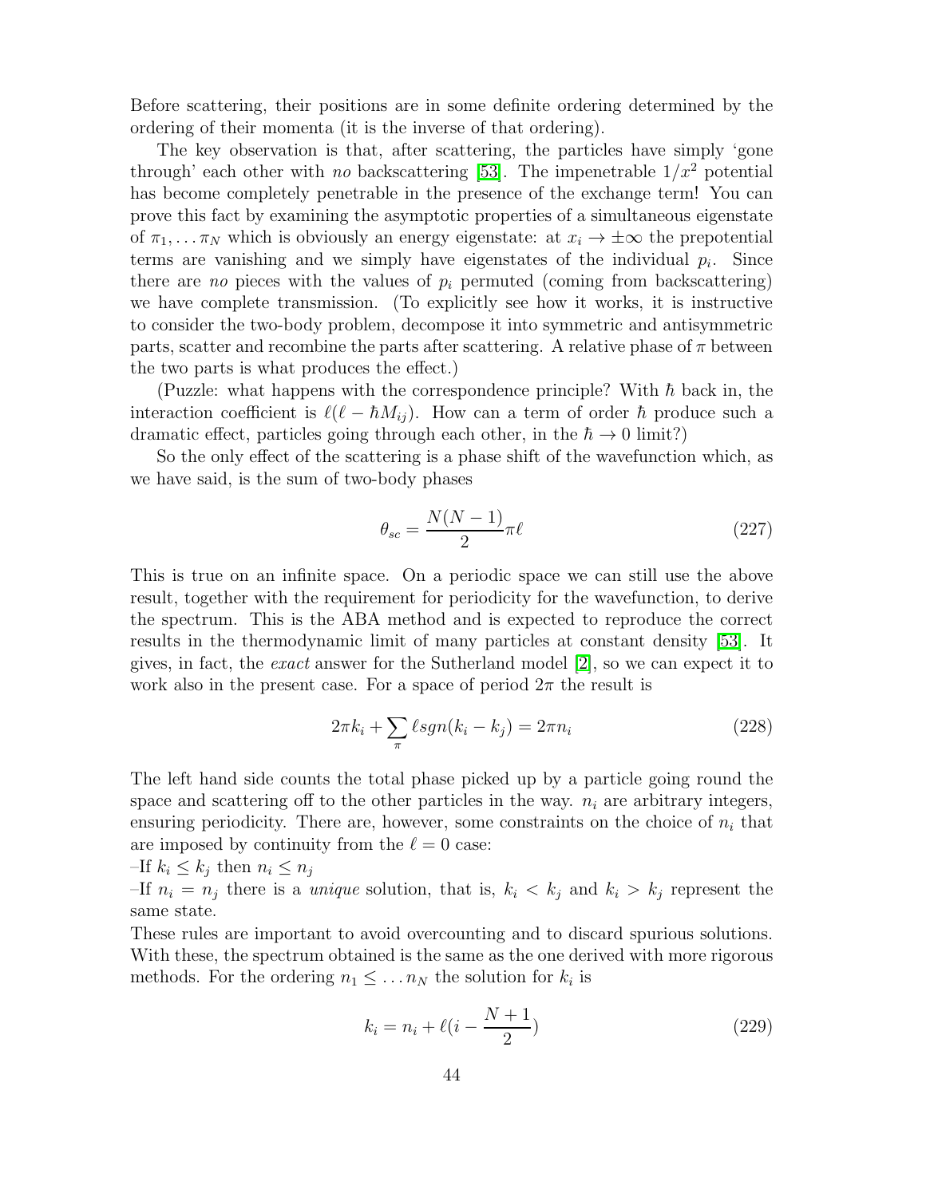Before scattering, their positions are in some definite ordering determined by the ordering of their momenta (it is the inverse of that ordering).

The key observation is that, after scattering, the particles have simply 'gone through' each other with *no* backscattering [53]. The impenetrable $1/x^2$ potential has become completely penetrable in the presence of the exchange term! You can prove this fact by examining the asymptotic properties of a simultaneous eigenstate of $\pi_1, \ldots \pi_N$ which is obviously an energy eigenstate: at $x_i \to \pm\infty$ the prepotential terms are vanishing and we simply have eigenstates of the individual $p_i$. Since there are *no* pieces with the values of $p_i$ permuted (coming from backscattering) we have complete transmission. (To explicitly see how it works, it is instructive to consider the two-body problem, decompose it into symmetric and antisymmetric parts, scatter and recombine the parts after scattering. A relative phase of $\pi$ between the two parts is what produces the effect.)

(Puzzle: what happens with the correspondence principle? With $\hbar$ back in, the interaction coefficient is $\ell(\ell - \hbar M_{ij})$. How can a term of order $\hbar$ produce such a dramatic effect, particles going through each other, in the $\hbar \to 0$ limit?)

So the only effect of the scattering is a phase shift of the wavefunction which, as we have said, is the sum of two-body phases

$$\theta_{sc} = \frac{N(N-1)}{2}\pi\ell \tag{227}$$

This is true on an infinite space. On a periodic space we can still use the above result, together with the requirement for periodicity for the wavefunction, to derive the spectrum. This is the ABA method and is expected to reproduce the correct results in the thermodynamic limit of many particles at constant density [53]. It gives, in fact, the *exact* answer for the Sutherland model [2], so we can expect it to work also in the present case. For a space of period $2\pi$ the result is

$$2\pi k_i + \sum_{\pi} \ell sgn(k_i - k_j) = 2\pi n_i \tag{228}$$

The left hand side counts the total phase picked up by a particle going round the space and scattering off to the other particles in the way. $n_i$ are arbitrary integers, ensuring periodicity. There are, however, some constraints on the choice of $n_i$ that are imposed by continuity from the $\ell = 0$ case:

–If $k_i \leq k_j$ then $n_i \leq n_j$

–If $n_i = n_j$ there is a *unique* solution, that is, $k_i < k_j$ and $k_i > k_j$ represent the same state.

These rules are important to avoid overcounting and to discard spurious solutions. With these, the spectrum obtained is the same as the one derived with more rigorous methods. For the ordering $n_1 \leq \ldots n_N$ the solution for $k_i$ is

$$k_i = n_i + \ell(i - \frac{N+1}{2}) \tag{229}$$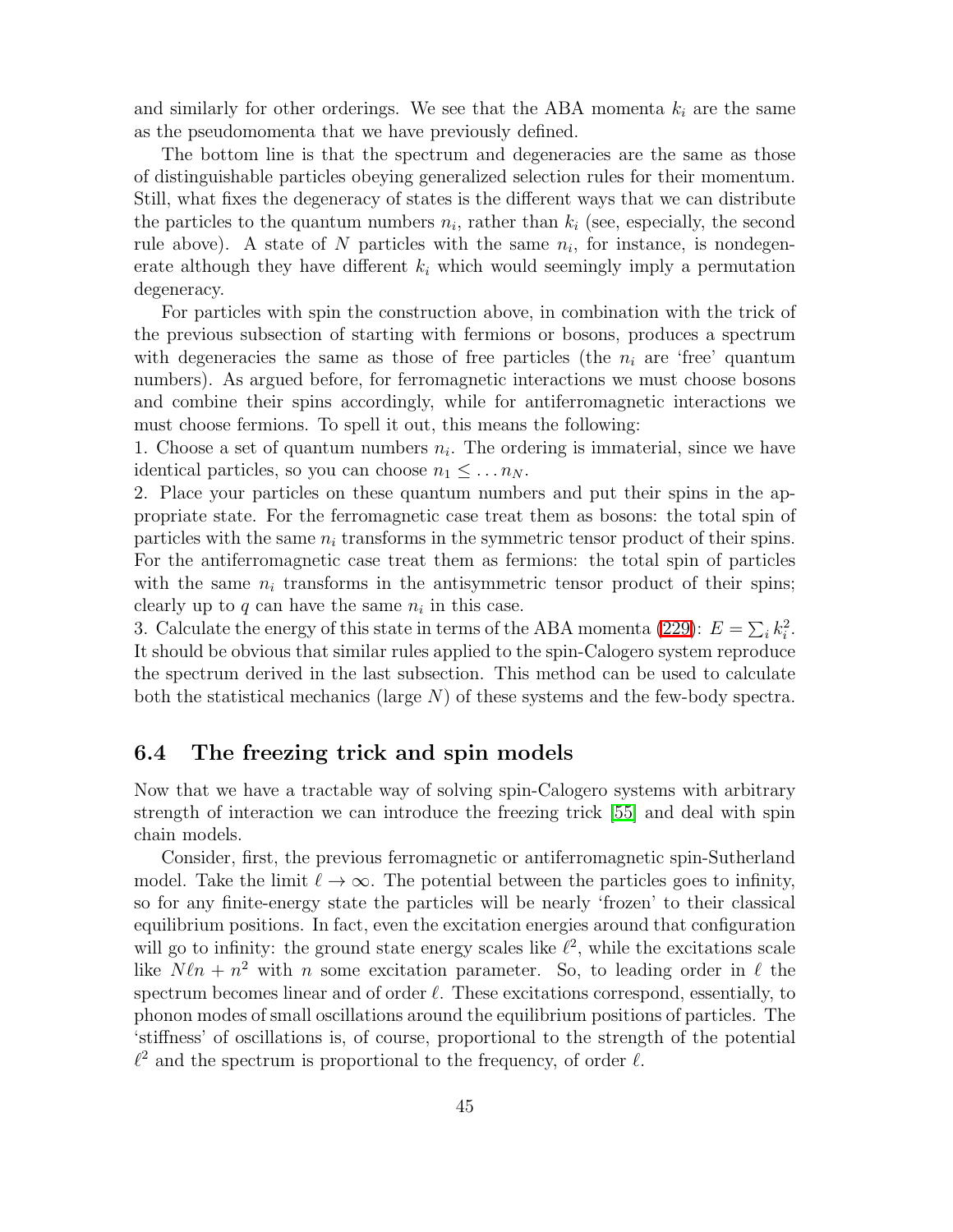and similarly for other orderings. We see that the ABA momenta $k_i$ are the same as the pseudomomenta that we have previously defined.

The bottom line is that the spectrum and degeneracies are the same as those of distinguishable particles obeying generalized selection rules for their momentum. Still, what fixes the degeneracy of states is the different ways that we can distribute the particles to the quantum numbers $n_i$, rather than $k_i$ (see, especially, the second rule above). A state of $N$ particles with the same $n_i$, for instance, is nondegenerate although they have different $k_i$ which would seemingly imply a permutation degeneracy.

For particles with spin the construction above, in combination with the trick of the previous subsection of starting with fermions or bosons, produces a spectrum with degeneracies the same as those of free particles (the $n_i$ are 'free' quantum numbers). As argued before, for ferromagnetic interactions we must choose bosons and combine their spins accordingly, while for antiferromagnetic interactions we must choose fermions. To spell it out, this means the following:

1. Choose a set of quantum numbers $n_i$. The ordering is immaterial, since we have identical particles, so you can choose $n_1 \leq \ldots n_N$.

2. Place your particles on these quantum numbers and put their spins in the appropriate state. For the ferromagnetic case treat them as bosons: the total spin of particles with the same $n_i$ transforms in the symmetric tensor product of their spins. For the antiferromagnetic case treat them as fermions: the total spin of particles with the same $n_i$ transforms in the antisymmetric tensor product of their spins; clearly up to $q$ can have the same $n_i$ in this case.

3. Calculate the energy of this state in terms of the ABA momenta (229): $E = \sum_i k_i^2$.

It should be obvious that similar rules applied to the spin-Calogero system reproduce the spectrum derived in the last subsection. This method can be used to calculate both the statistical mechanics (large $N$) of these systems and the few-body spectra.

### 6.4 The freezing trick and spin models

Now that we have a tractable way of solving spin-Calogero systems with arbitrary strength of interaction we can introduce the freezing trick [55] and deal with spin chain models.

Consider, first, the previous ferromagnetic or antiferromagnetic spin-Sutherland model. Take the limit $\ell \to \infty$. The potential between the particles goes to infinity, so for any finite-energy state the particles will be nearly 'frozen' to their classical equilibrium positions. In fact, even the excitation energies around that configuration will go to infinity: the ground state energy scales like $\ell^2$, while the excitations scale like $N\ell n + n^2$ with $n$ some excitation parameter. So, to leading order in $\ell$ the spectrum becomes linear and of order $\ell$. These excitations correspond, essentially, to phonon modes of small oscillations around the equilibrium positions of particles. The 'stiffness' of oscillations is, of course, proportional to the strength of the potential $\ell^2$ and the spectrum is proportional to the frequency, of order $\ell$.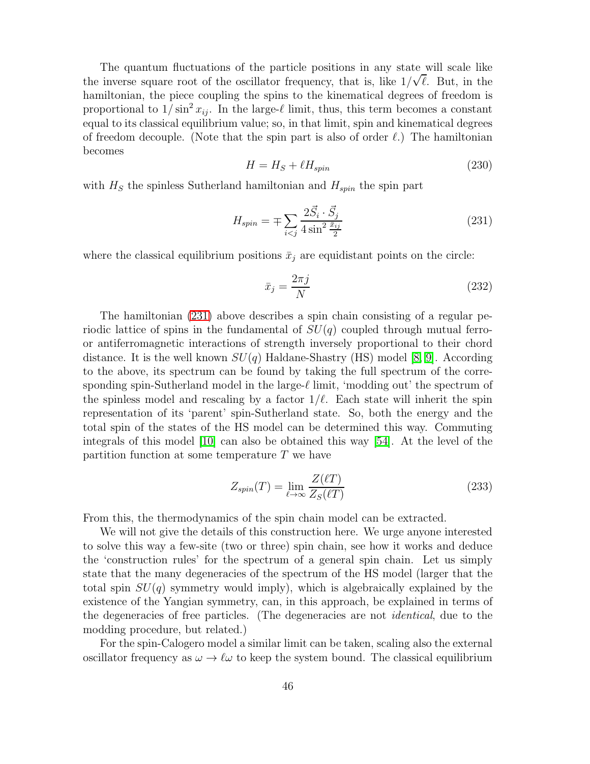The quantum fluctuations of the particle positions in any state will scale like the inverse square root of the oscillator frequency, that is, like $1/\sqrt{\ell}$. But, in the hamiltonian, the piece coupling the spins to the kinematical degrees of freedom is proportional to $1/\sin^2 x_{ij}$. In the large-$\ell$ limit, thus, this term becomes a constant equal to its classical equilibrium value; so, in that limit, spin and kinematical degrees of freedom decouple. (Note that the spin part is also of order $\ell$.) The hamiltonian becomes

$$H = H_S + \ell H_{spin} \tag{230}$$

with $H_S$ the spinless Sutherland hamiltonian and $H_{spin}$ the spin part

$$H_{spin} = \mp \sum_{i<j} \frac{2\vec{S}_i \cdot \vec{S}_j}{4 \sin^2 \frac{\bar{x}_{ij}}{2}} \tag{231}$$

where the classical equilibrium positions $\bar{x}_j$ are equidistant points on the circle:

$$\bar{x}_j = \frac{2\pi j}{N} \tag{232}$$

The hamiltonian (231) above describes a spin chain consisting of a regular periodic lattice of spins in the fundamental of $SU(q)$ coupled through mutual ferro- or antiferromagnetic interactions of strength inversely proportional to their chord distance. It is the well known $SU(q)$ Haldane-Shastry (HS) model [8, 9]. According to the above, its spectrum can be found by taking the full spectrum of the corresponding spin-Sutherland model in the large-$\ell$ limit, 'modding out' the spectrum of the spinless model and rescaling by a factor $1/\ell$. Each state will inherit the spin representation of its 'parent' spin-Sutherland state. So, both the energy and the total spin of the states of the HS model can be determined this way. Commuting integrals of this model [10] can also be obtained this way [54]. At the level of the partition function at some temperature $T$ we have

$$Z_{spin}(T) = \lim_{\ell \to \infty} \frac{Z(\ell T)}{Z_S(\ell T)} \tag{233}$$

From this, the thermodynamics of the spin chain model can be extracted.

We will not give the details of this construction here. We urge anyone interested to solve this way a few-site (two or three) spin chain, see how it works and deduce the 'construction rules' for the spectrum of a general spin chain. Let us simply state that the many degeneracies of the spectrum of the HS model (larger that the total spin $SU(q)$ symmetry would imply), which is algebraically explained by the existence of the Yangian symmetry, can, in this approach, be explained in terms of the degeneracies of free particles. (The degeneracies are not *identical*, due to the modding procedure, but related.)

For the spin-Calogero model a similar limit can be taken, scaling also the external oscillator frequency as $\omega \to \ell\omega$ to keep the system bound. The classical equilibrium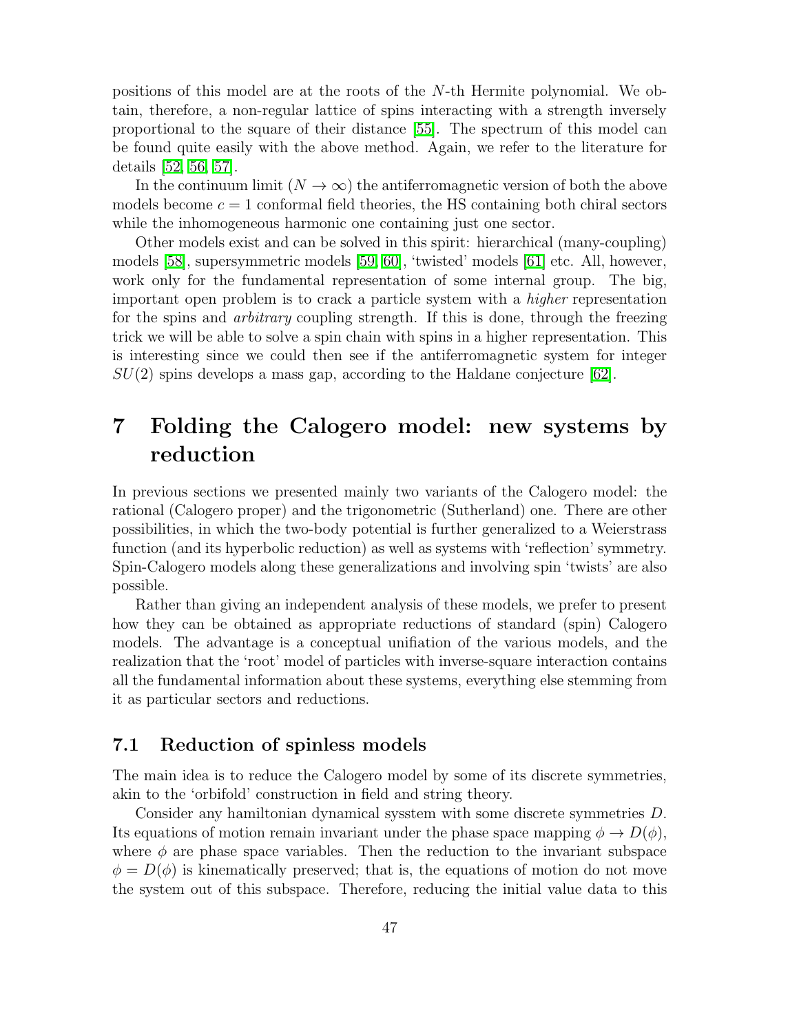positions of this model are at the roots of the $N$-th Hermite polynomial. We obtain, therefore, a non-regular lattice of spins interacting with a strength inversely proportional to the square of their distance [55]. The spectrum of this model can be found quite easily with the above method. Again, we refer to the literature for details [52, 56, 57].

In the continuum limit ($N \to \infty$) the antiferromagnetic version of both the above models become $c = 1$ conformal field theories, the HS containing both chiral sectors while the inhomogeneous harmonic one containing just one sector.

Other models exist and can be solved in this spirit: hierarchical (many-coupling) models [58], supersymmetric models [59, 60], 'twisted' models [61] etc. All, however, work only for the fundamental representation of some internal group. The big, important open problem is to crack a particle system with a *higher* representation for the spins and *arbitrary* coupling strength. If this is done, through the freezing trick we will be able to solve a spin chain with spins in a higher representation. This is interesting since we could then see if the antiferromagnetic system for integer $SU(2)$ spins develops a mass gap, according to the Haldane conjecture [62].

# 7 Folding the Calogero model: new systems by reduction

In previous sections we presented mainly two variants of the Calogero model: the rational (Calogero proper) and the trigonometric (Sutherland) one. There are other possibilities, in which the two-body potential is further generalized to a Weierstrass function (and its hyperbolic reduction) as well as systems with 'reflection' symmetry. Spin-Calogero models along these generalizations and involving spin 'twists' are also possible.

Rather than giving an independent analysis of these models, we prefer to present how they can be obtained as appropriate reductions of standard (spin) Calogero models. The advantage is a conceptual unifiation of the various models, and the realization that the 'root' model of particles with inverse-square interaction contains all the fundamental information about these systems, everything else stemming from it as particular sectors and reductions.

## 7.1 Reduction of spinless models

The main idea is to reduce the Calogero model by some of its discrete symmetries, akin to the 'orbifold' construction in field and string theory.

Consider any hamiltonian dynamical sysstem with some discrete symmetries $D$. Its equations of motion remain invariant under the phase space mapping $\phi \to D(\phi)$, where $\phi$ are phase space variables. Then the reduction to the invariant subspace $\phi = D(\phi)$ is kinematically preserved; that is, the equations of motion do not move the system out of this subspace. Therefore, reducing the initial value data to this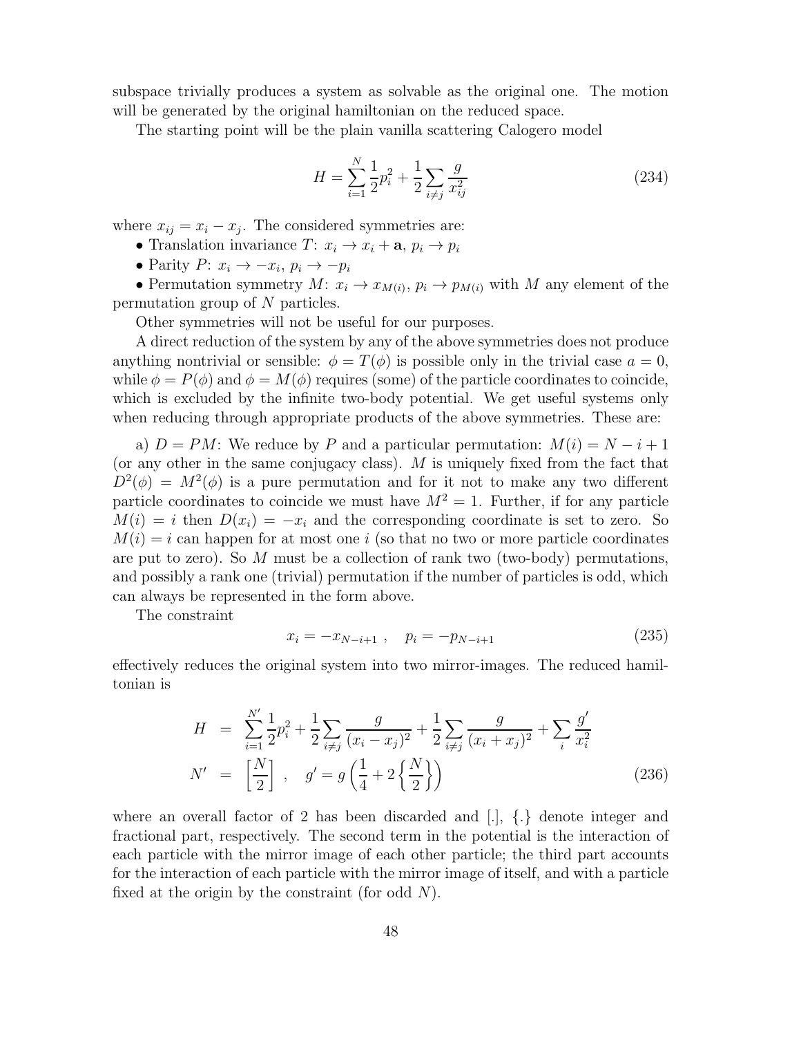subspace trivially produces a system as solvable as the original one. The motion will be generated by the original hamiltonian on the reduced space.

The starting point will be the plain vanilla scattering Calogero model

$$H = \sum_{i=1}^{N} \frac{1}{2} p_i^2 + \frac{1}{2} \sum_{i \neq j} \frac{g}{x_{ij}^2} \tag{234}$$

where $x_{ij} = x_i - x_j$. The considered symmetries are:

• Translation invariance $T$: $x_i \to x_i + \mathbf{a}$, $p_i \to p_i$

• Parity $P$: $x_i \to -x_i$, $p_i \to -p_i$

• Permutation symmetry $M$: $x_i \to x_{M(i)}$, $p_i \to p_{M(i)}$ with $M$ any element of the permutation group of $N$ particles.

Other symmetries will not be useful for our purposes.

A direct reduction of the system by any of the above symmetries does not produce anything nontrivial or sensible: $\phi = T(\phi)$ is possible only in the trivial case $a = 0$, while $\phi = P(\phi)$ and $\phi = M(\phi)$ requires (some) of the particle coordinates to coincide, which is excluded by the infinite two-body potential. We get useful systems only when reducing through appropriate products of the above symmetries. These are:

a) $D = PM$: We reduce by $P$ and a particular permutation: $M(i) = N - i + 1$ (or any other in the same conjugacy class). $M$ is uniquely fixed from the fact that $D^2(\phi) = M^2(\phi)$ is a pure permutation and for it not to make any two different particle coordinates to coincide we must have $M^2 = 1$. Further, if for any particle $M(i) = i$ then $D(x_i) = -x_i$ and the corresponding coordinate is set to zero. So $M(i) = i$ can happen for at most one $i$ (so that no two or more particle coordinates are put to zero). So $M$ must be a collection of rank two (two-body) permutations, and possibly a rank one (trivial) permutation if the number of particles is odd, which can always be represented in the form above.

The constraint

$$x_i = -x_{N-i+1} \ , \quad p_i = -p_{N-i+1} \tag{235}$$

effectively reduces the original system into two mirror-images. The reduced hamiltonian is

$$\begin{aligned} H &= \sum_{i=1}^{N'} \frac{1}{2} p_i^2 + \frac{1}{2} \sum_{i \neq j} \frac{g}{(x_i - x_j)^2} + \frac{1}{2} \sum_{i \neq j} \frac{g}{(x_i + x_j)^2} + \sum_i \frac{g'}{x_i^2} \\ N' &= \left[ \frac{N}{2} \right] \ , \quad g' = g \left( \frac{1}{4} + 2 \left\{ \frac{N}{2} \right\} \right) \end{aligned} \tag{236}$$

where an overall factor of 2 has been discarded and [.], {.} denote integer and fractional part, respectively. The second term in the potential is the interaction of each particle with the mirror image of each other particle; the third part accounts for the interaction of each particle with the mirror image of itself, and with a particle fixed at the origin by the constraint (for odd $N$).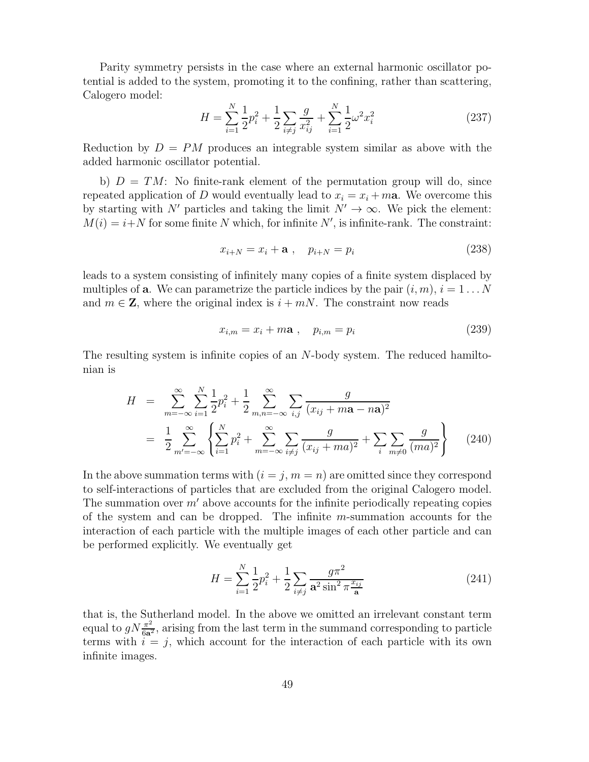Parity symmetry persists in the case where an external harmonic oscillator potential is added to the system, promoting it to the confining, rather than scattering, Calogero model:

$$H = \sum_{i=1}^{N} \frac{1}{2} p_i^2 + \frac{1}{2} \sum_{i \neq j} \frac{g}{x_{ij}^2} + \sum_{i=1}^{N} \frac{1}{2} \omega^2 x_i^2 \tag{237}$$

Reduction by $D = PM$ produces an integrable system similar as above with the added harmonic oscillator potential.

b) $D = TM$: No finite-rank element of the permutation group will do, since repeated application of $D$ would eventually lead to $x_i = x_i + m\mathbf{a}$. We overcome this by starting with $N'$ particles and taking the limit $N' \to \infty$. We pick the element: $M(i) = i + N$ for some finite $N$ which, for infinite $N'$, is infinite-rank. The constraint:

$$x_{i+N} = x_i + \mathbf{a} \ , \quad p_{i+N} = p_i \tag{238}$$

leads to a system consisting of infinitely many copies of a finite system displaced by multiples of $\mathbf{a}$. We can parametrize the particle indices by the pair $(i, m)$, $i = 1 \ldots N$ and $m \in \mathbf{Z}$, where the original index is $i + mN$. The constraint now reads

$$x_{i,m} = x_i + m\mathbf{a} \ , \quad p_{i,m} = p_i \tag{239}$$

The resulting system is infinite copies of an $N$-body system. The reduced hamiltonian is

$$\begin{aligned} H &= \sum_{m=-\infty}^{\infty} \sum_{i=1}^{N} \frac{1}{2} p_i^2 + \frac{1}{2} \sum_{m,n=-\infty}^{\infty} \sum_{i,j} \frac{g}{(x_{ij} + m\mathbf{a} - n\mathbf{a})^2} \\ &= \frac{1}{2} \sum_{m'=-\infty}^{\infty} \left\{ \sum_{i=1}^{N} p_i^2 + \sum_{m=-\infty}^{\infty} \sum_{i \neq j} \frac{g}{(x_{ij} + ma)^2} + \sum_{i} \sum_{m \neq 0} \frac{g}{(ma)^2} \right\} \end{aligned} \tag{240}$$

In the above summation terms with ($i = j$, $m = n$) are omitted since they correspond to self-interactions of particles that are excluded from the original Calogero model. The summation over $m'$ above accounts for the infinite periodically repeating copies of the system and can be dropped. The infinite $m$-summation accounts for the interaction of each particle with the multiple images of each other particle and can be performed explicitly. We eventually get

$$H = \sum_{i=1}^{N} \frac{1}{2} p_i^2 + \frac{1}{2} \sum_{i \neq j} \frac{g\pi^2}{\mathbf{a}^2 \sin^2 \pi \frac{x_{ij}}{\mathbf{a}}} \tag{241}$$

that is, the Sutherland model. In the above we omitted an irrelevant constant term equal to $gN \frac{\pi^2}{6\mathbf{a}^2}$, arising from the last term in the summand corresponding to particle terms with $i = j$, which account for the interaction of each particle with its own infinite images.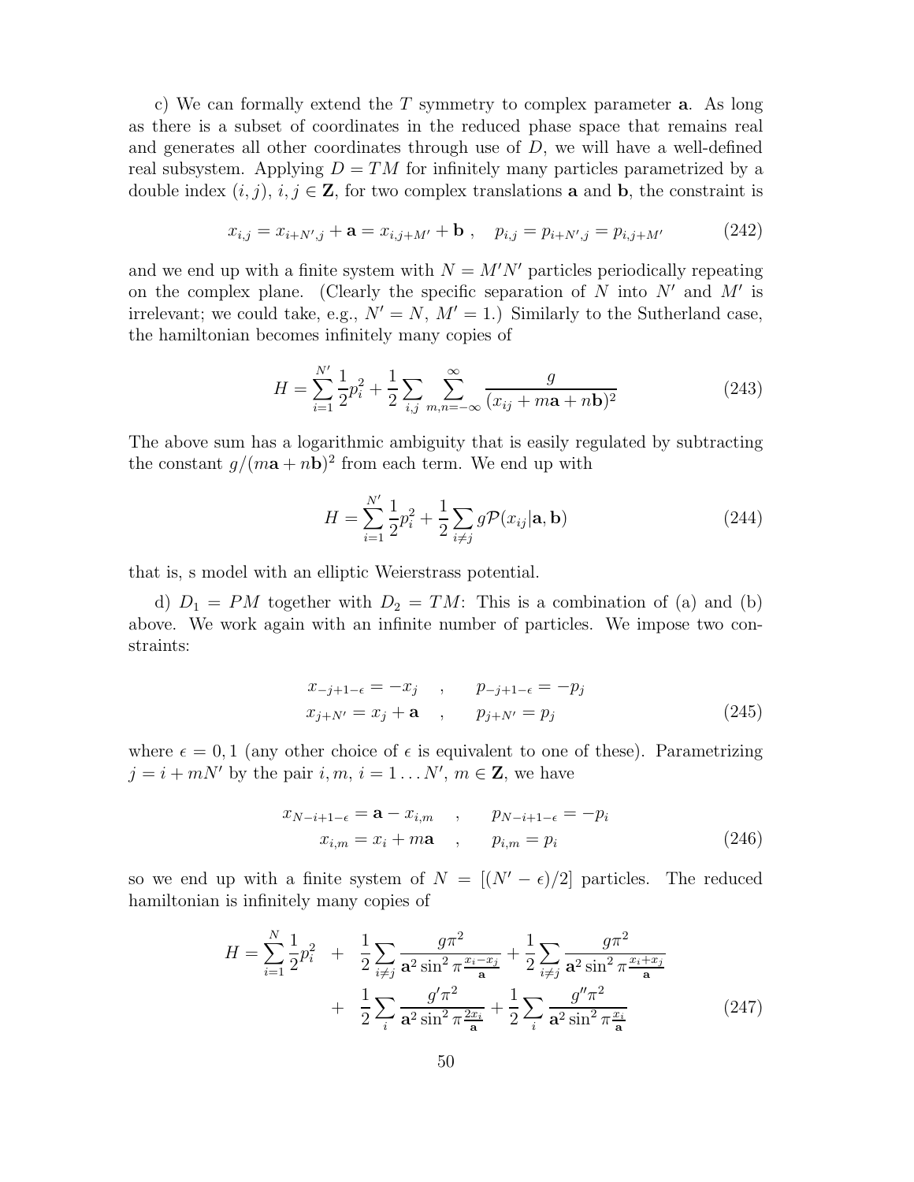c) We can formally extend the $T$ symmetry to complex parameter $\mathbf{a}$. As long as there is a subset of coordinates in the reduced phase space that remains real and generates all other coordinates through use of $D$, we will have a well-defined real subsystem. Applying $D = TM$ for infinitely many particles parametrized by a double index $(i,j)$, $i,j \in \mathbf{Z}$, for two complex translations $\mathbf{a}$ and $\mathbf{b}$, the constraint is

$$x_{i,j} = x_{i+N',j} + \mathbf{a} = x_{i,j+M'} + \mathbf{b} \ , \quad p_{i,j} = p_{i+N',j} = p_{i,j+M'} \tag{242}$$

and we end up with a finite system with $N = M'N'$ particles periodically repeating on the complex plane. (Clearly the specific separation of $N$ into $N'$ and $M'$ is irrelevant; we could take, e.g., $N' = N$, $M' = 1$.) Similarly to the Sutherland case, the hamiltonian becomes infinitely many copies of

$$H = \sum_{i=1}^{N'} \frac{1}{2} p_i^2 + \frac{1}{2} \sum_{i,j} \sum_{m,n=-\infty}^{\infty} \frac{g}{(x_{ij} + m\mathbf{a} + n\mathbf{b})^2} \tag{243}$$

The above sum has a logarithmic ambiguity that is easily regulated by subtracting the constant $g/(m\mathbf{a} + n\mathbf{b})^2$ from each term. We end up with

$$H = \sum_{i=1}^{N'} \frac{1}{2} p_i^2 + \frac{1}{2} \sum_{i \neq j} g \mathcal{P}(x_{ij} | \mathbf{a}, \mathbf{b}) \tag{244}$$

that is, s model with an elliptic Weierstrass potential.

d) $D_1 = PM$ together with $D_2 = TM$: This is a combination of (a) and (b) above. We work again with an infinite number of particles. We impose two constraints:

$$\begin{aligned} x_{-j+1-\epsilon} = -x_j \quad &, \qquad p_{-j+1-\epsilon} = -p_j \\ x_{j+N'} = x_j + \mathbf{a} \quad &, \qquad p_{j+N'} = p_j \end{aligned} \tag{245}$$

where $\epsilon = 0, 1$ (any other choice of $\epsilon$ is equivalent to one of these). Parametrizing $j = i + mN'$ by the pair $i, m$, $i = 1 \dots N'$, $m \in \mathbf{Z}$, we have

$$\begin{aligned} x_{N-i+1-\epsilon} = \mathbf{a} - x_{i,m} \quad &, \qquad p_{N-i+1-\epsilon} = -p_i \\ x_{i,m} = x_i + m\mathbf{a} \quad &, \qquad p_{i,m} = p_i \end{aligned} \tag{246}$$

so we end up with a finite system of $N = [(N' - \epsilon)/2]$ particles. The reduced hamiltonian is infinitely many copies of

$$\begin{aligned} H = \sum_{i=1}^{N} \frac{1}{2} p_i^2 \quad &+ \quad \frac{1}{2} \sum_{i \neq j} \frac{g\pi^2}{\mathbf{a}^2 \sin^2 \pi \frac{x_i - x_j}{\mathbf{a}}} + \frac{1}{2} \sum_{i \neq j} \frac{g\pi^2}{\mathbf{a}^2 \sin^2 \pi \frac{x_i + x_j}{\mathbf{a}}} \\ &+ \quad \frac{1}{2} \sum_{i} \frac{g'\pi^2}{\mathbf{a}^2 \sin^2 \pi \frac{2x_i}{\mathbf{a}}} + \frac{1}{2} \sum_{i} \frac{g''\pi^2}{\mathbf{a}^2 \sin^2 \pi \frac{x_i}{\mathbf{a}}} \end{aligned} \tag{247}$$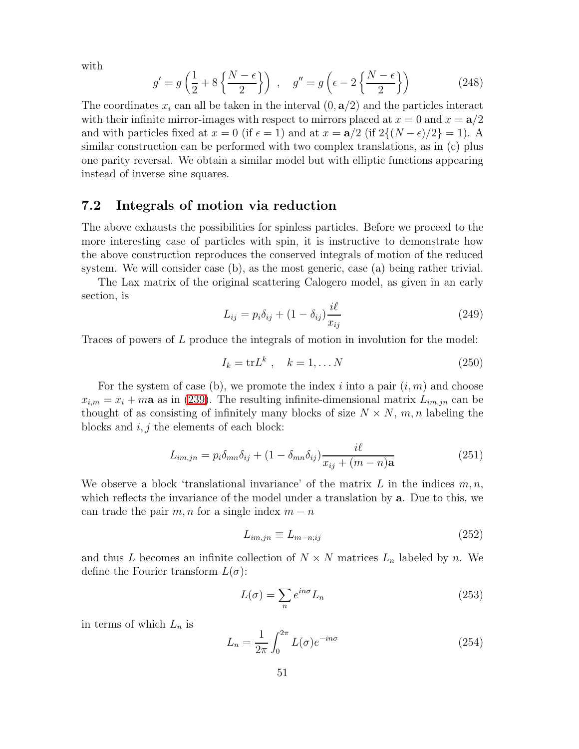with

$$g' = g\left(\frac{1}{2} + 8\left\{\frac{N-\epsilon}{2}\right\}\right) \ , \quad g'' = g\left(\epsilon - 2\left\{\frac{N-\epsilon}{2}\right\}\right) \tag{248}$$

The coordinates $x_i$ can all be taken in the interval $(0, \mathbf{a}/2)$ and the particles interact with their infinite mirror-images with respect to mirrors placed at $x = 0$ and $x = \mathbf{a}/2$ and with particles fixed at $x = 0$ (if $\epsilon = 1$) and at $x = \mathbf{a}/2$ (if $2\{(N-\epsilon)/2\} = 1$). A similar construction can be performed with two complex translations, as in (c) plus one parity reversal. We obtain a similar model but with elliptic functions appearing instead of inverse sine squares.

## 7.2 Integrals of motion via reduction

The above exhausts the possibilities for spinless particles. Before we proceed to the more interesting case of particles with spin, it is instructive to demonstrate how the above construction reproduces the conserved integrals of motion of the reduced system. We will consider case (b), as the most generic, case (a) being rather trivial.

The Lax matrix of the original scattering Calogero model, as given in an early section, is

$$L_{ij} = p_i \delta_{ij} + (1 - \delta_{ij}) \frac{i\ell}{x_{ij}} \tag{249}$$

Traces of powers of $L$ produce the integrals of motion in involution for the model:

$$I_k = \text{tr} L^k \ , \quad k = 1, \dots N \tag{250}$$

For the system of case (b), we promote the index $i$ into a pair $(i, m)$ and choose $x_{i,m} = x_i + m\mathbf{a}$ as in (239). The resulting infinite-dimensional matrix $L_{im,jn}$ can be thought of as consisting of infinitely many blocks of size $N \times N$, $m, n$ labeling the blocks and $i, j$ the elements of each block:

$$L_{im,jn} = p_i \delta_{mn} \delta_{ij} + (1 - \delta_{mn}\delta_{ij}) \frac{i\ell}{x_{ij} + (m-n)\mathbf{a}} \tag{251}$$

We observe a block 'translational invariance' of the matrix $L$ in the indices $m, n$, which reflects the invariance of the model under a translation by $\mathbf{a}$. Due to this, we can trade the pair $m, n$ for a single index $m - n$

$$L_{im,jn} \equiv L_{m-n;ij} \tag{252}$$

and thus $L$ becomes an infinite collection of $N \times N$ matrices $L_n$ labeled by $n$. We define the Fourier transform $L(\sigma)$:

$$L(\sigma) = \sum_n e^{in\sigma} L_n \tag{253}$$

in terms of which $L_n$ is

$$L_n = \frac{1}{2\pi} \int_0^{2\pi} L(\sigma) e^{-in\sigma} \tag{254}$$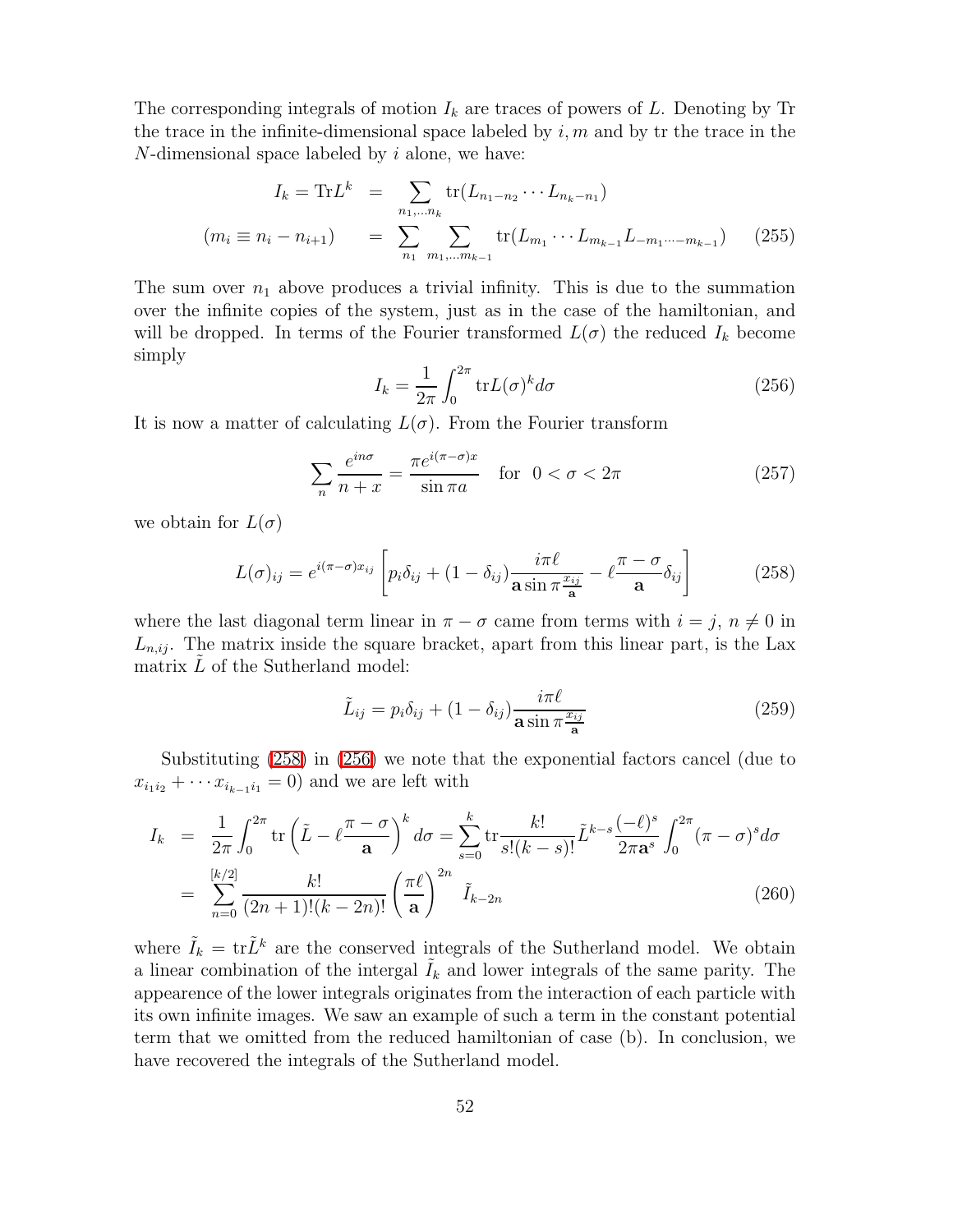The corresponding integrals of motion $I_k$ are traces of powers of $L$. Denoting by Tr the trace in the infinite-dimensional space labeled by $i, m$ and by tr the trace in the $N$-dimensional space labeled by $i$ alone, we have:

$$
\begin{aligned}
I_k = \mathrm{Tr} L^k &= \sum_{n_1,\ldots n_k} \mathrm{tr}(L_{n_1-n_2}\cdots L_{n_k-n_1}) \\
(m_i \equiv n_i - n_{i+1}) \qquad &= \sum_{n_1}\sum_{m_1,\ldots m_{k-1}} \mathrm{tr}(L_{m_1}\cdots L_{m_{k-1}} L_{-m_1\cdots - m_{k-1}})
\end{aligned}
\tag{255}
$$

The sum over $n_1$ above produces a trivial infinity. This is due to the summation over the infinite copies of the system, just as in the case of the hamiltonian, and will be dropped. In terms of the Fourier transformed $L(\sigma)$ the reduced $I_k$ become simply

$$
I_k = \frac{1}{2\pi}\int_0^{2\pi} \mathrm{tr} L(\sigma)^k d\sigma \tag{256}
$$

It is now a matter of calculating $L(\sigma)$. From the Fourier transform

$$
\sum_n \frac{e^{in\sigma}}{n+x} = \frac{\pi e^{i(\pi-\sigma)x}}{\sin \pi a} \quad \text{for} \quad 0<\sigma<2\pi \tag{257}
$$

we obtain for $L(\sigma)$

$$
L(\sigma)_{ij} = e^{i(\pi-\sigma)x_{ij}} \left[ p_i \delta_{ij} + (1-\delta_{ij}) \frac{i\pi\ell}{\mathbf{a}\sin \pi \frac{x_{ij}}{\mathbf{a}}} - \ell \frac{\pi - \sigma}{\mathbf{a}} \delta_{ij} \right] \tag{258}
$$

where the last diagonal term linear in $\pi - \sigma$ came from terms with $i=j$, $n \neq 0$ in $L_{n,ij}$. The matrix inside the square bracket, apart from this linear part, is the Lax matrix $\tilde{L}$ of the Sutherland model:

$$
\tilde{L}_{ij} = p_i \delta_{ij} + (1-\delta_{ij}) \frac{i\pi\ell}{\mathbf{a}\sin \pi \frac{x_{ij}}{\mathbf{a}}} \tag{259}
$$

Substituting (258) in (256) we note that the exponential factors cancel (due to $x_{i_1 i_2} + \cdots x_{i_{k-1} i_1} = 0$) and we are left with

$$
\begin{aligned}
I_k &= \frac{1}{2\pi}\int_0^{2\pi} \mathrm{tr}\left(\tilde{L} - \ell\frac{\pi-\sigma}{\mathbf{a}}\right)^k d\sigma = \sum_{s=0}^{k} \mathrm{tr}\frac{k!}{s!(k-s)!}\tilde{L}^{k-s}\frac{(-\ell)^s}{2\pi \mathbf{a}^s}\int_0^{2\pi}(\pi-\sigma)^s d\sigma \\
&= \sum_{n=0}^{[k/2]} \frac{k!}{(2n+1)!(k-2n)!}\left(\frac{\pi\ell}{\mathbf{a}}\right)^{2n} \tilde{I}_{k-2n}
\end{aligned}
\tag{260}
$$

where $\tilde{I}_k = \mathrm{tr}\tilde{L}^k$ are the conserved integrals of the Sutherland model. We obtain a linear combination of the intergal $\tilde{I}_k$ and lower integrals of the same parity. The appearence of the lower integrals originates from the interaction of each particle with its own infinite images. We saw an example of such a term in the constant potential term that we omitted from the reduced hamiltonian of case (b). In conclusion, we have recovered the integrals of the Sutherland model.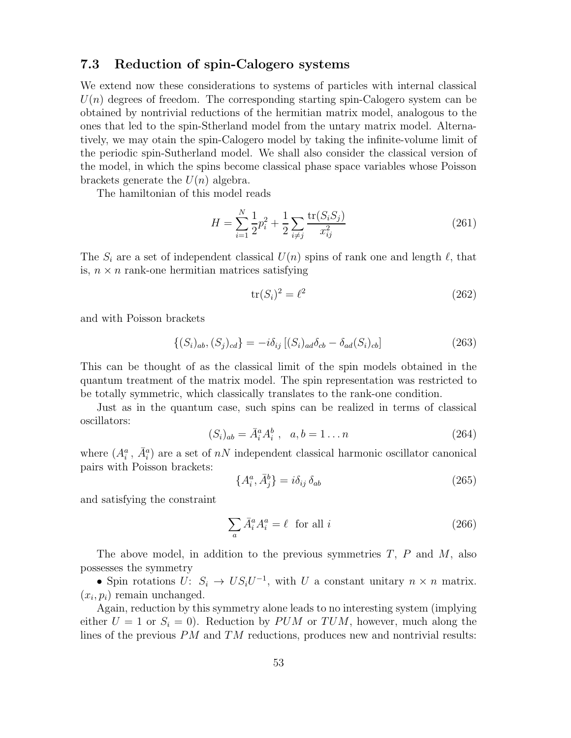### 7.3 Reduction of spin-Calogero systems

We extend now these considerations to systems of particles with internal classical $U(n)$ degrees of freedom. The corresponding starting spin-Calogero system can be obtained by nontrivial reductions of the hermitian matrix model, analogous to the ones that led to the spin-Stherland model from the untary matrix model. Alternatively, we may otain the spin-Calogero model by taking the infinite-volume limit of the periodic spin-Sutherland model. We shall also consider the classical version of the model, in which the spins become classical phase space variables whose Poisson brackets generate the $U(n)$ algebra.

The hamiltonian of this model reads

$$H = \sum_{i=1}^{N} \frac{1}{2} p_i^2 + \frac{1}{2} \sum_{i \neq j} \frac{\mathrm{tr}(S_i S_j)}{x_{ij}^2} \tag{261}$$

The $S_i$ are a set of independent classical $U(n)$ spins of rank one and length $\ell$, that is, $n \times n$ rank-one hermitian matrices satisfying

$$\mathrm{tr}(S_i)^2 = \ell^2 \tag{262}$$

and with Poisson brackets

$$\{(S_i)_{ab}, (S_j)_{cd}\} = -i\delta_{ij} \left[ (S_i)_{ad} \delta_{cb} - \delta_{ad} (S_i)_{cb} \right] \tag{263}$$

This can be thought of as the classical limit of the spin models obtained in the quantum treatment of the matrix model. The spin representation was restricted to be totally symmetric, which classically translates to the rank-one condition.

Just as in the quantum case, such spins can be realized in terms of classical oscillators:

$$(S_i)_{ab} = \bar{A}_i^a A_i^b \ , \quad a, b = 1 \ldots n \tag{264}$$

where $(A_i^a \, , \, \bar{A}_i^a)$ are a set of $nN$ independent classical harmonic oscillator canonical pairs with Poisson brackets:

$$\{A_i^a, \bar{A}_j^b\} = i\delta_{ij} \, \delta_{ab} \tag{265}$$

and satisfying the constraint

$$\sum_a \bar{A}_i^a A_i^a = \ell \ \text{ for all } i \tag{266}$$

The above model, in addition to the previous symmetries $T$, $P$ and $M$, also possesses the symmetry

- Spin rotations $U$: $S_i \to U S_i U^{-1}$, with $U$ a constant unitary $n \times n$ matrix. $(x_i, p_i)$ remain unchanged.

Again, reduction by this symmetry alone leads to no interesting system (implying either $U = 1$ or $S_i = 0$). Reduction by $PUM$ or $TUM$, however, much along the lines of the previous $PM$ and $TM$ reductions, produces new and nontrivial results: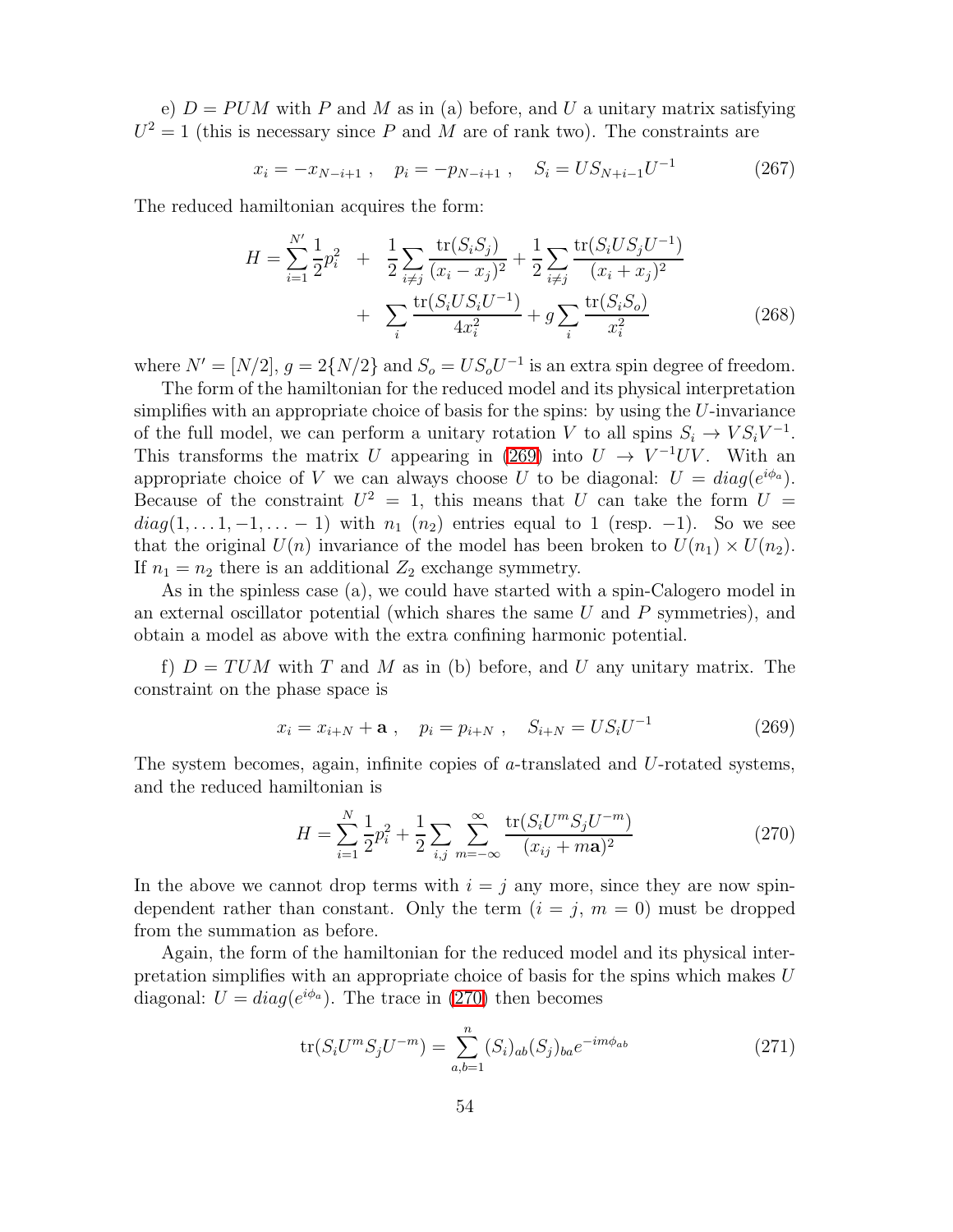e) $D = PUM$ with $P$ and $M$ as in (a) before, and $U$ a unitary matrix satisfying $U^2 = 1$ (this is necessary since $P$ and $M$ are of rank two). The constraints are

$$x_i = -x_{N-i+1} \ , \quad p_i = -p_{N-i+1} \ , \quad S_i = U S_{N+i-1} U^{-1} \tag{267}$$

The reduced hamiltonian acquires the form:

$$\begin{aligned} H = \sum_{i=1}^{N'} \frac{1}{2} p_i^2 \quad &+ \quad \frac{1}{2} \sum_{i \neq j} \frac{\text{tr}(S_i S_j)}{(x_i - x_j)^2} + \frac{1}{2} \sum_{i \neq j} \frac{\text{tr}(S_i U S_j U^{-1})}{(x_i + x_j)^2} \\ &+ \quad \sum_i \frac{\text{tr}(S_i U S_i U^{-1})}{4x_i^2} + g \sum_i \frac{\text{tr}(S_i S_o)}{x_i^2} \end{aligned} \tag{268}$$

where $N' = [N/2]$, $g = 2\{N/2\}$ and $S_o = U S_o U^{-1}$ is an extra spin degree of freedom.

The form of the hamiltonian for the reduced model and its physical interpretation simplifies with an appropriate choice of basis for the spins: by using the $U$-invariance of the full model, we can perform a unitary rotation $V$ to all spins $S_i \to V S_i V^{-1}$. This transforms the matrix $U$ appearing in (269) into $U \to V^{-1} U V$. With an appropriate choice of $V$ we can always choose $U$ to be diagonal: $U = diag(e^{i\phi_a})$. Because of the constraint $U^2 = 1$, this means that $U$ can take the form $U = diag(1, \ldots 1, -1, \ldots -1)$ with $n_1$ ($n_2$) entries equal to 1 (resp. $-1$). So we see that the original $U(n)$ invariance of the model has been broken to $U(n_1) \times U(n_2)$. If $n_1 = n_2$ there is an additional $Z_2$ exchange symmetry.

As in the spinless case (a), we could have started with a spin-Calogero model in an external oscillator potential (which shares the same $U$ and $P$ symmetries), and obtain a model as above with the extra confining harmonic potential.

f) $D = TUM$ with $T$ and $M$ as in (b) before, and $U$ any unitary matrix. The constraint on the phase space is

$$x_i = x_{i+N} + \mathbf{a} \ , \quad p_i = p_{i+N} \ , \quad S_{i+N} = U S_i U^{-1} \tag{269}$$

The system becomes, again, infinite copies of $a$-translated and $U$-rotated systems, and the reduced hamiltonian is

$$H = \sum_{i=1}^{N} \frac{1}{2} p_i^2 + \frac{1}{2} \sum_{i,j} \sum_{m=-\infty}^{\infty} \frac{\text{tr}(S_i U^m S_j U^{-m})}{(x_{ij} + m\mathbf{a})^2} \tag{270}$$

In the above we cannot drop terms with $i = j$ any more, since they are now spin-dependent rather than constant. Only the term ($i = j$, $m = 0$) must be dropped from the summation as before.

Again, the form of the hamiltonian for the reduced model and its physical interpretation simplifies with an appropriate choice of basis for the spins which makes $U$ diagonal: $U = diag(e^{i\phi_a})$. The trace in (270) then becomes

$$\text{tr}(S_i U^m S_j U^{-m}) = \sum_{a,b=1}^{n} (S_i)_{ab} (S_j)_{ba} e^{-im\phi_{ab}} \tag{271}$$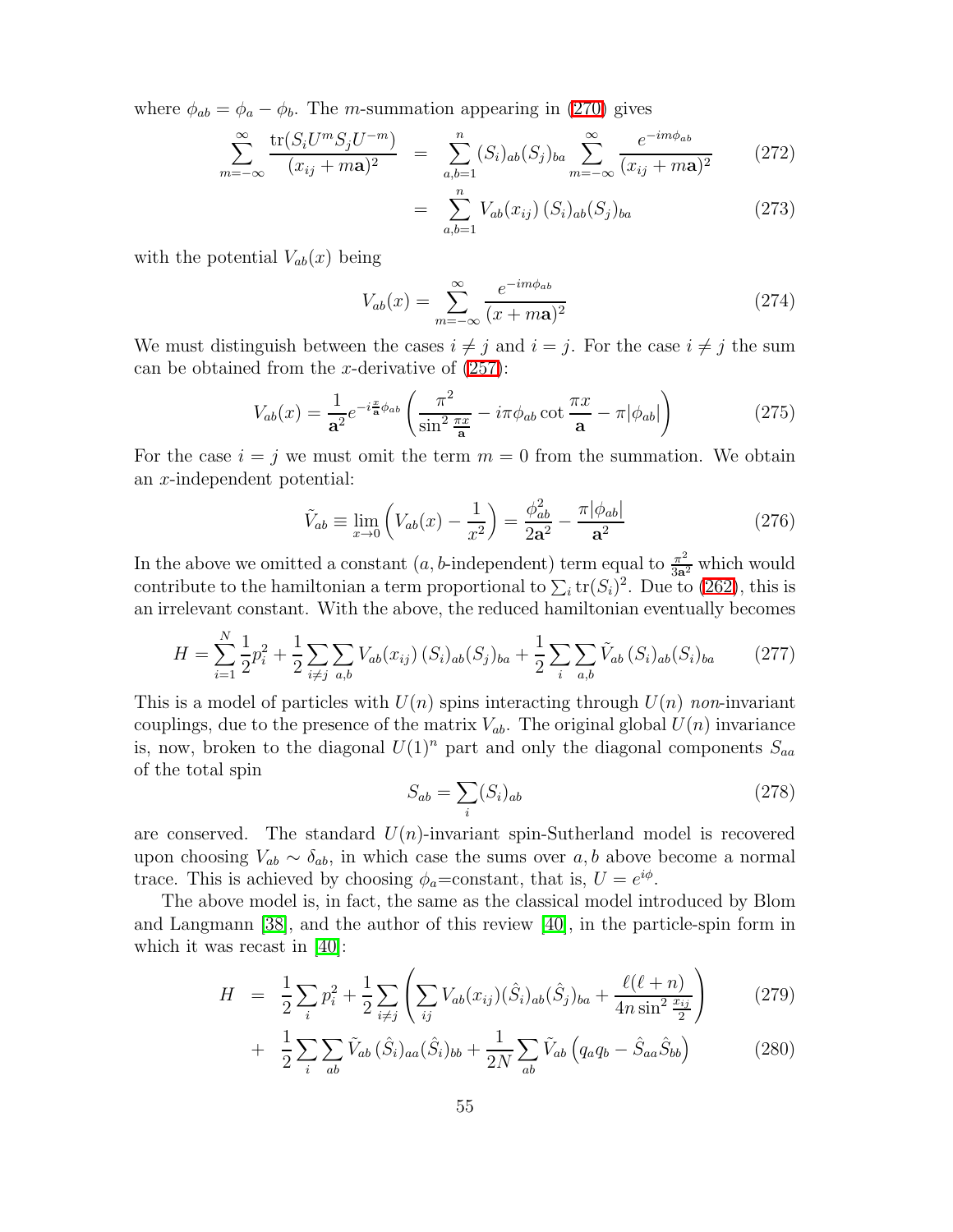where $\phi_{ab} = \phi_a - \phi_b$. The $m$-summation appearing in (270) gives

$$\sum_{m=-\infty}^{\infty} \frac{\mathrm{tr}(S_i U^m S_j U^{-m})}{(x_{ij} + m\mathbf{a})^2} = \sum_{a,b=1}^{n} (S_i)_{ab}(S_j)_{ba} \sum_{m=-\infty}^{\infty} \frac{e^{-im\phi_{ab}}}{(x_{ij}+m\mathbf{a})^2} \tag{272}$$

$$= \sum_{a,b=1}^{n} V_{ab}(x_{ij})\,(S_i)_{ab}(S_j)_{ba} \tag{273}$$

with the potential $V_{ab}(x)$ being

$$V_{ab}(x) = \sum_{m=-\infty}^{\infty} \frac{e^{-im\phi_{ab}}}{(x+m\mathbf{a})^2} \tag{274}$$

We must distinguish between the cases $i \neq j$ and $i = j$. For the case $i \neq j$ the sum can be obtained from the $x$-derivative of (257):

$$V_{ab}(x) = \frac{1}{\mathbf{a}^2} e^{-i\frac{x}{\mathbf{a}}\phi_{ab}} \left( \frac{\pi^2}{\sin^2 \frac{\pi x}{\mathbf{a}}} - i\pi\phi_{ab} \cot\frac{\pi x}{\mathbf{a}} - \pi|\phi_{ab}| \right) \tag{275}$$

For the case $i = j$ we must omit the term $m = 0$ from the summation. We obtain an $x$-independent potential:

$$\tilde{V}_{ab} \equiv \lim_{x\to 0} \left( V_{ab}(x) - \frac{1}{x^2} \right) = \frac{\phi_{ab}^2}{2\mathbf{a}^2} - \frac{\pi|\phi_{ab}|}{\mathbf{a}^2} \tag{276}$$

In the above we omitted a constant ($a,b$-independent) term equal to $\frac{\pi^2}{3\mathbf{a}^2}$ which would contribute to the hamiltonian a term proportional to $\sum_i \mathrm{tr}(S_i)^2$. Due to (262), this is an irrelevant constant. With the above, the reduced hamiltonian eventually becomes

$$H = \sum_{i=1}^{N} \frac{1}{2}p_i^2 + \frac{1}{2}\sum_{i\neq j}\sum_{a,b} V_{ab}(x_{ij})\,(S_i)_{ab}(S_j)_{ba} + \frac{1}{2}\sum_i \sum_{a,b} \tilde{V}_{ab}\,(S_i)_{ab}(S_i)_{ba} \tag{277}$$

This is a model of particles with $U(n)$ spins interacting through $U(n)$ *non*-invariant couplings, due to the presence of the matrix $V_{ab}$. The original global $U(n)$ invariance is, now, broken to the diagonal $U(1)^n$ part and only the diagonal components $S_{aa}$ of the total spin

$$S_{ab} = \sum_i (S_i)_{ab} \tag{278}$$

are conserved. The standard $U(n)$-invariant spin-Sutherland model is recovered upon choosing $V_{ab} \sim \delta_{ab}$, in which case the sums over $a, b$ above become a normal trace. This is achieved by choosing $\phi_a$=constant, that is, $U = e^{i\phi}$.

The above model is, in fact, the same as the classical model introduced by Blom and Langmann [38], and the author of this review [40], in the particle-spin form in which it was recast in [40]:

$$H = \frac{1}{2}\sum_i p_i^2 + \frac{1}{2}\sum_{i\neq j}\left( \sum_{ij} V_{ab}(x_{ij})(\hat{S}_i)_{ab}(\hat{S}_j)_{ba} + \frac{\ell(\ell+n)}{4n\sin^2\frac{x_{ij}}{2}} \right) \tag{279}$$

$$+ \frac{1}{2}\sum_i \sum_{ab} \tilde{V}_{ab}\,(\hat{S}_i)_{aa}(\hat{S}_i)_{bb} + \frac{1}{2N}\sum_{ab} \tilde{V}_{ab}\left( q_a q_b - \hat{S}_{aa}\hat{S}_{bb} \right) \tag{280}$$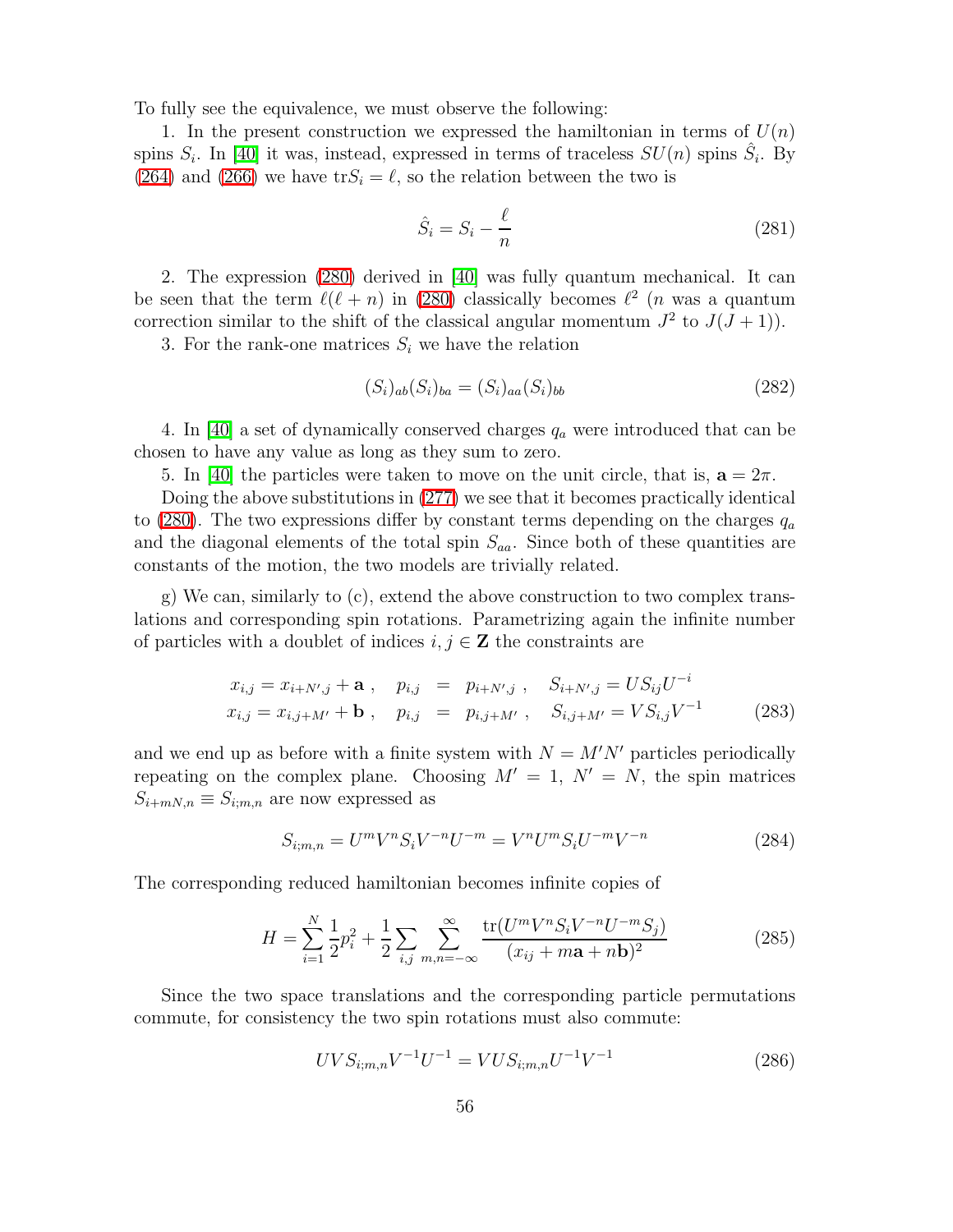To fully see the equivalence, we must observe the following:

1. In the present construction we expressed the hamiltonian in terms of $U(n)$ spins $S_i$. In [40] it was, instead, expressed in terms of traceless $SU(n)$ spins $\hat{S}_i$. By (264) and (266) we have $\text{tr}S_i = \ell$, so the relation between the two is

$$\hat{S}_i = S_i - \frac{\ell}{n} \tag{281}$$

2. The expression (280) derived in [40] was fully quantum mechanical. It can be seen that the term $\ell(\ell+n)$ in (280) classically becomes $\ell^2$ ($n$ was a quantum correction similar to the shift of the classical angular momentum $J^2$ to $J(J+1)$).

3. For the rank-one matrices $S_i$ we have the relation

$$(S_i)_{ab}(S_i)_{ba} = (S_i)_{aa}(S_i)_{bb} \tag{282}$$

4. In [40] a set of dynamically conserved charges $q_a$ were introduced that can be chosen to have any value as long as they sum to zero.

5. In [40] the particles were taken to move on the unit circle, that is, $\mathbf{a} = 2\pi$.

Doing the above substitutions in (277) we see that it becomes practically identical to (280). The two expressions differ by constant terms depending on the charges $q_a$ and the diagonal elements of the total spin $S_{aa}$. Since both of these quantities are constants of the motion, the two models are trivially related.

g) We can, similarly to (c), extend the above construction to two complex translations and corresponding spin rotations. Parametrizing again the infinite number of particles with a doublet of indices $i, j \in \mathbf{Z}$ the constraints are

$$\begin{aligned} x_{i,j} = x_{i+N',j} + \mathbf{a} \,, \quad p_{i,j} &= p_{i+N',j} \,, \quad S_{i+N',j} = U S_{ij} U^{-i} \\ x_{i,j} = x_{i,j+M'} + \mathbf{b} \,, \quad p_{i,j} &= p_{i,j+M'} \,, \quad S_{i,j+M'} = V S_{i,j} V^{-1} \end{aligned} \tag{283}$$

and we end up as before with a finite system with $N = M'N'$ particles periodically repeating on the complex plane. Choosing $M' = 1$, $N' = N$, the spin matrices $S_{i+mN,n} \equiv S_{i;m,n}$ are now expressed as

$$S_{i;m,n} = U^m V^n S_i V^{-n} U^{-m} = V^n U^m S_i U^{-m} V^{-n} \tag{284}$$

The corresponding reduced hamiltonian becomes infinite copies of

$$H = \sum_{i=1}^{N} \frac{1}{2} p_i^2 + \frac{1}{2} \sum_{i,j} \sum_{m,n=-\infty}^{\infty} \frac{\text{tr}(U^m V^n S_i V^{-n} U^{-m} S_j)}{(x_{ij} + m\mathbf{a} + n\mathbf{b})^2} \tag{285}$$

Since the two space translations and the corresponding particle permutations commute, for consistency the two spin rotations must also commute:

$$UVS_{i;m,n}V^{-1}U^{-1} = VUS_{i;m,n}U^{-1}V^{-1} \tag{286}$$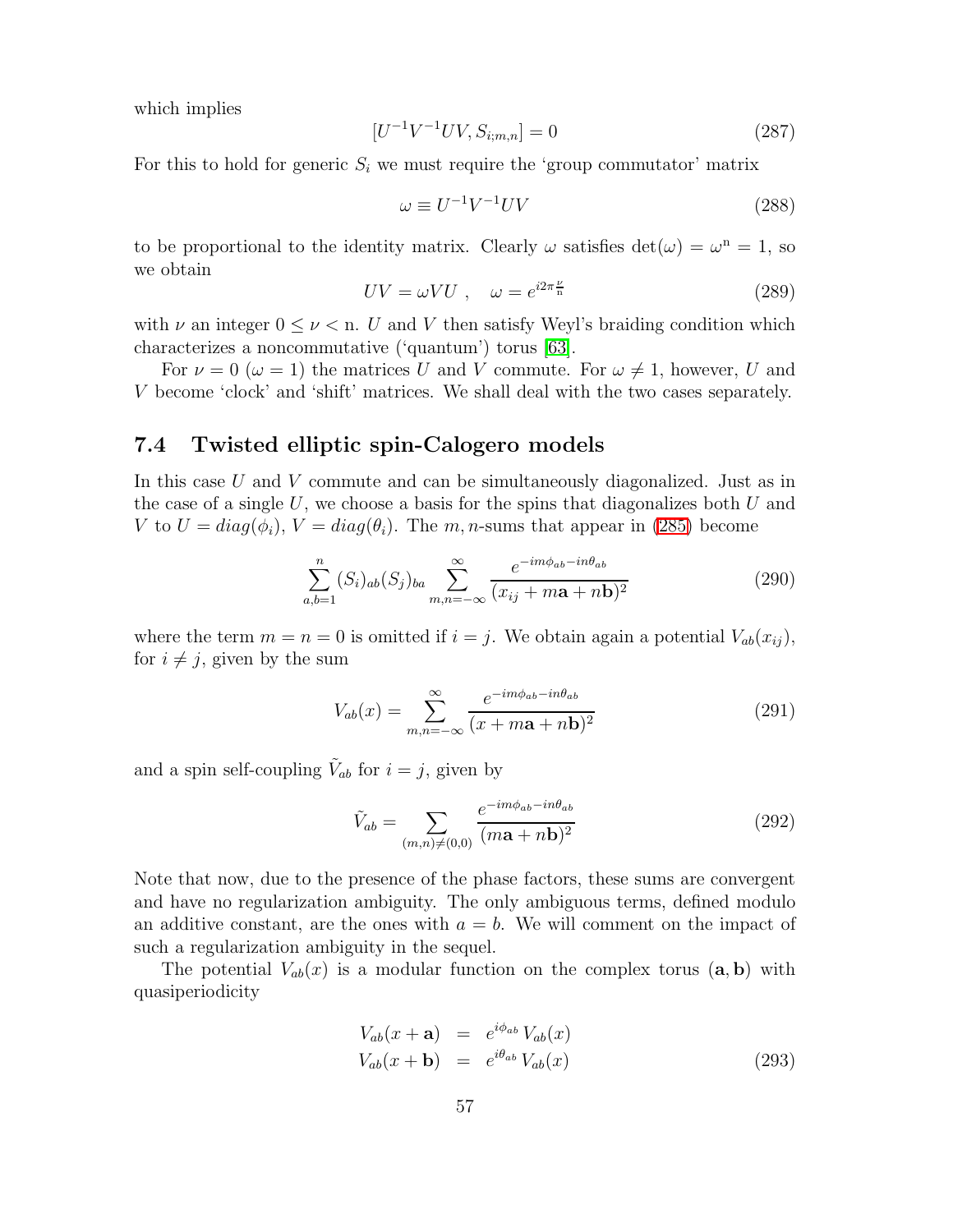which implies

$$[U^{-1}V^{-1}UV, S_{i;m,n}] = 0 \tag{287}$$

For this to hold for generic $S_i$ we must require the 'group commutator' matrix

$$\omega \equiv U^{-1}V^{-1}UV \tag{288}$$

to be proportional to the identity matrix. Clearly $\omega$ satisfies $\det(\omega) = \omega^{\mathrm{n}} = 1$, so we obtain

$$UV = \omega V U \ , \quad \omega = e^{i2\pi \frac{\nu}{\mathrm{n}}} \tag{289}$$

with $\nu$ an integer $0 \leq \nu < \mathrm{n}$. $U$ and $V$ then satisfy Weyl's braiding condition which characterizes a noncommutative ('quantum') torus [63].

For $\nu = 0$ ($\omega = 1$) the matrices $U$ and $V$ commute. For $\omega \neq 1$, however, $U$ and $V$ become 'clock' and 'shift' matrices. We shall deal with the two cases separately.

## 7.4 Twisted elliptic spin-Calogero models

In this case $U$ and $V$ commute and can be simultaneously diagonalized. Just as in the case of a single $U$, we choose a basis for the spins that diagonalizes both $U$ and $V$ to $U = diag(\phi_i)$, $V = diag(\theta_i)$. The $m, n$-sums that appear in (285) become

$$\sum_{a,b=1}^{n} (S_i)_{ab}(S_j)_{ba} \sum_{m,n=-\infty}^{\infty} \frac{e^{-im\phi_{ab}-in\theta_{ab}}}{(x_{ij} + m\mathbf{a} + n\mathbf{b})^2} \tag{290}$$

where the term $m = n = 0$ is omitted if $i = j$. We obtain again a potential $V_{ab}(x_{ij})$, for $i \neq j$, given by the sum

$$V_{ab}(x) = \sum_{m,n=-\infty}^{\infty} \frac{e^{-im\phi_{ab}-in\theta_{ab}}}{(x + m\mathbf{a} + n\mathbf{b})^2} \tag{291}$$

and a spin self-coupling $\tilde{V}_{ab}$ for $i = j$, given by

$$\tilde{V}_{ab} = \sum_{(m,n)\neq(0,0)} \frac{e^{-im\phi_{ab}-in\theta_{ab}}}{(m\mathbf{a} + n\mathbf{b})^2} \tag{292}$$

Note that now, due to the presence of the phase factors, these sums are convergent and have no regularization ambiguity. The only ambiguous terms, defined modulo an additive constant, are the ones with $a = b$. We will comment on the impact of such a regularization ambiguity in the sequel.

The potential $V_{ab}(x)$ is a modular function on the complex torus $(\mathbf{a}, \mathbf{b})$ with quasiperiodicity

$$\begin{aligned} V_{ab}(x + \mathbf{a}) &= e^{i\phi_{ab}}\, V_{ab}(x) \\ V_{ab}(x + \mathbf{b}) &= e^{i\theta_{ab}}\, V_{ab}(x) \end{aligned} \tag{293}$$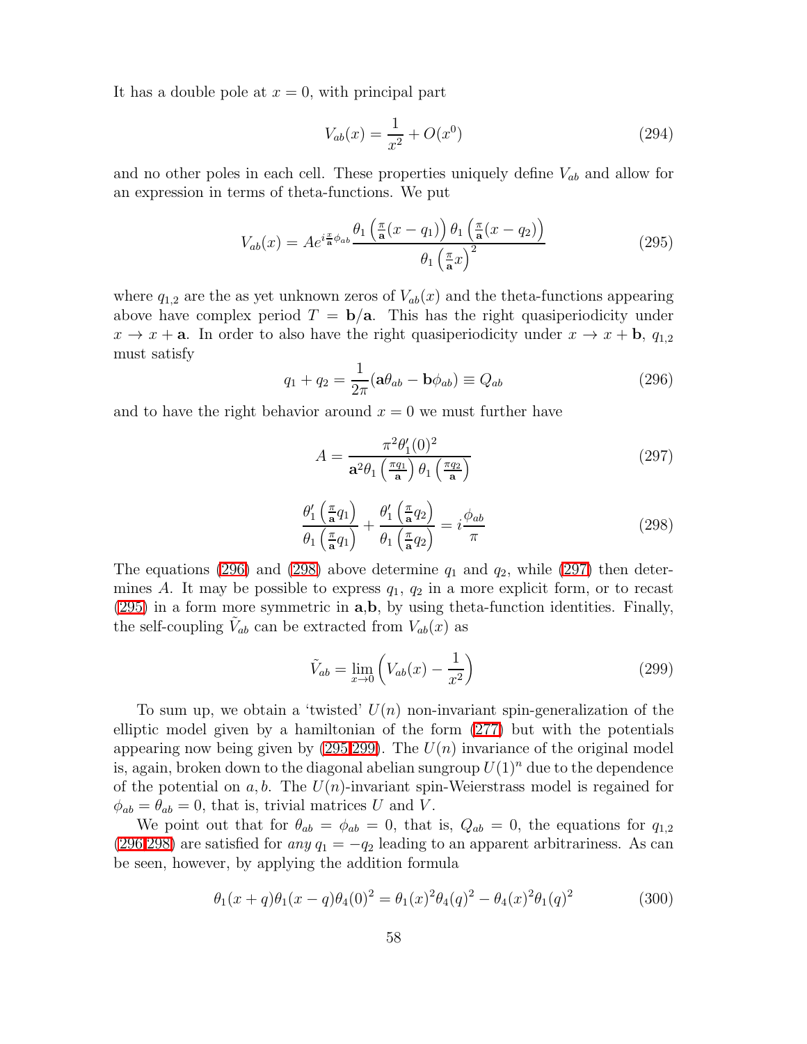It has a double pole at $x = 0$, with principal part

$$V_{ab}(x) = \frac{1}{x^2} + O(x^0) \tag{294}$$

and no other poles in each cell. These properties uniquely define $V_{ab}$ and allow for an expression in terms of theta-functions. We put

$$V_{ab}(x) = A e^{i\frac{\pi}{\mathbf{a}}\phi_{ab}} \frac{\theta_1\left(\frac{\pi}{\mathbf{a}}(x-q_1)\right)\theta_1\left(\frac{\pi}{\mathbf{a}}(x-q_2)\right)}{\theta_1\left(\frac{\pi}{\mathbf{a}}x\right)^2} \tag{295}$$

where $q_{1,2}$ are the as yet unknown zeros of $V_{ab}(x)$ and the theta-functions appearing above have complex period $T = \mathbf{b}/\mathbf{a}$. This has the right quasiperiodicity under $x \to x + \mathbf{a}$. In order to also have the right quasiperiodicity under $x \to x + \mathbf{b}$, $q_{1,2}$ must satisfy

$$q_1 + q_2 = \frac{1}{2\pi}(\mathbf{a}\theta_{ab} - \mathbf{b}\phi_{ab}) \equiv Q_{ab} \tag{296}$$

and to have the right behavior around $x = 0$ we must further have

$$A = \frac{\pi^2 \theta_1'(0)^2}{\mathbf{a}^2 \theta_1\left(\frac{\pi q_1}{\mathbf{a}}\right)\theta_1\left(\frac{\pi q_2}{\mathbf{a}}\right)} \tag{297}$$

$$\frac{\theta_1'\left(\frac{\pi}{\mathbf{a}}q_1\right)}{\theta_1\left(\frac{\pi}{\mathbf{a}}q_1\right)} + \frac{\theta_1'\left(\frac{\pi}{\mathbf{a}}q_2\right)}{\theta_1\left(\frac{\pi}{\mathbf{a}}q_2\right)} = i\frac{\phi_{ab}}{\pi} \tag{298}$$

The equations (296) and (298) above determine $q_1$ and $q_2$, while (297) then determines $A$. It may be possible to express $q_1$, $q_2$ in a more explicit form, or to recast (295) in a form more symmetric in $\mathbf{a}$,$\mathbf{b}$, by using theta-function identities. Finally, the self-coupling $\tilde{V}_{ab}$ can be extracted from $V_{ab}(x)$ as

$$\tilde{V}_{ab} = \lim_{x\to 0}\left(V_{ab}(x) - \frac{1}{x^2}\right) \tag{299}$$

To sum up, we obtain a 'twisted' $U(n)$ non-invariant spin-generalization of the elliptic model given by a hamiltonian of the form (277) but with the potentials appearing now being given by (295,299). The $U(n)$ invariance of the original model is, again, broken down to the diagonal abelian sungroup $U(1)^n$ due to the dependence of the potential on $a, b$. The $U(n)$-invariant spin-Weierstrass model is regained for $\phi_{ab} = \theta_{ab} = 0$, that is, trivial matrices $U$ and $V$.

We point out that for $\theta_{ab} = \phi_{ab} = 0$, that is, $Q_{ab} = 0$, the equations for $q_{1,2}$ (296,298) are satisfied for *any* $q_1 = -q_2$ leading to an apparent arbitrariness. As can be seen, however, by applying the addition formula

$$\theta_1(x+q)\theta_1(x-q)\theta_4(0)^2 = \theta_1(x)^2\theta_4(q)^2 - \theta_4(x)^2\theta_1(q)^2 \tag{300}$$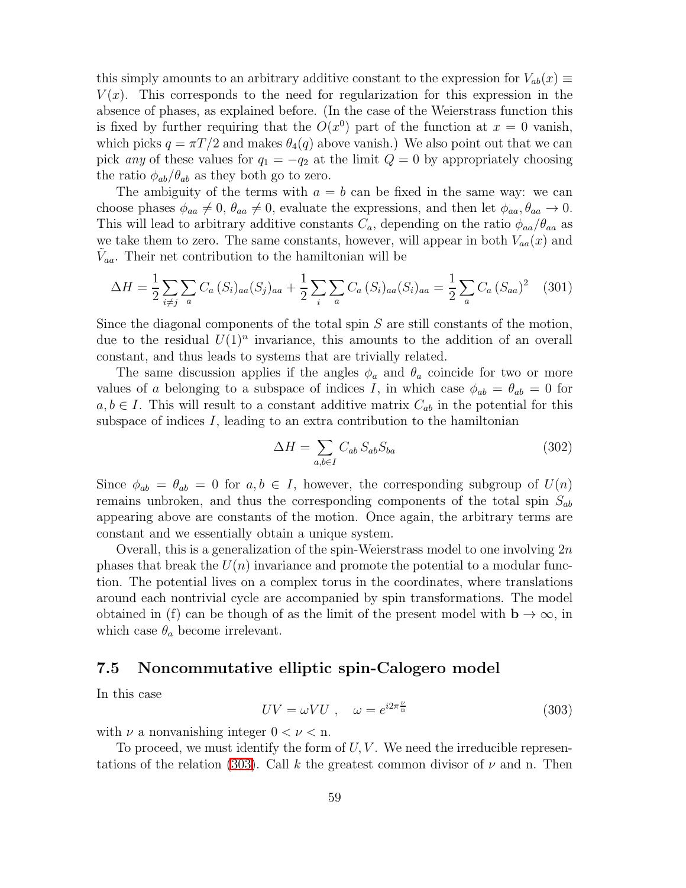this simply amounts to an arbitrary additive constant to the expression for $V_{ab}(x) \equiv V(x)$. This corresponds to the need for regularization for this expression in the absence of phases, as explained before. (In the case of the Weierstrass function this is fixed by further requiring that the $O(x^0)$ part of the function at $x = 0$ vanish, which picks $q = \pi T/2$ and makes $\theta_4(q)$ above vanish.) We also point out that we can pick *any* of these values for $q_1 = -q_2$ at the limit $Q = 0$ by appropriately choosing the ratio $\phi_{ab}/\theta_{ab}$ as they both go to zero.

The ambiguity of the terms with $a = b$ can be fixed in the same way: we can choose phases $\phi_{aa} \neq 0$, $\theta_{aa} \neq 0$, evaluate the expressions, and then let $\phi_{aa}, \theta_{aa} \to 0$. This will lead to arbitrary additive constants $C_a$, depending on the ratio $\phi_{aa}/\theta_{aa}$ as we take them to zero. The same constants, however, will appear in both $V_{aa}(x)$ and $\tilde{V}_{aa}$. Their net contribution to the hamiltonian will be

$$\Delta H = \frac{1}{2}\sum_{i\neq j}\sum_{a} C_a\,(S_i)_{aa}(S_j)_{aa} + \frac{1}{2}\sum_{i}\sum_{a} C_a\,(S_i)_{aa}(S_i)_{aa} = \frac{1}{2}\sum_{a} C_a\,(S_{aa})^2 \tag{301}$$

Since the diagonal components of the total spin $S$ are still constants of the motion, due to the residual $U(1)^n$ invariance, this amounts to the addition of an overall constant, and thus leads to systems that are trivially related.

The same discussion applies if the angles $\phi_a$ and $\theta_a$ coincide for two or more values of $a$ belonging to a subspace of indices $I$, in which case $\phi_{ab} = \theta_{ab} = 0$ for $a, b \in I$. This will result to a constant additive matrix $C_{ab}$ in the potential for this subspace of indices $I$, leading to an extra contribution to the hamiltonian

$$\Delta H = \sum_{a,b\in I} C_{ab}\,S_{ab}S_{ba} \tag{302}$$

Since $\phi_{ab} = \theta_{ab} = 0$ for $a, b \in I$, however, the corresponding subgroup of $U(n)$ remains unbroken, and thus the corresponding components of the total spin $S_{ab}$ appearing above are constants of the motion. Once again, the arbitrary terms are constant and we essentially obtain a unique system.

Overall, this is a generalization of the spin-Weierstrass model to one involving $2n$ phases that break the $U(n)$ invariance and promote the potential to a modular function. The potential lives on a complex torus in the coordinates, where translations around each nontrivial cycle are accompanied by spin transformations. The model obtained in (f) can be though of as the limit of the present model with $\mathbf{b} \to \infty$, in which case $\theta_a$ become irrelevant.

## 7.5 Noncommutative elliptic spin-Calogero model

In this case

$$UV = \omega VU\ , \quad \omega = e^{i2\pi\frac{\nu}{\mathrm{n}}} \tag{303}$$

with $\nu$ a nonvanishing integer $0 < \nu < \mathrm{n}$.

To proceed, we must identify the form of $U, V$. We need the irreducible representations of the relation (303). Call $k$ the greatest common divisor of $\nu$ and n. Then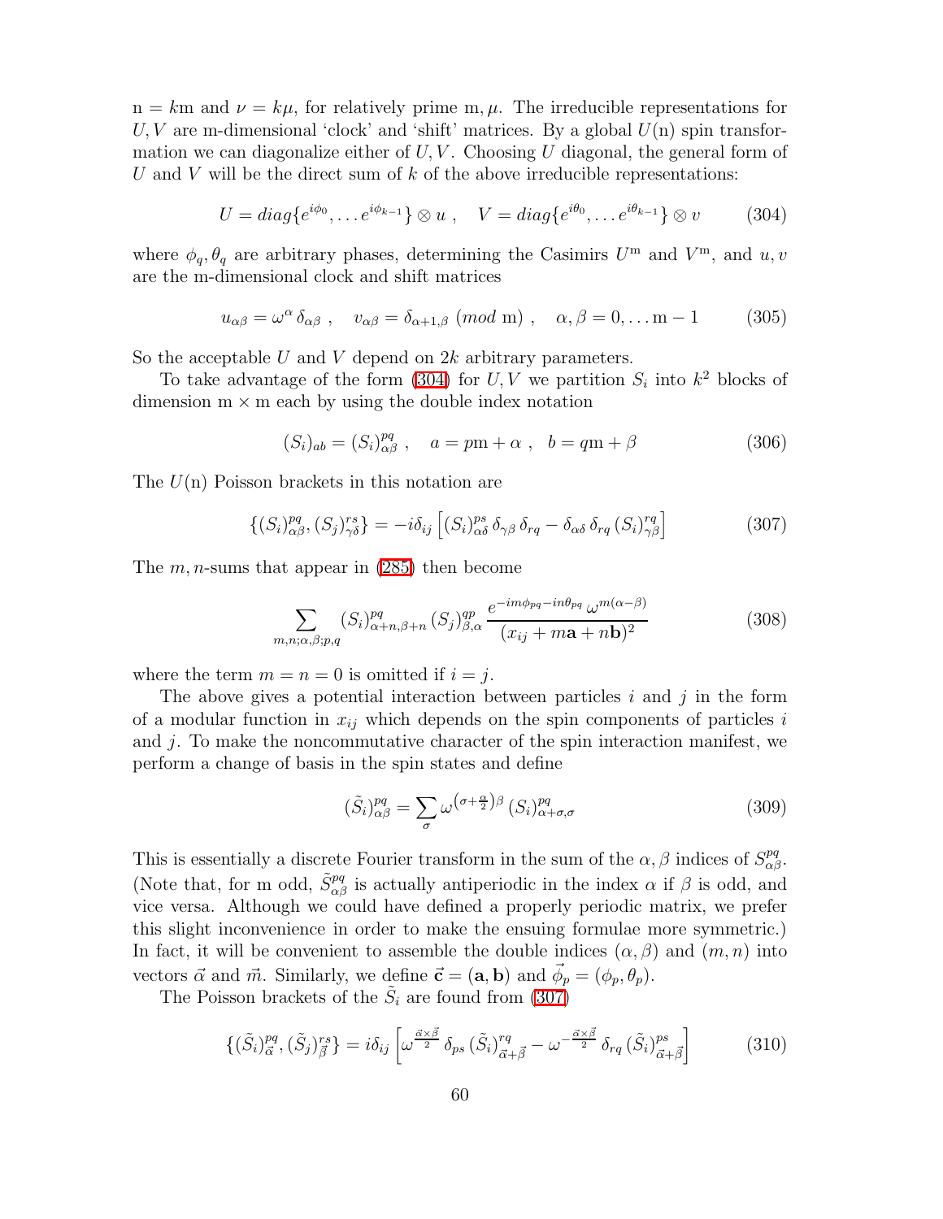$\mathrm{n} = k\mathrm{m}$ and $\nu = k\mu$, for relatively prime $\mathrm{m}, \mu$. The irreducible representations for $U, V$ are m-dimensional 'clock' and 'shift' matrices. By a global $U(\mathrm{n})$ spin transformation we can diagonalize either of $U, V$. Choosing $U$ diagonal, the general form of $U$ and $V$ will be the direct sum of $k$ of the above irreducible representations:

$$U = diag\{e^{i\phi_0}, \dots e^{i\phi_{k-1}}\} \otimes u \ , \quad V = diag\{e^{i\theta_0}, \dots e^{i\theta_{k-1}}\} \otimes v \tag{304}$$

where $\phi_q, \theta_q$ are arbitrary phases, determining the Casimirs $U^{\mathrm{m}}$ and $V^{\mathrm{m}}$, and $u, v$ are the m-dimensional clock and shift matrices

$$u_{\alpha\beta} = \omega^\alpha \, \delta_{\alpha\beta} \ , \quad v_{\alpha\beta} = \delta_{\alpha+1,\beta} \ (mod \ \mathrm{m}) \ , \quad \alpha, \beta = 0, \dots \mathrm{m}-1 \tag{305}$$

So the acceptable $U$ and $V$ depend on $2k$ arbitrary parameters.

To take advantage of the form (304) for $U, V$ we partition $S_i$ into $k^2$ blocks of dimension $\mathrm{m} \times \mathrm{m}$ each by using the double index notation

$$(S_i)_{ab} = (S_i)^{pq}_{\alpha\beta} \ , \quad a = p\mathrm{m} + \alpha \ , \quad b = q\mathrm{m} + \beta \tag{306}$$

The $U(\mathrm{n})$ Poisson brackets in this notation are

$$\{(S_i)^{pq}_{\alpha\beta}, (S_j)^{rs}_{\gamma\delta}\} = -i\delta_{ij} \left[ (S_i)^{ps}_{\alpha\delta} \, \delta_{\gamma\beta} \, \delta_{rq} - \delta_{\alpha\delta} \, \delta_{rq} \, (S_i)^{rq}_{\gamma\beta} \right] \tag{307}$$

The $m, n$-sums that appear in (285) then become

$$\sum_{m,n;\alpha,\beta;p,q} (S_i)^{pq}_{\alpha+n,\beta+n} \, (S_j)^{qp}_{\beta,\alpha} \, \frac{e^{-im\phi_{pq} - in\theta_{pq}} \, \omega^{m(\alpha-\beta)}}{(x_{ij} + m\mathbf{a} + n\mathbf{b})^2} \tag{308}$$

where the term $m = n = 0$ is omitted if $i = j$.

The above gives a potential interaction between particles $i$ and $j$ in the form of a modular function in $x_{ij}$ which depends on the spin components of particles $i$ and $j$. To make the noncommutative character of the spin interaction manifest, we perform a change of basis in the spin states and define

$$(\tilde{S}_i)^{pq}_{\alpha\beta} = \sum_\sigma \omega^{\left(\sigma + \frac{\alpha}{2}\right)\beta} \, (S_i)^{pq}_{\alpha+\sigma,\sigma} \tag{309}$$

This is essentially a discrete Fourier transform in the sum of the $\alpha, \beta$ indices of $S^{pq}_{\alpha\beta}$. (Note that, for m odd, $\tilde{S}^{pq}_{\alpha\beta}$ is actually antiperiodic in the index $\alpha$ if $\beta$ is odd, and vice versa. Although we could have defined a properly periodic matrix, we prefer this slight inconvenience in order to make the ensuing formulae more symmetric.) In fact, it will be convenient to assemble the double indices $(\alpha, \beta)$ and $(m, n)$ into vectors $\vec{\alpha}$ and $\vec{m}$. Similarly, we define $\vec{\mathbf{c}} = (\mathbf{a}, \mathbf{b})$ and $\vec{\phi}_p = (\phi_p, \theta_p)$.

The Poisson brackets of the $\tilde{S}_i$ are found from (307)

$$\{(\tilde{S}_i)^{pq}_{\vec{\alpha}}, (\tilde{S}_j)^{rs}_{\vec{\beta}}\} = i\delta_{ij} \left[ \omega^{\frac{\vec{\alpha}\times\vec{\beta}}{2}} \, \delta_{ps} \, (\tilde{S}_i)^{rq}_{\vec{\alpha}+\vec{\beta}} - \omega^{-\frac{\vec{\alpha}\times\vec{\beta}}{2}} \, \delta_{rq} \, (\tilde{S}_i)^{ps}_{\vec{\alpha}+\vec{\beta}} \right] \tag{310}$$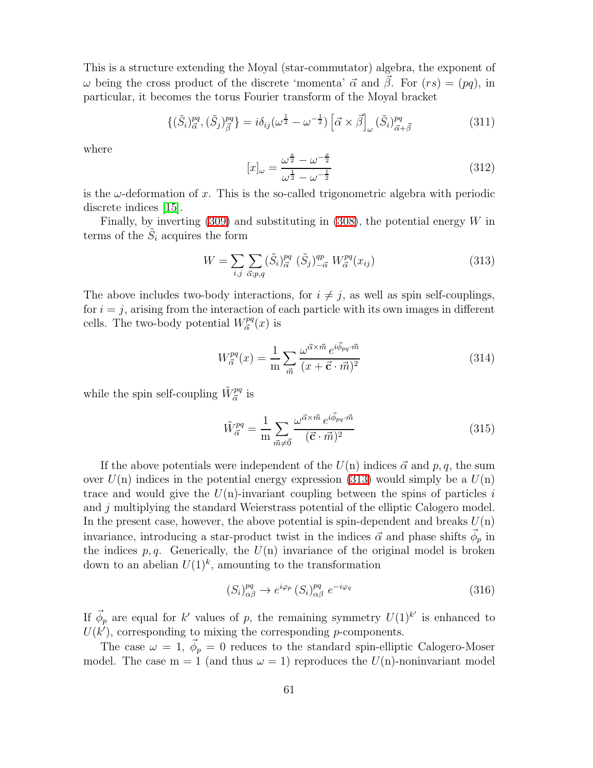This is a structure extending the Moyal (star-commutator) algebra, the exponent of $\omega$ being the cross product of the discrete 'momenta' $\vec{\alpha}$ and $\vec{\beta}$. For $(rs) = (pq)$, in particular, it becomes the torus Fourier transform of the Moyal bracket

$$\{(\tilde{S}_i)^{pq}_{\vec{\alpha}}, (\tilde{S}_j)^{pq}_{\vec{\beta}}\} = i\delta_{ij}(\omega^{\frac{1}{2}} - \omega^{-\frac{1}{2}}) \left[\vec{\alpha} \times \vec{\beta}\right]_\omega (\tilde{S}_i)^{pq}_{\vec{\alpha}+\vec{\beta}} \tag{311}$$

where

$$[x]_\omega = \frac{\omega^{\frac{x}{2}} - \omega^{-\frac{x}{2}}}{\omega^{\frac{1}{2}} - \omega^{-\frac{1}{2}}} \tag{312}$$

is the $\omega$-deformation of $x$. This is the so-called trigonometric algebra with periodic discrete indices [15].

Finally, by inverting (309) and substituting in (308), the potential energy $W$ in terms of the $\tilde{S}_i$ acquires the form

$$W = \sum_{i,j} \sum_{\vec{\alpha};p,q} (\tilde{S}_i)^{pq}_{\vec{\alpha}} \; (\tilde{S}_j)^{qp}_{-\vec{\alpha}} \; W^{pq}_{\vec{\alpha}}(x_{ij}) \tag{313}$$

The above includes two-body interactions, for $i \neq j$, as well as spin self-couplings, for $i = j$, arising from the interaction of each particle with its own images in different cells. The two-body potential $W^{pq}_{\vec{\alpha}}(x)$ is

$$W^{pq}_{\vec{\alpha}}(x) = \frac{1}{\mathrm{m}} \sum_{\vec{m}} \frac{\omega^{\vec{\alpha}\times\vec{m}} \, e^{i\vec{\phi}_{pq}\cdot\vec{m}}}{(x + \vec{\mathbf{c}} \cdot \vec{m})^2} \tag{314}$$

while the spin self-coupling $\tilde{W}^{pq}_{\vec{\alpha}}$ is

$$\tilde{W}^{pq}_{\vec{\alpha}} = \frac{1}{\mathrm{m}} \sum_{\vec{m}\neq\vec{0}} \frac{\omega^{\vec{\alpha}\times\vec{m}} \, e^{i\vec{\phi}_{pq}\cdot\vec{m}}}{(\vec{\mathbf{c}} \cdot \vec{m})^2} \tag{315}$$

If the above potentials were independent of the $U(\mathrm{n})$ indices $\vec{\alpha}$ and $p, q$, the sum over $U(\mathrm{n})$ indices in the potential energy expression (313) would simply be a $U(\mathrm{n})$ trace and would give the $U(\mathrm{n})$-invariant coupling between the spins of particles $i$ and $j$ multiplying the standard Weierstrass potential of the elliptic Calogero model. In the present case, however, the above potential is spin-dependent and breaks $U(\mathrm{n})$ invariance, introducing a star-product twist in the indices $\vec{\alpha}$ and phase shifts $\vec{\phi}_p$ in the indices $p, q$. Generically, the $U(\mathrm{n})$ invariance of the original model is broken down to an abelian $U(1)^k$, amounting to the transformation

$$(S_i)^{pq}_{\alpha\beta} \to e^{i\varphi_p} \, (S_i)^{pq}_{\alpha\beta} \; e^{-i\varphi_q} \tag{316}$$

If $\vec{\phi}_p$ are equal for $k'$ values of $p$, the remaining symmetry $U(1)^{k'}$ is enhanced to $U(k')$, corresponding to mixing the corresponding $p$-components.

The case $\omega = 1$, $\vec{\phi}_p = 0$ reduces to the standard spin-elliptic Calogero-Moser model. The case $\mathrm{m} = 1$ (and thus $\omega = 1$) reproduces the $U(\mathrm{n})$-noninvariant model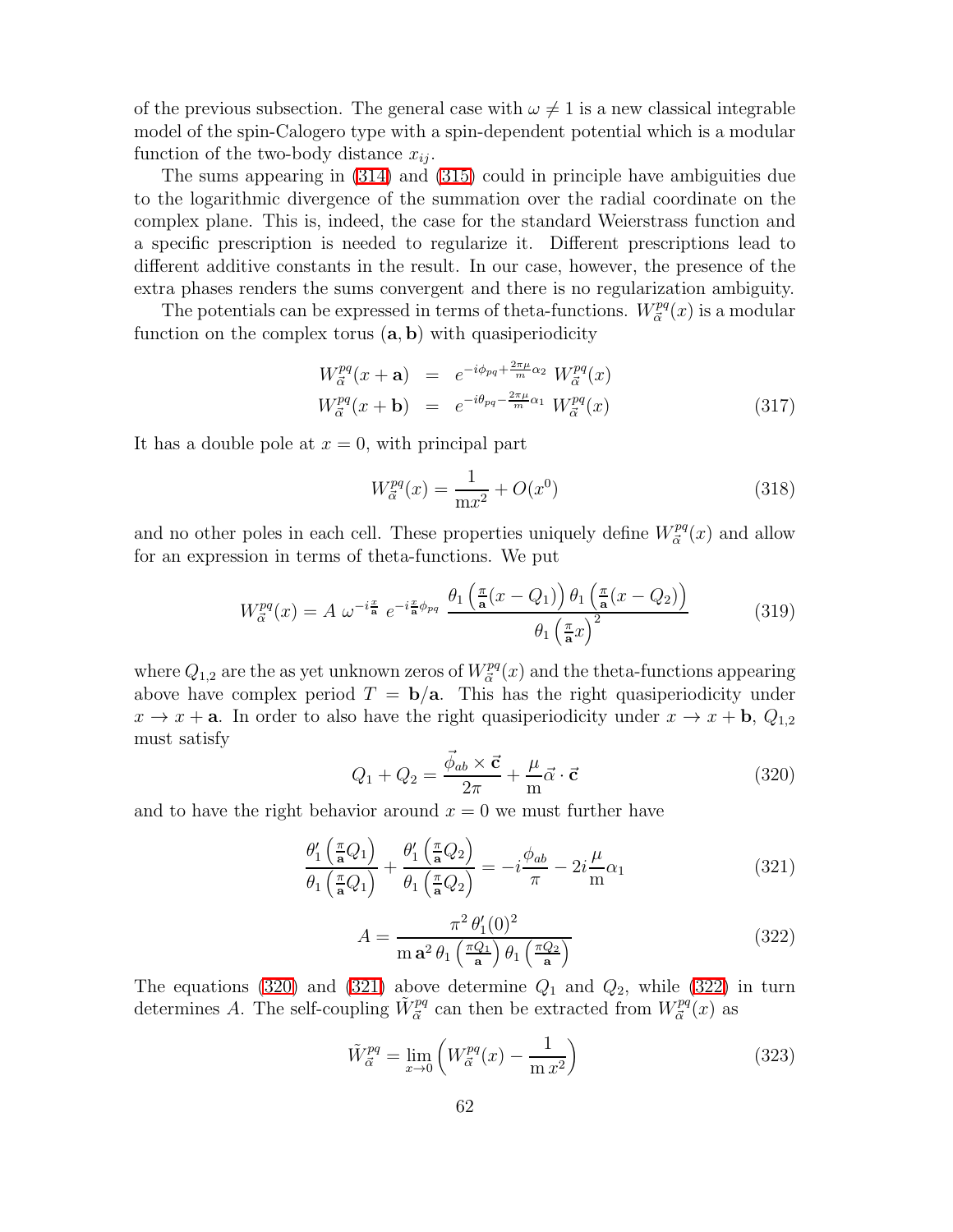of the previous subsection. The general case with $\omega \neq 1$ is a new classical integrable model of the spin-Calogero type with a spin-dependent potential which is a modular function of the two-body distance $x_{ij}$.

The sums appearing in (314) and (315) could in principle have ambiguities due to the logarithmic divergence of the summation over the radial coordinate on the complex plane. This is, indeed, the case for the standard Weierstrass function and a specific prescription is needed to regularize it. Different prescriptions lead to different additive constants in the result. In our case, however, the presence of the extra phases renders the sums convergent and there is no regularization ambiguity.

The potentials can be expressed in terms of theta-functions. $W^{pq}_{\vec{\alpha}}(x)$ is a modular function on the complex torus $(\mathbf{a}, \mathbf{b})$ with quasiperiodicity

$$
\begin{aligned}
W^{pq}_{\vec{\alpha}}(x+\mathbf{a}) &= e^{-i\phi_{pq}+\frac{2\pi\mu}{\mathrm{m}}\alpha_2}\ W^{pq}_{\vec{\alpha}}(x) \\
W^{pq}_{\vec{\alpha}}(x+\mathbf{b}) &= e^{-i\theta_{pq}-\frac{2\pi\mu}{\mathrm{m}}\alpha_1}\ W^{pq}_{\vec{\alpha}}(x)
\end{aligned}
\tag{317}
$$

It has a double pole at $x=0$, with principal part

$$
W^{pq}_{\vec{\alpha}}(x) = \frac{1}{\mathrm{m}x^2} + O(x^0) \tag{318}
$$

and no other poles in each cell. These properties uniquely define $W^{pq}_{\vec{\alpha}}(x)$ and allow for an expression in terms of theta-functions. We put

$$
W^{pq}_{\vec{\alpha}}(x) = A\ \omega^{-i\frac{x}{\mathbf{a}}}\ e^{-i\frac{x}{\mathbf{a}}\phi_{pq}}\ \frac{\theta_1\left(\frac{\pi}{\mathbf{a}}(x-Q_1)\right)\theta_1\left(\frac{\pi}{\mathbf{a}}(x-Q_2)\right)}{\theta_1\left(\frac{\pi}{\mathbf{a}}x\right)^2} \tag{319}
$$

where $Q_{1,2}$ are the as yet unknown zeros of $W^{pq}_{\vec{\alpha}}(x)$ and the theta-functions appearing above have complex period $T = \mathbf{b}/\mathbf{a}$. This has the right quasiperiodicity under $x \to x+\mathbf{a}$. In order to also have the right quasiperiodicity under $x \to x+\mathbf{b}$, $Q_{1,2}$ must satisfy

$$
Q_1 + Q_2 = \frac{\vec{\phi}_{ab} \times \vec{\mathbf{c}}}{2\pi} + \frac{\mu}{\mathrm{m}}\vec{\alpha}\cdot\vec{\mathbf{c}} \tag{320}
$$

and to have the right behavior around $x=0$ we must further have

$$
\frac{\theta_1'\left(\frac{\pi}{\mathbf{a}}Q_1\right)}{\theta_1\left(\frac{\pi}{\mathbf{a}}Q_1\right)} + \frac{\theta_1'\left(\frac{\pi}{\mathbf{a}}Q_2\right)}{\theta_1\left(\frac{\pi}{\mathbf{a}}Q_2\right)} = -i\frac{\phi_{ab}}{\pi} - 2i\frac{\mu}{\mathrm{m}}\alpha_1 \tag{321}
$$

$$
A = \frac{\pi^2\,\theta_1'(0)^2}{\mathrm{m}\,\mathbf{a}^2\,\theta_1\left(\frac{\pi Q_1}{\mathbf{a}}\right)\theta_1\left(\frac{\pi Q_2}{\mathbf{a}}\right)} \tag{322}
$$

The equations (320) and (321) above determine $Q_1$ and $Q_2$, while (322) in turn determines $A$. The self-coupling $\tilde{W}^{pq}_{\vec{\alpha}}$ can then be extracted from $W^{pq}_{\vec{\alpha}}(x)$ as

$$
\tilde{W}^{pq}_{\vec{\alpha}} = \lim_{x\to 0}\left(W^{pq}_{\vec{\alpha}}(x) - \frac{1}{\mathrm{m}\,x^2}\right) \tag{323}
$$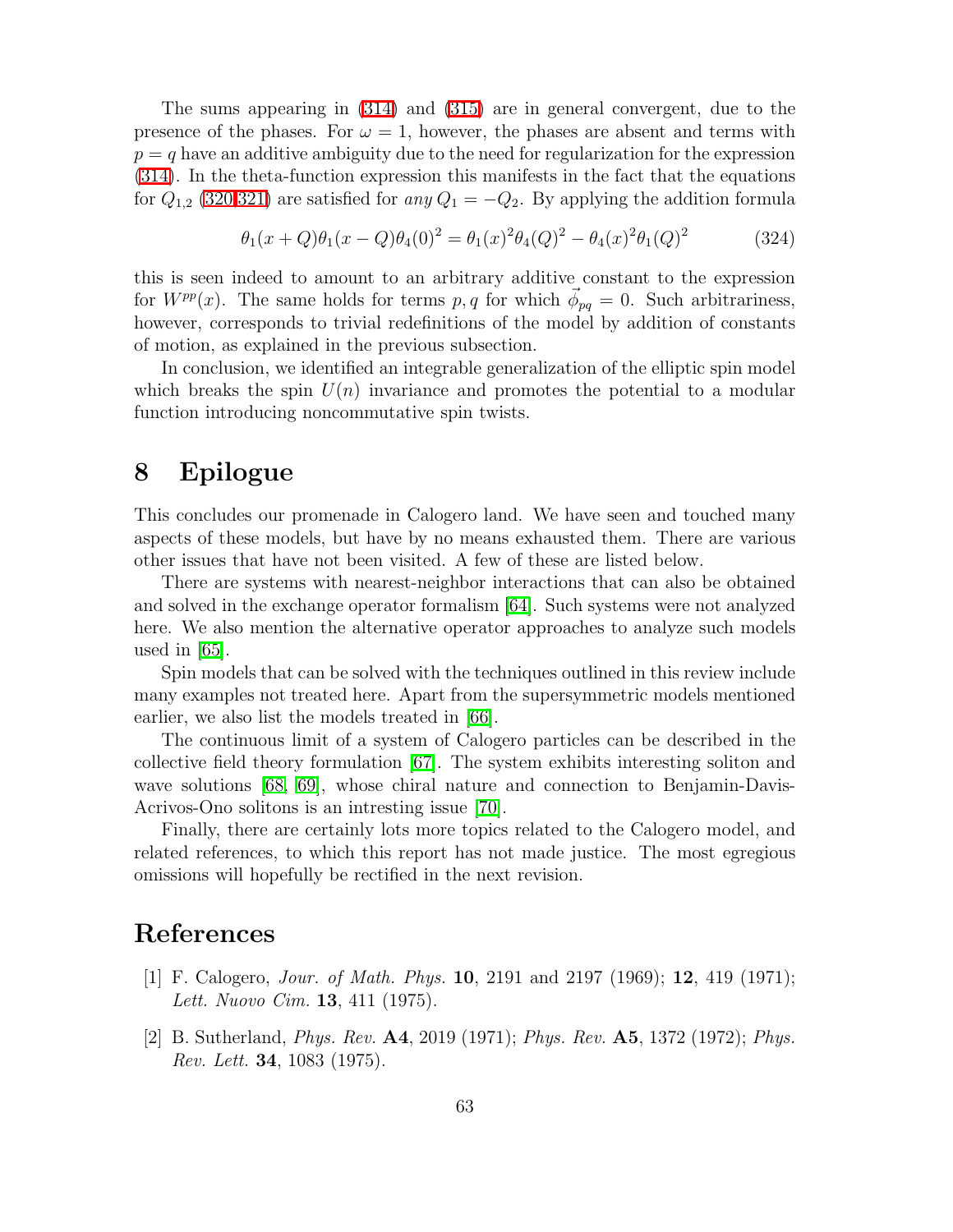The sums appearing in (314) and (315) are in general convergent, due to the presence of the phases. For $\omega = 1$, however, the phases are absent and terms with $p = q$ have an additive ambiguity due to the need for regularization for the expression (314). In the theta-function expression this manifests in the fact that the equations for $Q_{1,2}$ (320,321) are satisfied for *any* $Q_1 = -Q_2$. By applying the addition formula

$$\theta_1(x+Q)\theta_1(x-Q)\theta_4(0)^2 = \theta_1(x)^2\theta_4(Q)^2 - \theta_4(x)^2\theta_1(Q)^2 \tag{324}$$

this is seen indeed to amount to an arbitrary additive constant to the expression for $W^{pp}(x)$. The same holds for terms $p, q$ for which $\vec{\phi}_{pq} = 0$. Such arbitrariness, however, corresponds to trivial redefinitions of the model by addition of constants of motion, as explained in the previous subsection.

In conclusion, we identified an integrable generalization of the elliptic spin model which breaks the spin $U(n)$ invariance and promotes the potential to a modular function introducing noncommutative spin twists.

# 8 Epilogue

This concludes our promenade in Calogero land. We have seen and touched many aspects of these models, but have by no means exhausted them. There are various other issues that have not been visited. A few of these are listed below.

There are systems with nearest-neighbor interactions that can also be obtained and solved in the exchange operator formalism [64]. Such systems were not analyzed here. We also mention the alternative operator approaches to analyze such models used in [65].

Spin models that can be solved with the techniques outlined in this review include many examples not treated here. Apart from the supersymmetric models mentioned earlier, we also list the models treated in [66].

The continuous limit of a system of Calogero particles can be described in the collective field theory formulation [67]. The system exhibits interesting soliton and wave solutions [68, 69], whose chiral nature and connection to Benjamin-Davis-Acrivos-Ono solitons is an intresting issue [70].

Finally, there are certainly lots more topics related to the Calogero model, and related references, to which this report has not made justice. The most egregious omissions will hopefully be rectified in the next revision.

# References

[1] F. Calogero, *Jour. of Math. Phys.* **10**, 2191 and 2197 (1969); **12**, 419 (1971); *Lett. Nuovo Cim.* **13**, 411 (1975).

[2] B. Sutherland, *Phys. Rev.* **A4**, 2019 (1971); *Phys. Rev.* **A5**, 1372 (1972); *Phys. Rev. Lett.* **34**, 1083 (1975).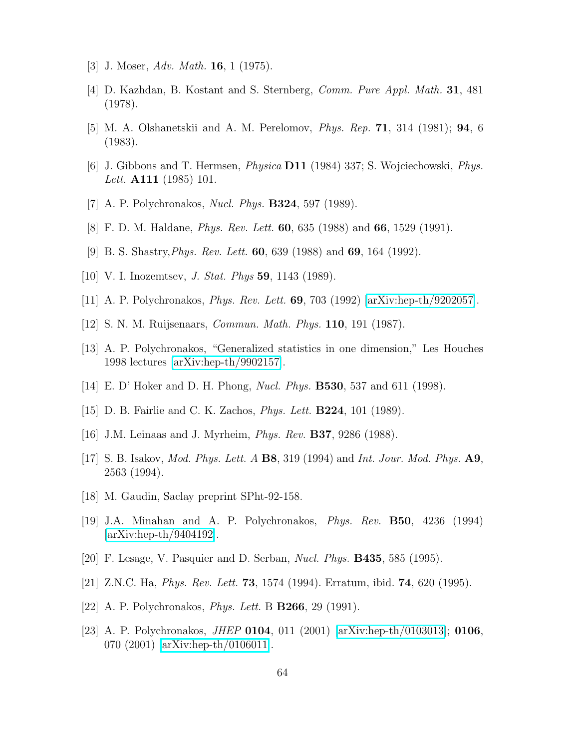[3] J. Moser, *Adv. Math.* **16**, 1 (1975).

[4] D. Kazhdan, B. Kostant and S. Sternberg, *Comm. Pure Appl. Math.* **31**, 481 (1978).

[5] M. A. Olshanetskii and A. M. Perelomov, *Phys. Rep.* **71**, 314 (1981); **94**, 6 (1983).

[6] J. Gibbons and T. Hermsen, *Physica* **D11** (1984) 337; S. Wojciechowski, *Phys. Lett.* **A111** (1985) 101.

[7] A. P. Polychronakos, *Nucl. Phys.* **B324**, 597 (1989).

[8] F. D. M. Haldane, *Phys. Rev. Lett.* **60**, 635 (1988) and **66**, 1529 (1991).

[9] B. S. Shastry,*Phys. Rev. Lett.* **60**, 639 (1988) and **69**, 164 (1992).

[10] V. I. Inozemtsev, *J. Stat. Phys* **59**, 1143 (1989).

[11] A. P. Polychronakos, *Phys. Rev. Lett.* **69**, 703 (1992) [arXiv:hep-th/9202057].

[12] S. N. M. Ruijsenaars, *Commun. Math. Phys.* **110**, 191 (1987).

[13] A. P. Polychronakos, "Generalized statistics in one dimension," Les Houches 1998 lectures [arXiv:hep-th/9902157].

[14] E. D' Hoker and D. H. Phong, *Nucl. Phys.* **B530**, 537 and 611 (1998).

[15] D. B. Fairlie and C. K. Zachos, *Phys. Lett.* **B224**, 101 (1989).

[16] J.M. Leinaas and J. Myrheim, *Phys. Rev.* **B37**, 9286 (1988).

[17] S. B. Isakov, *Mod. Phys. Lett. A* **B8**, 319 (1994) and *Int. Jour. Mod. Phys.* **A9**, 2563 (1994).

[18] M. Gaudin, Saclay preprint SPht-92-158.

[19] J.A. Minahan and A. P. Polychronakos, *Phys. Rev.* **B50**, 4236 (1994) [arXiv:hep-th/9404192].

[20] F. Lesage, V. Pasquier and D. Serban, *Nucl. Phys.* **B435**, 585 (1995).

[21] Z.N.C. Ha, *Phys. Rev. Lett.* **73**, 1574 (1994). Erratum, ibid. **74**, 620 (1995).

[22] A. P. Polychronakos, *Phys. Lett.* B **B266**, 29 (1991).

[23] A. P. Polychronakos, *JHEP* **0104**, 011 (2001) [arXiv:hep-th/0103013]; **0106**, 070 (2001) [arXiv:hep-th/0106011].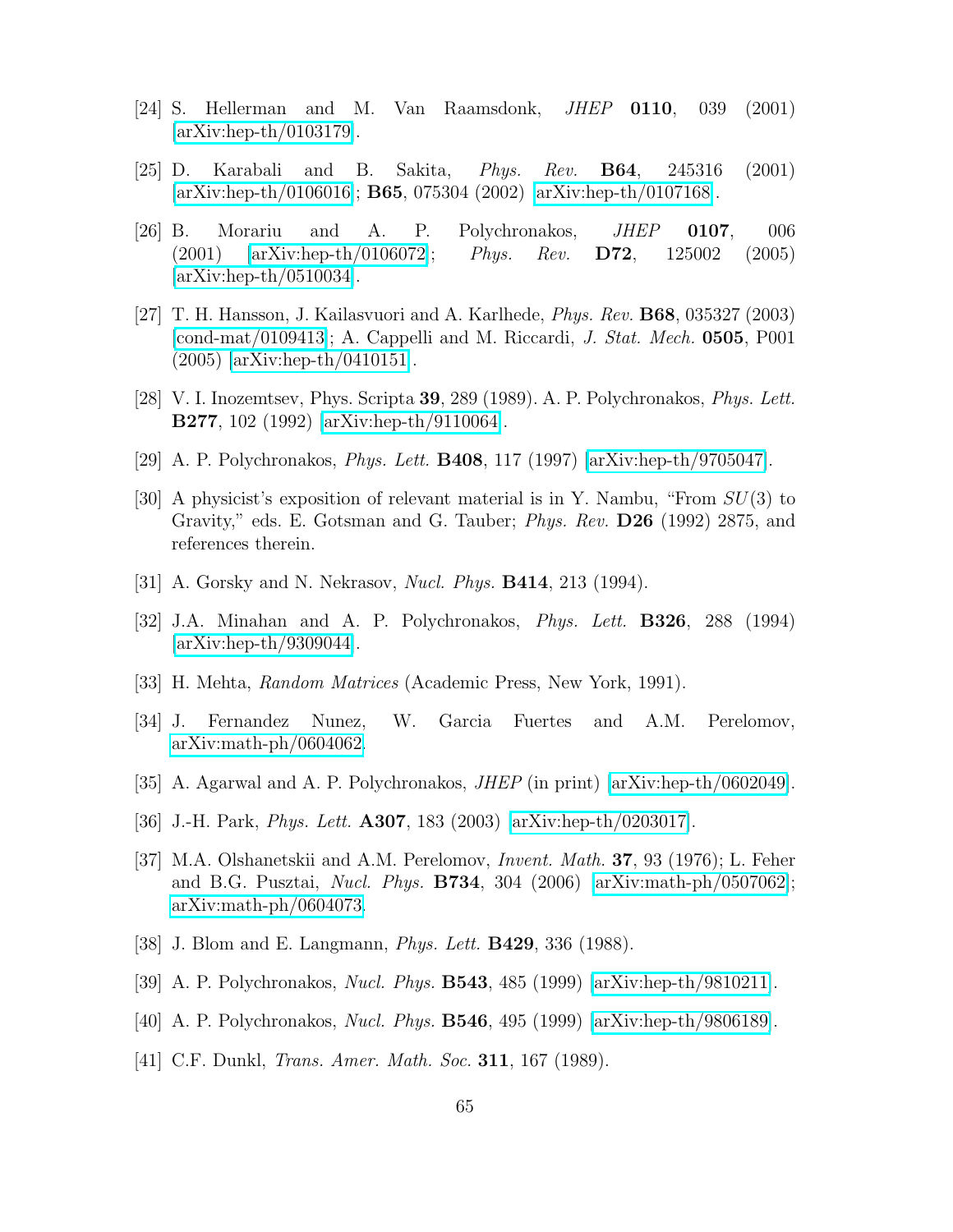[24] S. Hellerman and M. Van Raamsdonk, *JHEP* **0110**, 039 (2001) [arXiv:hep-th/0103179].

[25] D. Karabali and B. Sakita, *Phys. Rev.* **B64**, 245316 (2001) [arXiv:hep-th/0106016]; **B65**, 075304 (2002) [arXiv:hep-th/0107168].

[26] B. Morariu and A. P. Polychronakos, *JHEP* **0107**, 006 (2001) [arXiv:hep-th/0106072]; *Phys. Rev.* **D72**, 125002 (2005) [arXiv:hep-th/0510034].

[27] T. H. Hansson, J. Kailasvuori and A. Karlhede, *Phys. Rev.* **B68**, 035327 (2003) [cond-mat/0109413]; A. Cappelli and M. Riccardi, *J. Stat. Mech.* **0505**, P001 (2005) [arXiv:hep-th/0410151].

[28] V. I. Inozemtsev, Phys. Scripta **39**, 289 (1989). A. P. Polychronakos, *Phys. Lett.* **B277**, 102 (1992) [arXiv:hep-th/9110064].

[29] A. P. Polychronakos, *Phys. Lett.* **B408**, 117 (1997) [arXiv:hep-th/9705047].

[30] A physicist's exposition of relevant material is in Y. Nambu, "From $SU(3)$ to Gravity," eds. E. Gotsman and G. Tauber; *Phys. Rev.* **D26** (1992) 2875, and references therein.

[31] A. Gorsky and N. Nekrasov, *Nucl. Phys.* **B414**, 213 (1994).

[32] J.A. Minahan and A. P. Polychronakos, *Phys. Lett.* **B326**, 288 (1994) [arXiv:hep-th/9309044].

[33] H. Mehta, *Random Matrices* (Academic Press, New York, 1991).

[34] J. Fernandez Nunez, W. Garcia Fuertes and A.M. Perelomov, arXiv:math-ph/0604062.

[35] A. Agarwal and A. P. Polychronakos, *JHEP* (in print) [arXiv:hep-th/0602049].

[36] J.-H. Park, *Phys. Lett.* **A307**, 183 (2003) [arXiv:hep-th/0203017].

[37] M.A. Olshanetskii and A.M. Perelomov, *Invent. Math.* **37**, 93 (1976); L. Feher and B.G. Pusztai, *Nucl. Phys.* **B734**, 304 (2006) [arXiv:math-ph/0507062]; arXiv:math-ph/0604073.

[38] J. Blom and E. Langmann, *Phys. Lett.* **B429**, 336 (1988).

[39] A. P. Polychronakos, *Nucl. Phys.* **B543**, 485 (1999) [arXiv:hep-th/9810211].

[40] A. P. Polychronakos, *Nucl. Phys.* **B546**, 495 (1999) [arXiv:hep-th/9806189].

[41] C.F. Dunkl, *Trans. Amer. Math. Soc.* **311**, 167 (1989).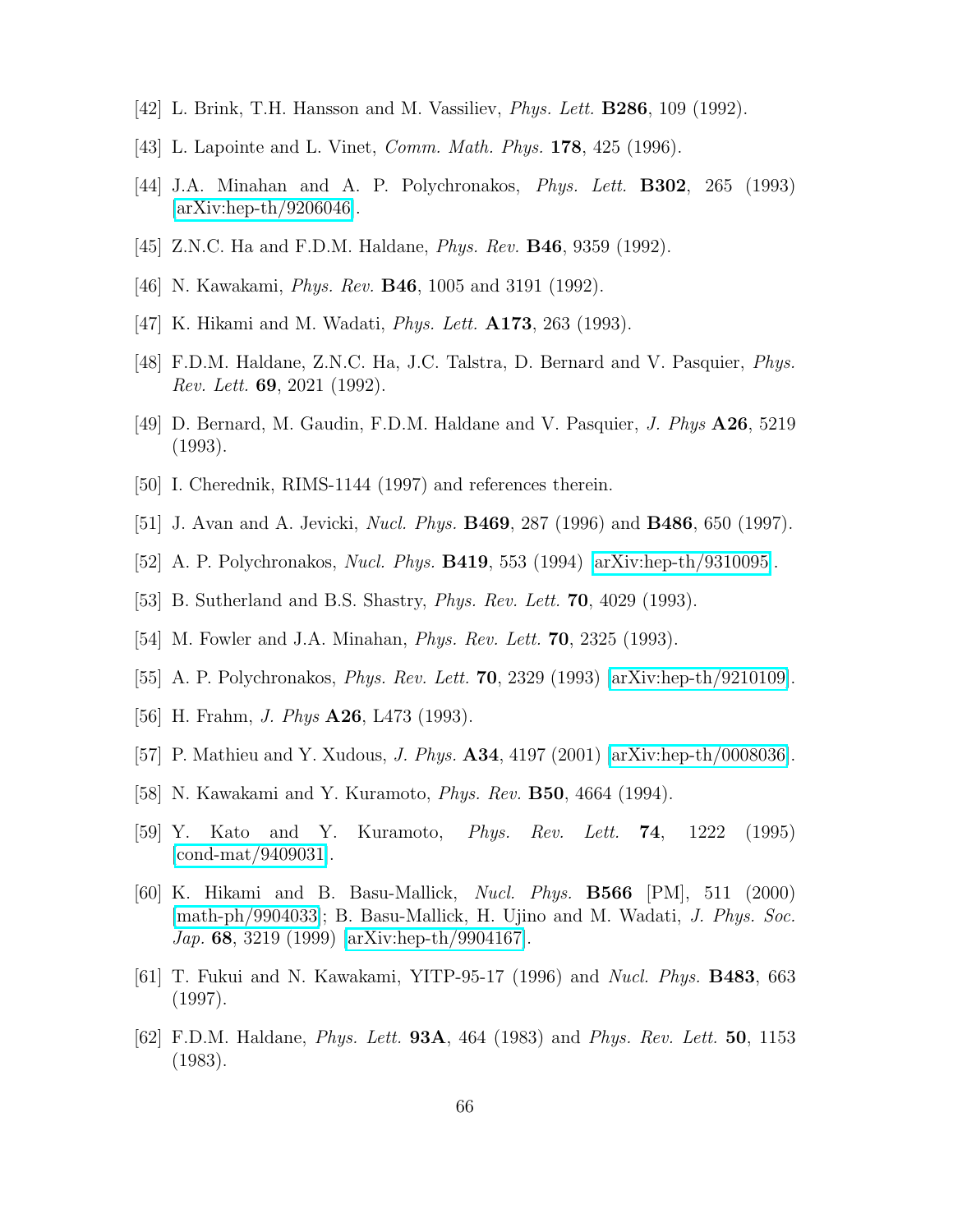[42] L. Brink, T.H. Hansson and M. Vassiliev, *Phys. Lett.* **B286**, 109 (1992).

[43] L. Lapointe and L. Vinet, *Comm. Math. Phys.* **178**, 425 (1996).

[44] J.A. Minahan and A. P. Polychronakos, *Phys. Lett.* **B302**, 265 (1993) [arXiv:hep-th/9206046].

[45] Z.N.C. Ha and F.D.M. Haldane, *Phys. Rev.* **B46**, 9359 (1992).

[46] N. Kawakami, *Phys. Rev.* **B46**, 1005 and 3191 (1992).

[47] K. Hikami and M. Wadati, *Phys. Lett.* **A173**, 263 (1993).

[48] F.D.M. Haldane, Z.N.C. Ha, J.C. Talstra, D. Bernard and V. Pasquier, *Phys. Rev. Lett.* **69**, 2021 (1992).

[49] D. Bernard, M. Gaudin, F.D.M. Haldane and V. Pasquier, *J. Phys* **A26**, 5219 (1993).

[50] I. Cherednik, RIMS-1144 (1997) and references therein.

[51] J. Avan and A. Jevicki, *Nucl. Phys.* **B469**, 287 (1996) and **B486**, 650 (1997).

[52] A. P. Polychronakos, *Nucl. Phys.* **B419**, 553 (1994) [arXiv:hep-th/9310095].

[53] B. Sutherland and B.S. Shastry, *Phys. Rev. Lett.* **70**, 4029 (1993).

[54] M. Fowler and J.A. Minahan, *Phys. Rev. Lett.* **70**, 2325 (1993).

[55] A. P. Polychronakos, *Phys. Rev. Lett.* **70**, 2329 (1993) [arXiv:hep-th/9210109].

[56] H. Frahm, *J. Phys* **A26**, L473 (1993).

[57] P. Mathieu and Y. Xudous, *J. Phys.* **A34**, 4197 (2001) [arXiv:hep-th/0008036].

[58] N. Kawakami and Y. Kuramoto, *Phys. Rev.* **B50**, 4664 (1994).

[59] Y. Kato and Y. Kuramoto, *Phys. Rev. Lett.* **74**, 1222 (1995) [cond-mat/9409031].

[60] K. Hikami and B. Basu-Mallick, *Nucl. Phys.* **B566** [PM], 511 (2000) [math-ph/9904033]; B. Basu-Mallick, H. Ujino and M. Wadati, *J. Phys. Soc. Jap.* **68**, 3219 (1999) [arXiv:hep-th/9904167].

[61] T. Fukui and N. Kawakami, YITP-95-17 (1996) and *Nucl. Phys.* **B483**, 663 (1997).

[62] F.D.M. Haldane, *Phys. Lett.* **93A**, 464 (1983) and *Phys. Rev. Lett.* **50**, 1153 (1983).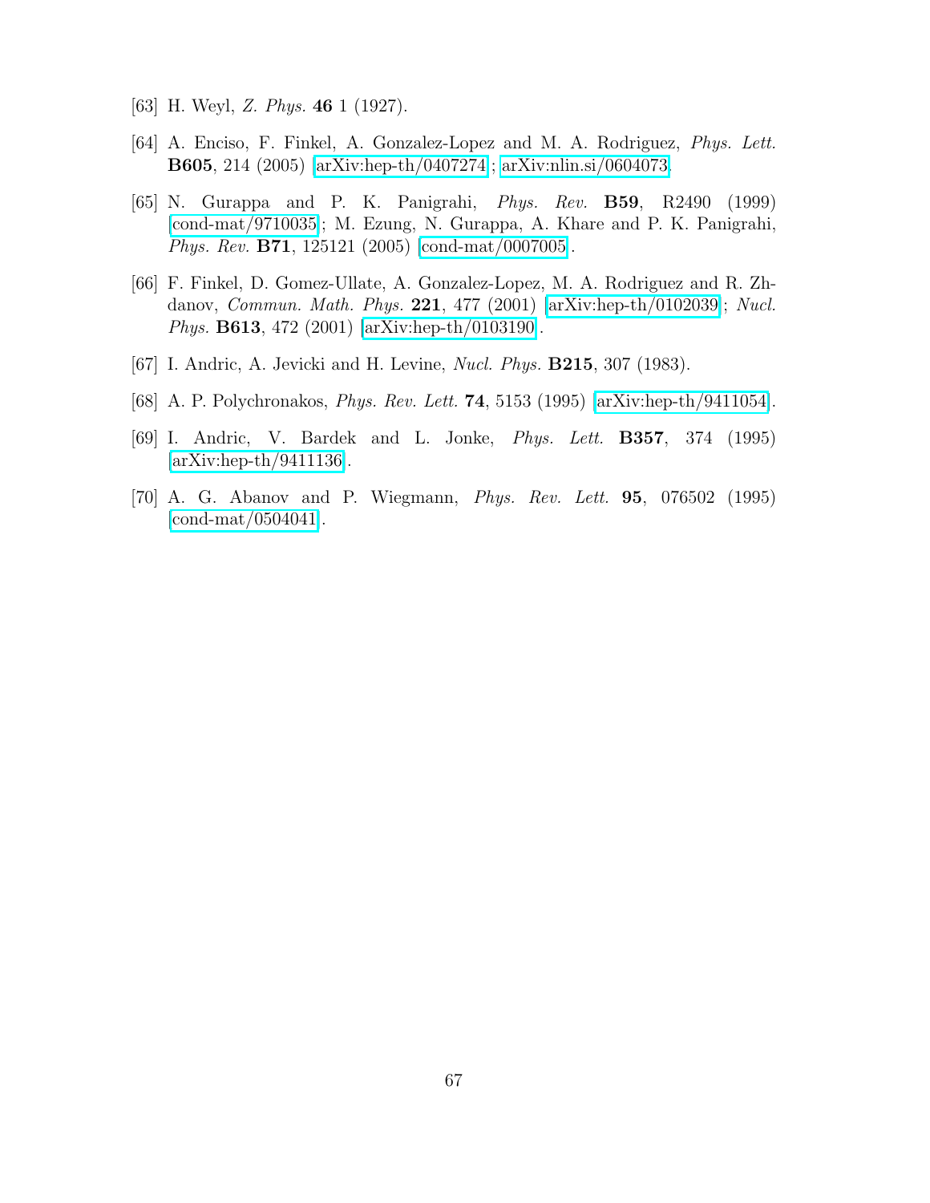[63] H. Weyl, *Z. Phys.* **46** 1 (1927).

[64] A. Enciso, F. Finkel, A. Gonzalez-Lopez and M. A. Rodriguez, *Phys. Lett.* **B605**, 214 (2005) [arXiv:hep-th/0407274]; [arXiv:nlin.si/0604073].

[65] N. Gurappa and P. K. Panigrahi, *Phys. Rev.* **B59**, R2490 (1999) [cond-mat/9710035]; M. Ezung, N. Gurappa, A. Khare and P. K. Panigrahi, *Phys. Rev.* **B71**, 125121 (2005) [cond-mat/0007005].

[66] F. Finkel, D. Gomez-Ullate, A. Gonzalez-Lopez, M. A. Rodriguez and R. Zhdanov, *Commun. Math. Phys.* **221**, 477 (2001) [arXiv:hep-th/0102039]; *Nucl. Phys.* **B613**, 472 (2001) [arXiv:hep-th/0103190].

[67] I. Andric, A. Jevicki and H. Levine, *Nucl. Phys.* **B215**, 307 (1983).

[68] A. P. Polychronakos, *Phys. Rev. Lett.* **74**, 5153 (1995) [arXiv:hep-th/9411054].

[69] I. Andric, V. Bardek and L. Jonke, *Phys. Lett.* **B357**, 374 (1995) [arXiv:hep-th/9411136].

[70] A. G. Abanov and P. Wiegmann, *Phys. Rev. Lett.* **95**, 076502 (1995) [cond-mat/0504041].